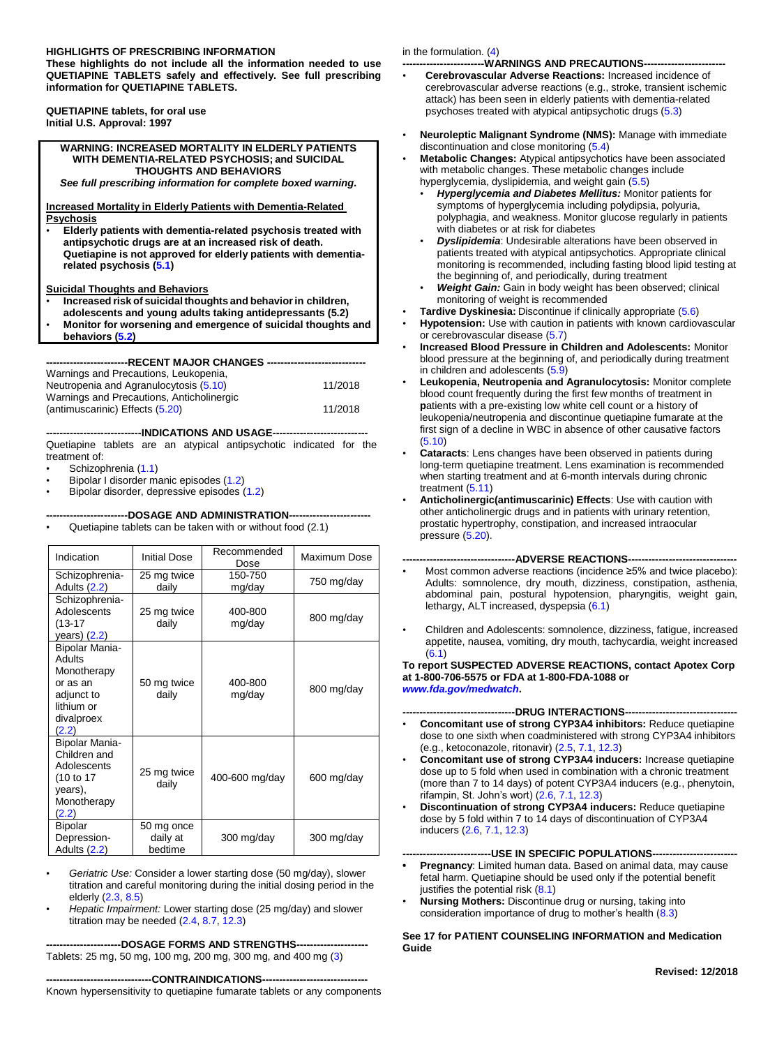**HIGHLIGHTS OF PRESCRIBING INFORMATION**

**These highlights do not include all the information needed to use QUETIAPINE TABLETS safely and effectively. See full prescribing information for QUETIAPINE TABLETS.**

**QUETIAPINE tablets, for oral use**
**Initial U.S. Approval: 1997**

**WARNING: INCREASED MORTALITY IN ELDERLY PATIENTS WITH DEMENTIA-RELATED PSYCHOSIS; and SUICIDAL THOUGHTS AND BEHAVIORS**

***See full prescribing information for complete boxed warning.***

**Increased Mortality in Elderly Patients with Dementia-Related Psychosis**

- **Elderly patients with dementia-related psychosis treated with antipsychotic drugs are at an increased risk of death. Quetiapine is not approved for elderly patients with dementia-related psychosis (5.1)**

**Suicidal Thoughts and Behaviors**

- **Increased risk of suicidal thoughts and behavior in children, adolescents and young adults taking antidepressants (5.2)**
- **Monitor for worsening and emergence of suicidal thoughts and behaviors (5.2)**

**------------------------RECENT MAJOR CHANGES ----------------------------**

Warnings and Precautions, Leukopenia, Neutropenia and Agranulocytosis (5.10) 11/2018
Warnings and Precautions, Anticholinergic (antimuscarinic) Effects (5.20) 11/2018

**----------------------------INDICATIONS AND USAGE----------------------------**

Quetiapine tablets are an atypical antipsychotic indicated for the treatment of:

- Schizophrenia (1.1)
- Bipolar I disorder manic episodes (1.2)
- Bipolar disorder, depressive episodes (1.2)

**------------------------DOSAGE AND ADMINISTRATION------------------------**

- Quetiapine tablets can be taken with or without food (2.1)

| Indication | Initial Dose | Recommended Dose | Maximum Dose |
|---|---|---|---|
| Schizophrenia-Adults (2.2) | 25 mg twice daily | 150-750 mg/day | 750 mg/day |
| Schizophrenia-Adolescents (13-17 years) (2.2) | 25 mg twice daily | 400-800 mg/day | 800 mg/day |
| Bipolar Mania-Adults Monotherapy or as an adjunct to lithium or divalproex (2.2) | 50 mg twice daily | 400-800 mg/day | 800 mg/day |
| Bipolar Mania-Children and Adolescents (10 to 17 years), Monotherapy (2.2) | 25 mg twice daily | 400-600 mg/day | 600 mg/day |
| Bipolar Depression-Adults (2.2) | 50 mg once daily at bedtime | 300 mg/day | 300 mg/day |

- *Geriatric Use:* Consider a lower starting dose (50 mg/day), slower titration and careful monitoring during the initial dosing period in the elderly (2.3, 8.5)
- *Hepatic Impairment:* Lower starting dose (25 mg/day) and slower titration may be needed (2.4, 8.7, 12.3)

**----------------------DOSAGE FORMS AND STRENGTHS---------------------**

Tablets: 25 mg, 50 mg, 100 mg, 200 mg, 300 mg, and 400 mg (3)

**-------------------------------CONTRAINDICATIONS------------------------------**

Known hypersensitivity to quetiapine fumarate tablets or any components in the formulation. (4)

**-----------------------WARNINGS AND PRECAUTIONS-----------------------**

- **Cerebrovascular Adverse Reactions:** Increased incidence of cerebrovascular adverse reactions (e.g., stroke, transient ischemic attack) has been seen in elderly patients with dementia-related psychoses treated with atypical antipsychotic drugs (5.3)
- **Neuroleptic Malignant Syndrome (NMS):** Manage with immediate discontinuation and close monitoring (5.4)
- **Metabolic Changes:** Atypical antipsychotics have been associated with metabolic changes. These metabolic changes include hyperglycemia, dyslipidemia, and weight gain (5.5)
  - ***Hyperglycemia and Diabetes Mellitus:*** Monitor patients for symptoms of hyperglycemia including polydipsia, polyuria, polyphagia, and weakness. Monitor glucose regularly in patients with diabetes or at risk for diabetes
  - ***Dyslipidemia***: Undesirable alterations have been observed in patients treated with atypical antipsychotics. Appropriate clinical monitoring is recommended, including fasting blood lipid testing at the beginning of, and periodically, during treatment
  - ***Weight Gain:*** Gain in body weight has been observed; clinical monitoring of weight is recommended
- **Tardive Dyskinesia:** Discontinue if clinically appropriate (5.6)
- **Hypotension:** Use with caution in patients with known cardiovascular or cerebrovascular disease (5.7)
- **Increased Blood Pressure in Children and Adolescents:** Monitor blood pressure at the beginning of, and periodically during treatment in children and adolescents (5.9)
- **Leukopenia, Neutropenia and Agranulocytosis:** Monitor complete blood count frequently during the first few months of treatment in patients with a pre-existing low white cell count or a history of leukopenia/neutropenia and discontinue quetiapine fumarate at the first sign of a decline in WBC in absence of other causative factors (5.10)
- **Cataracts**: Lens changes have been observed in patients during long-term quetiapine treatment. Lens examination is recommended when starting treatment and at 6-month intervals during chronic treatment (5.11)
- **Anticholinergic(antimuscarinic) Effects**: Use with caution with other anticholinergic drugs and in patients with urinary retention, prostatic hypertrophy, constipation, and increased intraocular pressure (5.20).

**---------------------------------ADVERSE REACTIONS-------------------------------**

- Most common adverse reactions (incidence ≥5% and twice placebo): Adults: somnolence, dry mouth, dizziness, constipation, asthenia, abdominal pain, postural hypotension, pharyngitis, weight gain, lethargy, ALT increased, dyspepsia (6.1)
- Children and Adolescents: somnolence, dizziness, fatigue, increased appetite, nausea, vomiting, dry mouth, tachycardia, weight increased (6.1)

**To report SUSPECTED ADVERSE REACTIONS, contact Apotex Corp at 1-800-706-5575 or FDA at 1-800-FDA-1088 or *www.fda.gov/medwatch*.**

**---------------------------------DRUG INTERACTIONS---------------------------------**

- **Concomitant use of strong CYP3A4 inhibitors:** Reduce quetiapine dose to one sixth when coadministered with strong CYP3A4 inhibitors (e.g., ketoconazole, ritonavir) (2.5, 7.1, 12.3)
- **Concomitant use of strong CYP3A4 inducers:** Increase quetiapine dose up to 5 fold when used in combination with a chronic treatment (more than 7 to 14 days) of potent CYP3A4 inducers (e.g., phenytoin, rifampin, St. John's wort) (2.6, 7.1, 12.3)
- **Discontinuation of strong CYP3A4 inducers:** Reduce quetiapine dose by 5 fold within 7 to 14 days of discontinuation of CYP3A4 inducers (2.6, 7.1, 12.3)

**--------------------------USE IN SPECIFIC POPULATIONS-------------------------**

- **Pregnancy**: Limited human data. Based on animal data, may cause fetal harm. Quetiapine should be used only if the potential benefit justifies the potential risk (8.1)
- **Nursing Mothers:** Discontinue drug or nursing, taking into consideration importance of drug to mother's health (8.3)

**See 17 for PATIENT COUNSELING INFORMATION and Medication Guide**

**Revised: 12/2018**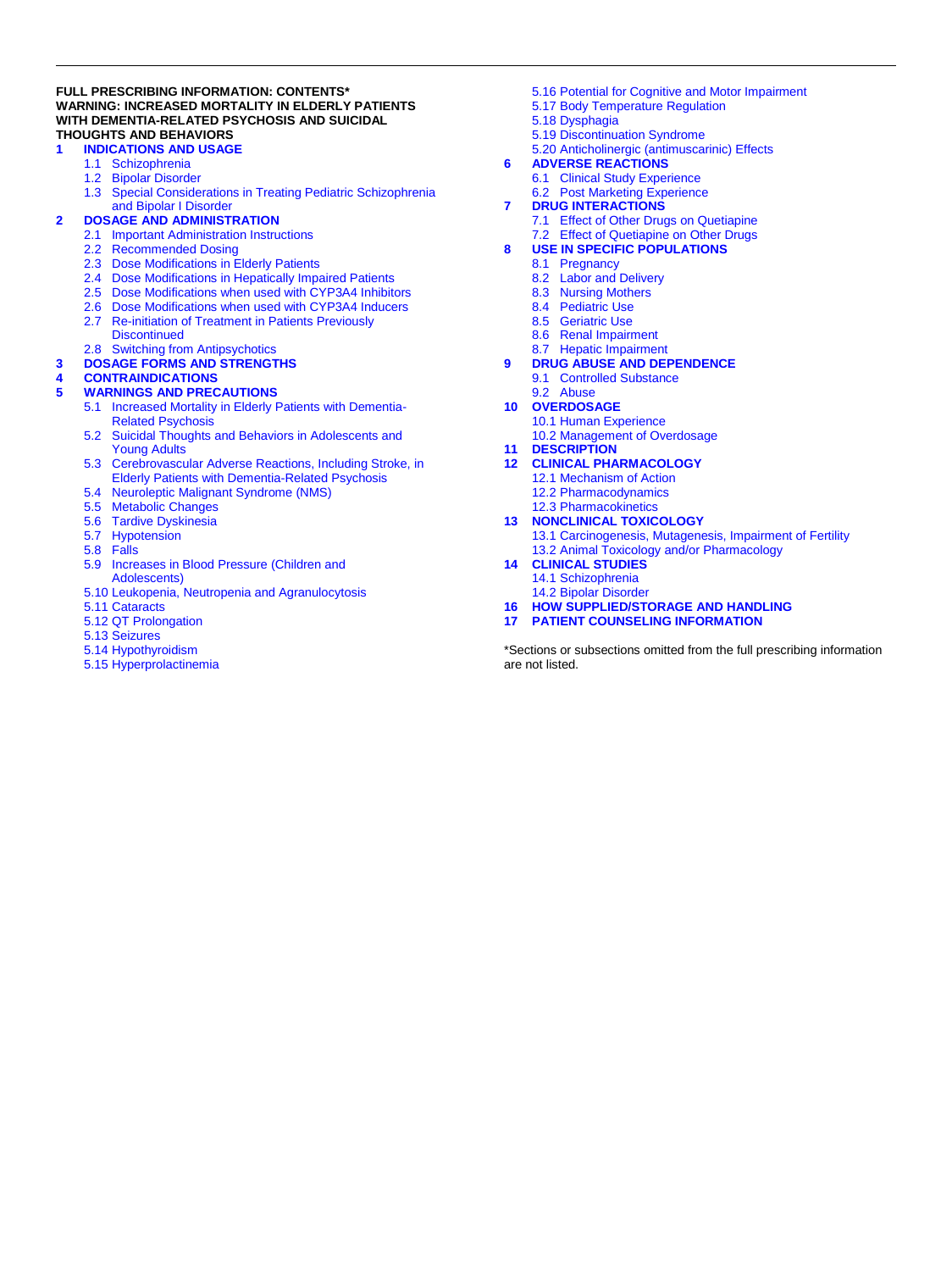**FULL PRESCRIBING INFORMATION: CONTENTS***

**WARNING: INCREASED MORTALITY IN ELDERLY PATIENTS WITH DEMENTIA-RELATED PSYCHOSIS AND SUICIDAL THOUGHTS AND BEHAVIORS**

**1 INDICATIONS AND USAGE**
- 1.1 Schizophrenia
- 1.2 Bipolar Disorder
- 1.3 Special Considerations in Treating Pediatric Schizophrenia and Bipolar I Disorder

**2 DOSAGE AND ADMINISTRATION**
- 2.1 Important Administration Instructions
- 2.2 Recommended Dosing
- 2.3 Dose Modifications in Elderly Patients
- 2.4 Dose Modifications in Hepatically Impaired Patients
- 2.5 Dose Modifications when used with CYP3A4 Inhibitors
- 2.6 Dose Modifications when used with CYP3A4 Inducers
- 2.7 Re-initiation of Treatment in Patients Previously Discontinued
- 2.8 Switching from Antipsychotics

**3 DOSAGE FORMS AND STRENGTHS**

**4 CONTRAINDICATIONS**

**5 WARNINGS AND PRECAUTIONS**
- 5.1 Increased Mortality in Elderly Patients with Dementia-Related Psychosis
- 5.2 Suicidal Thoughts and Behaviors in Adolescents and Young Adults
- 5.3 Cerebrovascular Adverse Reactions, Including Stroke, in Elderly Patients with Dementia-Related Psychosis
- 5.4 Neuroleptic Malignant Syndrome (NMS)
- 5.5 Metabolic Changes
- 5.6 Tardive Dyskinesia
- 5.7 Hypotension
- 5.8 Falls
- 5.9 Increases in Blood Pressure (Children and Adolescents)
- 5.10 Leukopenia, Neutropenia and Agranulocytosis
- 5.11 Cataracts
- 5.12 QT Prolongation
- 5.13 Seizures
- 5.14 Hypothyroidism
- 5.15 Hyperprolactinemia
- 5.16 Potential for Cognitive and Motor Impairment
- 5.17 Body Temperature Regulation
- 5.18 Dysphagia
- 5.19 Discontinuation Syndrome
- 5.20 Anticholinergic (antimuscarinic) Effects

**6 ADVERSE REACTIONS**
- 6.1 Clinical Study Experience
- 6.2 Post Marketing Experience

**7 DRUG INTERACTIONS**
- 7.1 Effect of Other Drugs on Quetiapine
- 7.2 Effect of Quetiapine on Other Drugs

**8 USE IN SPECIFIC POPULATIONS**
- 8.1 Pregnancy
- 8.2 Labor and Delivery
- 8.3 Nursing Mothers
- 8.4 Pediatric Use
- 8.5 Geriatric Use
- 8.6 Renal Impairment
- 8.7 Hepatic Impairment

**9 DRUG ABUSE AND DEPENDENCE**
- 9.1 Controlled Substance
- 9.2 Abuse

**10 OVERDOSAGE**
- 10.1 Human Experience
- 10.2 Management of Overdosage

**11 DESCRIPTION**

**12 CLINICAL PHARMACOLOGY**
- 12.1 Mechanism of Action
- 12.2 Pharmacodynamics
- 12.3 Pharmacokinetics

**13 NONCLINICAL TOXICOLOGY**
- 13.1 Carcinogenesis, Mutagenesis, Impairment of Fertility
- 13.2 Animal Toxicology and/or Pharmacology

**14 CLINICAL STUDIES**
- 14.1 Schizophrenia
- 14.2 Bipolar Disorder

**16 HOW SUPPLIED/STORAGE AND HANDLING**

**17 PATIENT COUNSELING INFORMATION**

*Sections or subsections omitted from the full prescribing information are not listed.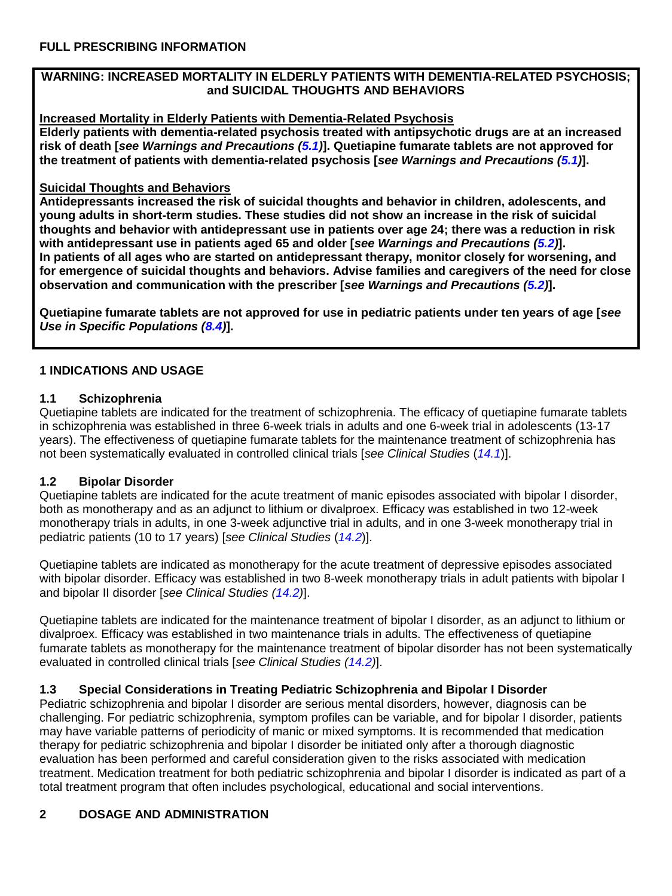## FULL PRESCRIBING INFORMATION

**WARNING: INCREASED MORTALITY IN ELDERLY PATIENTS WITH DEMENTIA-RELATED PSYCHOSIS; and SUICIDAL THOUGHTS AND BEHAVIORS**

**Increased Mortality in Elderly Patients with Dementia-Related Psychosis**
**Elderly patients with dementia-related psychosis treated with antipsychotic drugs are at an increased risk of death [*see Warnings and Precautions (5.1)*]. Quetiapine fumarate tablets are not approved for the treatment of patients with dementia-related psychosis [*see Warnings and Precautions (5.1)*].**

**Suicidal Thoughts and Behaviors**
**Antidepressants increased the risk of suicidal thoughts and behavior in children, adolescents, and young adults in short-term studies. These studies did not show an increase in the risk of suicidal thoughts and behavior with antidepressant use in patients over age 24; there was a reduction in risk with antidepressant use in patients aged 65 and older [*see Warnings and Precautions (5.2)*].**
**In patients of all ages who are started on antidepressant therapy, monitor closely for worsening, and for emergence of suicidal thoughts and behaviors. Advise families and caregivers of the need for close observation and communication with the prescriber [*see Warnings and Precautions (5.2)*].**

**Quetiapine fumarate tablets are not approved for use in pediatric patients under ten years of age [*see Use in Specific Populations (8.4)*].**

## 1 INDICATIONS AND USAGE

### 1.1 Schizophrenia

Quetiapine tablets are indicated for the treatment of schizophrenia. The efficacy of quetiapine fumarate tablets in schizophrenia was established in three 6-week trials in adults and one 6-week trial in adolescents (13-17 years). The effectiveness of quetiapine fumarate tablets for the maintenance treatment of schizophrenia has not been systematically evaluated in controlled clinical trials [*see Clinical Studies* (*14.1*)].

### 1.2 Bipolar Disorder

Quetiapine tablets are indicated for the acute treatment of manic episodes associated with bipolar I disorder, both as monotherapy and as an adjunct to lithium or divalproex. Efficacy was established in two 12-week monotherapy trials in adults, in one 3-week adjunctive trial in adults, and in one 3-week monotherapy trial in pediatric patients (10 to 17 years) [*see Clinical Studies* (*14.2*)].

Quetiapine tablets are indicated as monotherapy for the acute treatment of depressive episodes associated with bipolar disorder. Efficacy was established in two 8-week monotherapy trials in adult patients with bipolar I and bipolar II disorder [*see Clinical Studies (14.2)*].

Quetiapine tablets are indicated for the maintenance treatment of bipolar I disorder, as an adjunct to lithium or divalproex. Efficacy was established in two maintenance trials in adults. The effectiveness of quetiapine fumarate tablets as monotherapy for the maintenance treatment of bipolar disorder has not been systematically evaluated in controlled clinical trials [*see Clinical Studies (14.2)*].

### 1.3 Special Considerations in Treating Pediatric Schizophrenia and Bipolar I Disorder

Pediatric schizophrenia and bipolar I disorder are serious mental disorders, however, diagnosis can be challenging. For pediatric schizophrenia, symptom profiles can be variable, and for bipolar I disorder, patients may have variable patterns of periodicity of manic or mixed symptoms. It is recommended that medication therapy for pediatric schizophrenia and bipolar I disorder be initiated only after a thorough diagnostic evaluation has been performed and careful consideration given to the risks associated with medication treatment. Medication treatment for both pediatric schizophrenia and bipolar I disorder is indicated as part of a total treatment program that often includes psychological, educational and social interventions.

## 2 DOSAGE AND ADMINISTRATION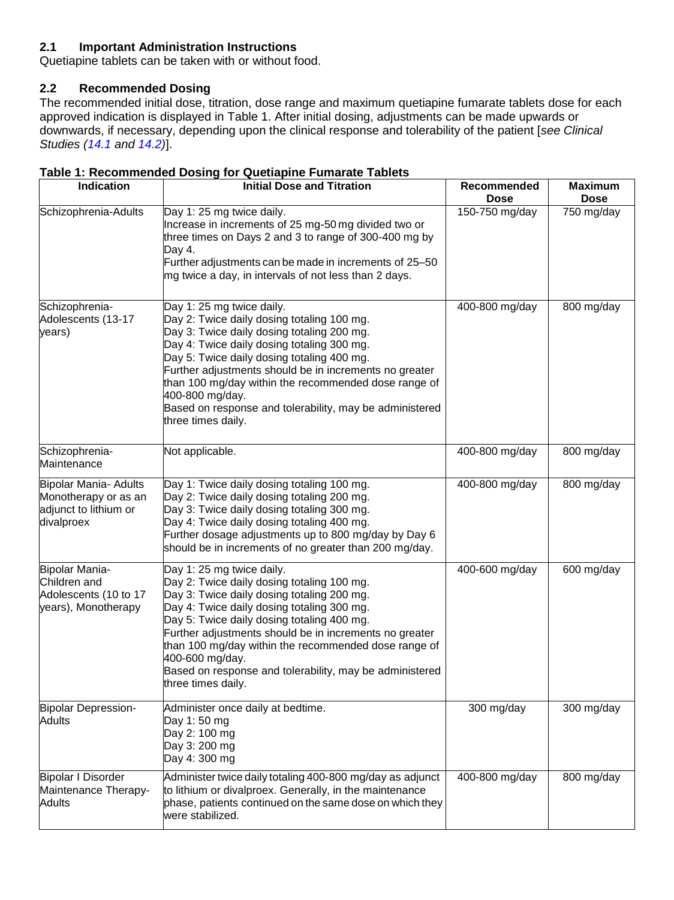## 2.1 Important Administration Instructions

Quetiapine tablets can be taken with or without food.

## 2.2 Recommended Dosing

The recommended initial dose, titration, dose range and maximum quetiapine fumarate tablets dose for each approved indication is displayed in Table 1. After initial dosing, adjustments can be made upwards or downwards, if necessary, depending upon the clinical response and tolerability of the patient [*see Clinical Studies (14.1 and 14.2)*].

**Table 1: Recommended Dosing for Quetiapine Fumarate Tablets**

| Indication | Initial Dose and Titration | Recommended Dose | Maximum Dose |
|---|---|---|---|
| Schizophrenia-Adults | Day 1: 25 mg twice daily.<br>Increase in increments of 25 mg-50 mg divided two or three times on Days 2 and 3 to range of 300-400 mg by Day 4.<br>Further adjustments can be made in increments of 25–50 mg twice a day, in intervals of not less than 2 days. | 150-750 mg/day | 750 mg/day |
| Schizophrenia-Adolescents (13-17 years) | Day 1: 25 mg twice daily.<br>Day 2: Twice daily dosing totaling 100 mg.<br>Day 3: Twice daily dosing totaling 200 mg.<br>Day 4: Twice daily dosing totaling 300 mg.<br>Day 5: Twice daily dosing totaling 400 mg.<br>Further adjustments should be in increments no greater than 100 mg/day within the recommended dose range of 400-800 mg/day.<br>Based on response and tolerability, may be administered three times daily. | 400-800 mg/day | 800 mg/day |
| Schizophrenia-Maintenance | Not applicable. | 400-800 mg/day | 800 mg/day |
| Bipolar Mania- Adults Monotherapy or as an adjunct to lithium or divalproex | Day 1: Twice daily dosing totaling 100 mg.<br>Day 2: Twice daily dosing totaling 200 mg.<br>Day 3: Twice daily dosing totaling 300 mg.<br>Day 4: Twice daily dosing totaling 400 mg.<br>Further dosage adjustments up to 800 mg/day by Day 6 should be in increments of no greater than 200 mg/day. | 400-800 mg/day | 800 mg/day |
| Bipolar Mania-Children and Adolescents (10 to 17 years), Monotherapy | Day 1: 25 mg twice daily.<br>Day 2: Twice daily dosing totaling 100 mg.<br>Day 3: Twice daily dosing totaling 200 mg.<br>Day 4: Twice daily dosing totaling 300 mg.<br>Day 5: Twice daily dosing totaling 400 mg.<br>Further adjustments should be in increments no greater than 100 mg/day within the recommended dose range of 400-600 mg/day.<br>Based on response and tolerability, may be administered three times daily. | 400-600 mg/day | 600 mg/day |
| Bipolar Depression-Adults | Administer once daily at bedtime.<br>Day 1: 50 mg<br>Day 2: 100 mg<br>Day 3: 200 mg<br>Day 4: 300 mg | 300 mg/day | 300 mg/day |
| Bipolar I Disorder Maintenance Therapy-Adults | Administer twice daily totaling 400-800 mg/day as adjunct to lithium or divalproex. Generally, in the maintenance phase, patients continued on the same dose on which they were stabilized. | 400-800 mg/day | 800 mg/day |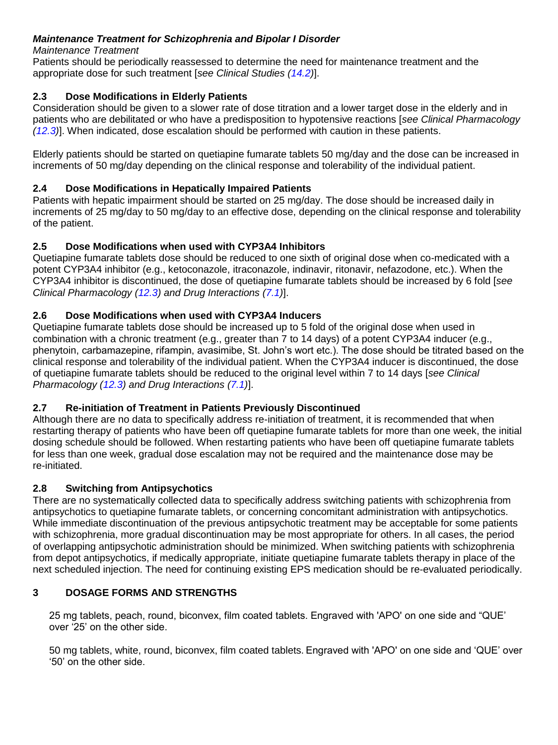***Maintenance Treatment for Schizophrenia and Bipolar I Disorder***

*Maintenance Treatment*

Patients should be periodically reassessed to determine the need for maintenance treatment and the appropriate dose for such treatment [*see Clinical Studies (14.2)*].

### 2.3 Dose Modifications in Elderly Patients

Consideration should be given to a slower rate of dose titration and a lower target dose in the elderly and in patients who are debilitated or who have a predisposition to hypotensive reactions [*see Clinical Pharmacology (12.3)*]. When indicated, dose escalation should be performed with caution in these patients.

Elderly patients should be started on quetiapine fumarate tablets 50 mg/day and the dose can be increased in increments of 50 mg/day depending on the clinical response and tolerability of the individual patient.

### 2.4 Dose Modifications in Hepatically Impaired Patients

Patients with hepatic impairment should be started on 25 mg/day. The dose should be increased daily in increments of 25 mg/day to 50 mg/day to an effective dose, depending on the clinical response and tolerability of the patient.

### 2.5 Dose Modifications when used with CYP3A4 Inhibitors

Quetiapine fumarate tablets dose should be reduced to one sixth of original dose when co-medicated with a potent CYP3A4 inhibitor (e.g., ketoconazole, itraconazole, indinavir, ritonavir, nefazodone, etc.). When the CYP3A4 inhibitor is discontinued, the dose of quetiapine fumarate tablets should be increased by 6 fold [*see Clinical Pharmacology (12.3) and Drug Interactions (7.1)*].

### 2.6 Dose Modifications when used with CYP3A4 Inducers

Quetiapine fumarate tablets dose should be increased up to 5 fold of the original dose when used in combination with a chronic treatment (e.g., greater than 7 to 14 days) of a potent CYP3A4 inducer (e.g., phenytoin, carbamazepine, rifampin, avasimibe, St. John's wort etc.). The dose should be titrated based on the clinical response and tolerability of the individual patient. When the CYP3A4 inducer is discontinued, the dose of quetiapine fumarate tablets should be reduced to the original level within 7 to 14 days [*see Clinical Pharmacology (12.3) and Drug Interactions (7.1)*].

### 2.7 Re-initiation of Treatment in Patients Previously Discontinued

Although there are no data to specifically address re-initiation of treatment, it is recommended that when restarting therapy of patients who have been off quetiapine fumarate tablets for more than one week, the initial dosing schedule should be followed. When restarting patients who have been off quetiapine fumarate tablets for less than one week, gradual dose escalation may not be required and the maintenance dose may be re-initiated.

### 2.8 Switching from Antipsychotics

There are no systematically collected data to specifically address switching patients with schizophrenia from antipsychotics to quetiapine fumarate tablets, or concerning concomitant administration with antipsychotics. While immediate discontinuation of the previous antipsychotic treatment may be acceptable for some patients with schizophrenia, more gradual discontinuation may be most appropriate for others. In all cases, the period of overlapping antipsychotic administration should be minimized. When switching patients with schizophrenia from depot antipsychotics, if medically appropriate, initiate quetiapine fumarate tablets therapy in place of the next scheduled injection. The need for continuing existing EPS medication should be re-evaluated periodically.

## 3 DOSAGE FORMS AND STRENGTHS

25 mg tablets, peach, round, biconvex, film coated tablets. Engraved with 'APO' on one side and "QUE' over '25' on the other side.

50 mg tablets, white, round, biconvex, film coated tablets. Engraved with 'APO' on one side and 'QUE' over '50' on the other side.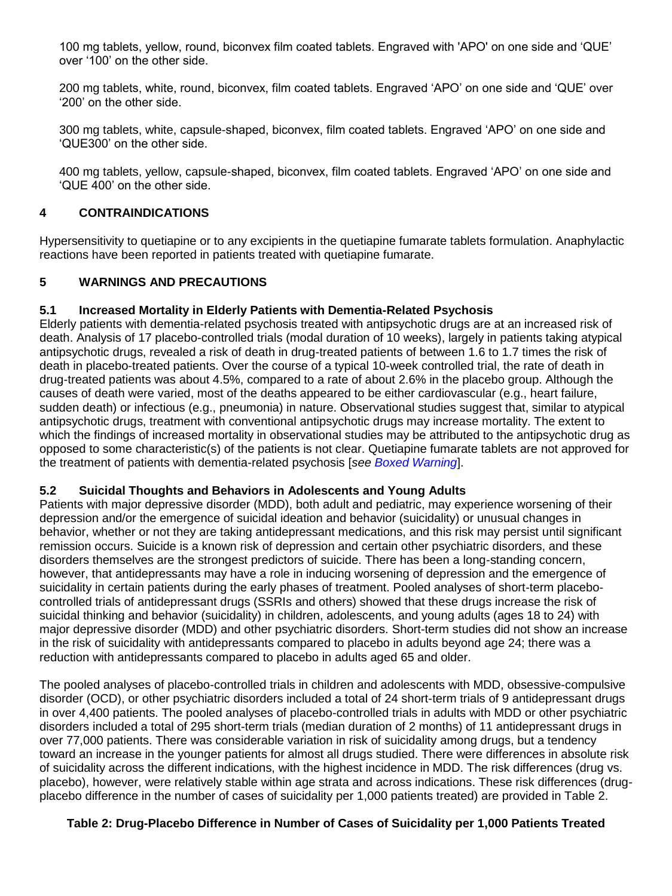100 mg tablets, yellow, round, biconvex film coated tablets. Engraved with 'APO' on one side and 'QUE' over '100' on the other side.

200 mg tablets, white, round, biconvex, film coated tablets. Engraved 'APO' on one side and 'QUE' over '200' on the other side.

300 mg tablets, white, capsule-shaped, biconvex, film coated tablets. Engraved 'APO' on one side and 'QUE300' on the other side.

400 mg tablets, yellow, capsule-shaped, biconvex, film coated tablets. Engraved 'APO' on one side and 'QUE 400' on the other side.

## 4 CONTRAINDICATIONS

Hypersensitivity to quetiapine or to any excipients in the quetiapine fumarate tablets formulation. Anaphylactic reactions have been reported in patients treated with quetiapine fumarate.

## 5 WARNINGS AND PRECAUTIONS

### 5.1 Increased Mortality in Elderly Patients with Dementia-Related Psychosis

Elderly patients with dementia-related psychosis treated with antipsychotic drugs are at an increased risk of death. Analysis of 17 placebo-controlled trials (modal duration of 10 weeks), largely in patients taking atypical antipsychotic drugs, revealed a risk of death in drug-treated patients of between 1.6 to 1.7 times the risk of death in placebo-treated patients. Over the course of a typical 10-week controlled trial, the rate of death in drug-treated patients was about 4.5%, compared to a rate of about 2.6% in the placebo group. Although the causes of death were varied, most of the deaths appeared to be either cardiovascular (e.g., heart failure, sudden death) or infectious (e.g., pneumonia) in nature. Observational studies suggest that, similar to atypical antipsychotic drugs, treatment with conventional antipsychotic drugs may increase mortality. The extent to which the findings of increased mortality in observational studies may be attributed to the antipsychotic drug as opposed to some characteristic(s) of the patients is not clear. Quetiapine fumarate tablets are not approved for the treatment of patients with dementia-related psychosis [*see Boxed Warning*].

### 5.2 Suicidal Thoughts and Behaviors in Adolescents and Young Adults

Patients with major depressive disorder (MDD), both adult and pediatric, may experience worsening of their depression and/or the emergence of suicidal ideation and behavior (suicidality) or unusual changes in behavior, whether or not they are taking antidepressant medications, and this risk may persist until significant remission occurs. Suicide is a known risk of depression and certain other psychiatric disorders, and these disorders themselves are the strongest predictors of suicide. There has been a long-standing concern, however, that antidepressants may have a role in inducing worsening of depression and the emergence of suicidality in certain patients during the early phases of treatment. Pooled analyses of short-term placebo-controlled trials of antidepressant drugs (SSRIs and others) showed that these drugs increase the risk of suicidal thinking and behavior (suicidality) in children, adolescents, and young adults (ages 18 to 24) with major depressive disorder (MDD) and other psychiatric disorders. Short-term studies did not show an increase in the risk of suicidality with antidepressants compared to placebo in adults beyond age 24; there was a reduction with antidepressants compared to placebo in adults aged 65 and older.

The pooled analyses of placebo-controlled trials in children and adolescents with MDD, obsessive-compulsive disorder (OCD), or other psychiatric disorders included a total of 24 short-term trials of 9 antidepressant drugs in over 4,400 patients. The pooled analyses of placebo-controlled trials in adults with MDD or other psychiatric disorders included a total of 295 short-term trials (median duration of 2 months) of 11 antidepressant drugs in over 77,000 patients. There was considerable variation in risk of suicidality among drugs, but a tendency toward an increase in the younger patients for almost all drugs studied. There were differences in absolute risk of suicidality across the different indications, with the highest incidence in MDD. The risk differences (drug vs. placebo), however, were relatively stable within age strata and across indications. These risk differences (drug-placebo difference in the number of cases of suicidality per 1,000 patients treated) are provided in Table 2.

**Table 2: Drug-Placebo Difference in Number of Cases of Suicidality per 1,000 Patients Treated**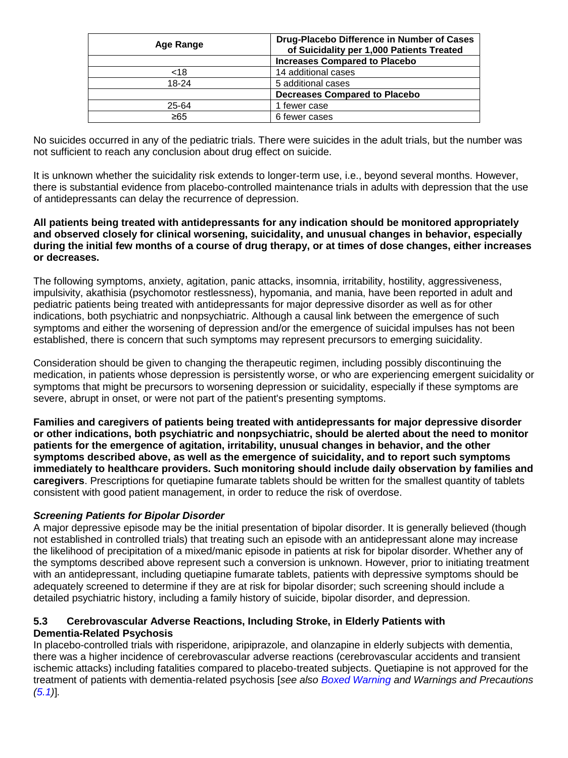| Age Range | Drug-Placebo Difference in Number of Cases of Suicidality per 1,000 Patients Treated |
|---|---|
| | **Increases Compared to Placebo** |
| <18 | 14 additional cases |
| 18-24 | 5 additional cases |
| | **Decreases Compared to Placebo** |
| 25-64 | 1 fewer case |
| ≥65 | 6 fewer cases |

No suicides occurred in any of the pediatric trials. There were suicides in the adult trials, but the number was not sufficient to reach any conclusion about drug effect on suicide.

It is unknown whether the suicidality risk extends to longer-term use, i.e., beyond several months. However, there is substantial evidence from placebo-controlled maintenance trials in adults with depression that the use of antidepressants can delay the recurrence of depression.

**All patients being treated with antidepressants for any indication should be monitored appropriately and observed closely for clinical worsening, suicidality, and unusual changes in behavior, especially during the initial few months of a course of drug therapy, or at times of dose changes, either increases or decreases.**

The following symptoms, anxiety, agitation, panic attacks, insomnia, irritability, hostility, aggressiveness, impulsivity, akathisia (psychomotor restlessness), hypomania, and mania, have been reported in adult and pediatric patients being treated with antidepressants for major depressive disorder as well as for other indications, both psychiatric and nonpsychiatric. Although a causal link between the emergence of such symptoms and either the worsening of depression and/or the emergence of suicidal impulses has not been established, there is concern that such symptoms may represent precursors to emerging suicidality.

Consideration should be given to changing the therapeutic regimen, including possibly discontinuing the medication, in patients whose depression is persistently worse, or who are experiencing emergent suicidality or symptoms that might be precursors to worsening depression or suicidality, especially if these symptoms are severe, abrupt in onset, or were not part of the patient's presenting symptoms.

**Families and caregivers of patients being treated with antidepressants for major depressive disorder or other indications, both psychiatric and nonpsychiatric, should be alerted about the need to monitor patients for the emergence of agitation, irritability, unusual changes in behavior, and the other symptoms described above, as well as the emergence of suicidality, and to report such symptoms immediately to healthcare providers. Such monitoring should include daily observation by families and caregivers**. Prescriptions for quetiapine fumarate tablets should be written for the smallest quantity of tablets consistent with good patient management, in order to reduce the risk of overdose.

***Screening Patients for Bipolar Disorder***

A major depressive episode may be the initial presentation of bipolar disorder. It is generally believed (though not established in controlled trials) that treating such an episode with an antidepressant alone may increase the likelihood of precipitation of a mixed/manic episode in patients at risk for bipolar disorder. Whether any of the symptoms described above represent such a conversion is unknown. However, prior to initiating treatment with an antidepressant, including quetiapine fumarate tablets, patients with depressive symptoms should be adequately screened to determine if they are at risk for bipolar disorder; such screening should include a detailed psychiatric history, including a family history of suicide, bipolar disorder, and depression.

### 5.3 Cerebrovascular Adverse Reactions, Including Stroke, in Elderly Patients with Dementia-Related Psychosis

In placebo-controlled trials with risperidone, aripiprazole, and olanzapine in elderly subjects with dementia, there was a higher incidence of cerebrovascular adverse reactions (cerebrovascular accidents and transient ischemic attacks) including fatalities compared to placebo-treated subjects. Quetiapine is not approved for the treatment of patients with dementia-related psychosis [*see also Boxed Warning and Warnings and Precautions (5.1)*].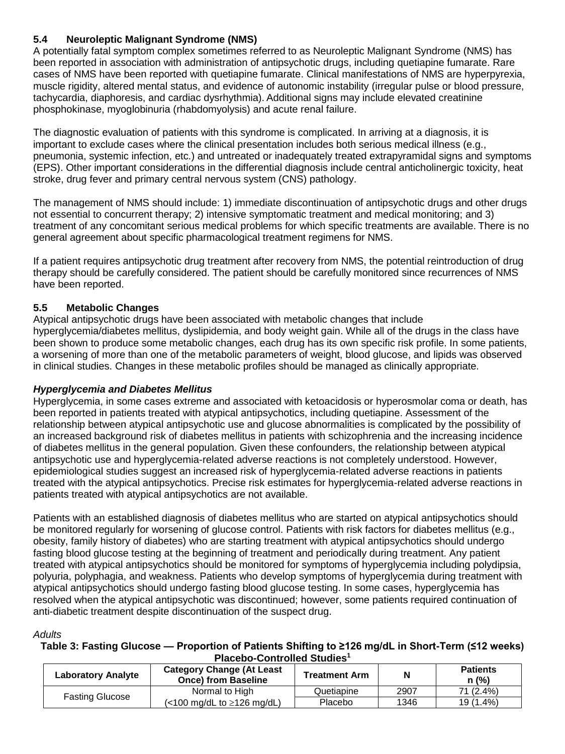### 5.4 Neuroleptic Malignant Syndrome (NMS)

A potentially fatal symptom complex sometimes referred to as Neuroleptic Malignant Syndrome (NMS) has been reported in association with administration of antipsychotic drugs, including quetiapine fumarate. Rare cases of NMS have been reported with quetiapine fumarate. Clinical manifestations of NMS are hyperpyrexia, muscle rigidity, altered mental status, and evidence of autonomic instability (irregular pulse or blood pressure, tachycardia, diaphoresis, and cardiac dysrhythmia). Additional signs may include elevated creatinine phosphokinase, myoglobinuria (rhabdomyolysis) and acute renal failure.

The diagnostic evaluation of patients with this syndrome is complicated. In arriving at a diagnosis, it is important to exclude cases where the clinical presentation includes both serious medical illness (e.g., pneumonia, systemic infection, etc.) and untreated or inadequately treated extrapyramidal signs and symptoms (EPS). Other important considerations in the differential diagnosis include central anticholinergic toxicity, heat stroke, drug fever and primary central nervous system (CNS) pathology.

The management of NMS should include: 1) immediate discontinuation of antipsychotic drugs and other drugs not essential to concurrent therapy; 2) intensive symptomatic treatment and medical monitoring; and 3) treatment of any concomitant serious medical problems for which specific treatments are available. There is no general agreement about specific pharmacological treatment regimens for NMS.

If a patient requires antipsychotic drug treatment after recovery from NMS, the potential reintroduction of drug therapy should be carefully considered. The patient should be carefully monitored since recurrences of NMS have been reported.

### 5.5 Metabolic Changes

Atypical antipsychotic drugs have been associated with metabolic changes that include hyperglycemia/diabetes mellitus, dyslipidemia, and body weight gain. While all of the drugs in the class have been shown to produce some metabolic changes, each drug has its own specific risk profile. In some patients, a worsening of more than one of the metabolic parameters of weight, blood glucose, and lipids was observed in clinical studies. Changes in these metabolic profiles should be managed as clinically appropriate.

***Hyperglycemia and Diabetes Mellitus***

Hyperglycemia, in some cases extreme and associated with ketoacidosis or hyperosmolar coma or death, has been reported in patients treated with atypical antipsychotics, including quetiapine. Assessment of the relationship between atypical antipsychotic use and glucose abnormalities is complicated by the possibility of an increased background risk of diabetes mellitus in patients with schizophrenia and the increasing incidence of diabetes mellitus in the general population. Given these confounders, the relationship between atypical antipsychotic use and hyperglycemia-related adverse reactions is not completely understood. However, epidemiological studies suggest an increased risk of hyperglycemia-related adverse reactions in patients treated with the atypical antipsychotics. Precise risk estimates for hyperglycemia-related adverse reactions in patients treated with atypical antipsychotics are not available.

Patients with an established diagnosis of diabetes mellitus who are started on atypical antipsychotics should be monitored regularly for worsening of glucose control. Patients with risk factors for diabetes mellitus (e.g., obesity, family history of diabetes) who are starting treatment with atypical antipsychotics should undergo fasting blood glucose testing at the beginning of treatment and periodically during treatment. Any patient treated with atypical antipsychotics should be monitored for symptoms of hyperglycemia including polydipsia, polyuria, polyphagia, and weakness. Patients who develop symptoms of hyperglycemia during treatment with atypical antipsychotics should undergo fasting blood glucose testing. In some cases, hyperglycemia has resolved when the atypical antipsychotic was discontinued; however, some patients required continuation of anti-diabetic treatment despite discontinuation of the suspect drug.

*Adults*

**Table 3: Fasting Glucose — Proportion of Patients Shifting to ≥126 mg/dL in Short-Term (≤12 weeks) Placebo-Controlled Studies[1]**

| Laboratory Analyte | Category Change (At Least Once) from Baseline | Treatment Arm | N | Patients n (%) |
|---|---|---|---|---|
| Fasting Glucose | Normal to High (<100 mg/dL to ≥126 mg/dL) | Quetiapine | 2907 | 71 (2.4%) |
| | | Placebo | 1346 | 19 (1.4%) |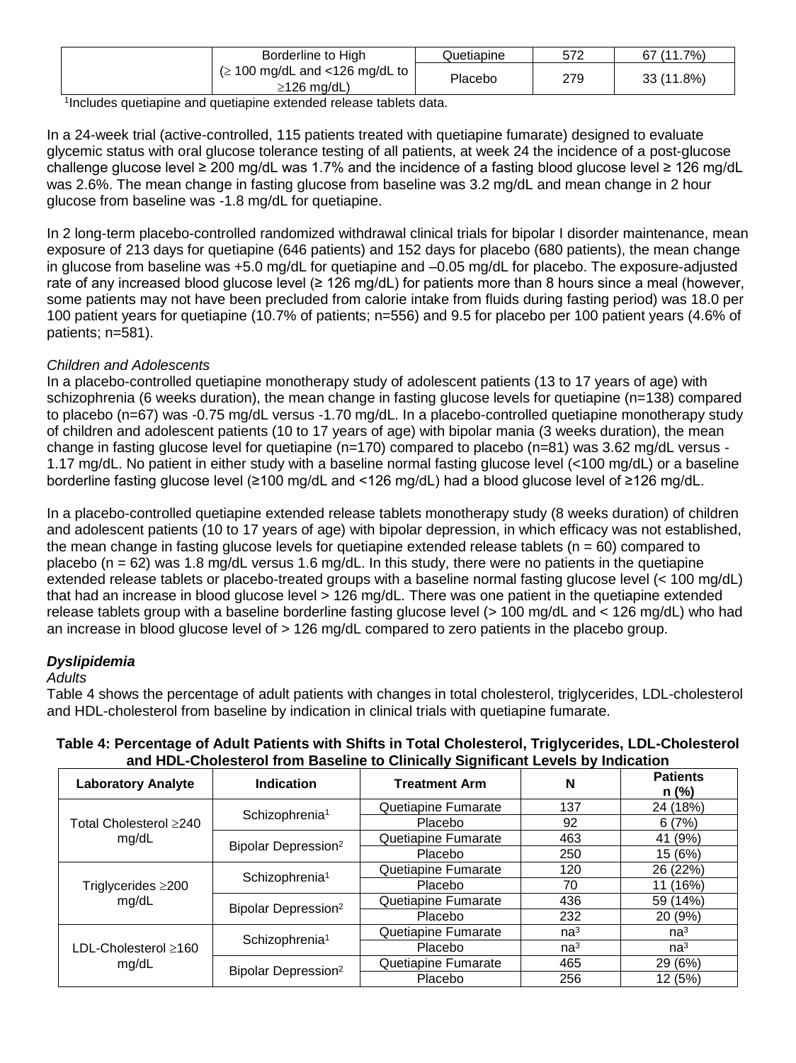|  | Borderline to High (≥ 100 mg/dL and <126 mg/dL to ≥126 mg/dL) | Quetiapine | 572 | 67 (11.7%) |
| --- | --- | --- | --- | --- |
|  |  | Placebo | 279 | 33 (11.8%) |

[1]Includes quetiapine and quetiapine extended release tablets data.

In a 24-week trial (active-controlled, 115 patients treated with quetiapine fumarate) designed to evaluate glycemic status with oral glucose tolerance testing of all patients, at week 24 the incidence of a post-glucose challenge glucose level ≥ 200 mg/dL was 1.7% and the incidence of a fasting blood glucose level ≥ 126 mg/dL was 2.6%. The mean change in fasting glucose from baseline was 3.2 mg/dL and mean change in 2 hour glucose from baseline was -1.8 mg/dL for quetiapine.

In 2 long-term placebo-controlled randomized withdrawal clinical trials for bipolar I disorder maintenance, mean exposure of 213 days for quetiapine (646 patients) and 152 days for placebo (680 patients), the mean change in glucose from baseline was +5.0 mg/dL for quetiapine and –0.05 mg/dL for placebo. The exposure-adjusted rate of any increased blood glucose level (≥ 126 mg/dL) for patients more than 8 hours since a meal (however, some patients may not have been precluded from calorie intake from fluids during fasting period) was 18.0 per 100 patient years for quetiapine (10.7% of patients; n=556) and 9.5 for placebo per 100 patient years (4.6% of patients; n=581).

*Children and Adolescents*

In a placebo-controlled quetiapine monotherapy study of adolescent patients (13 to 17 years of age) with schizophrenia (6 weeks duration), the mean change in fasting glucose levels for quetiapine (n=138) compared to placebo (n=67) was -0.75 mg/dL versus -1.70 mg/dL. In a placebo-controlled quetiapine monotherapy study of children and adolescent patients (10 to 17 years of age) with bipolar mania (3 weeks duration), the mean change in fasting glucose level for quetiapine (n=170) compared to placebo (n=81) was 3.62 mg/dL versus -1.17 mg/dL. No patient in either study with a baseline normal fasting glucose level (<100 mg/dL) or a baseline borderline fasting glucose level (≥100 mg/dL and <126 mg/dL) had a blood glucose level of ≥126 mg/dL.

In a placebo-controlled quetiapine extended release tablets monotherapy study (8 weeks duration) of children and adolescent patients (10 to 17 years of age) with bipolar depression, in which efficacy was not established, the mean change in fasting glucose levels for quetiapine extended release tablets (n = 60) compared to placebo (n = 62) was 1.8 mg/dL versus 1.6 mg/dL. In this study, there were no patients in the quetiapine extended release tablets or placebo-treated groups with a baseline normal fasting glucose level (< 100 mg/dL) that had an increase in blood glucose level > 126 mg/dL. There was one patient in the quetiapine extended release tablets group with a baseline borderline fasting glucose level (> 100 mg/dL and < 126 mg/dL) who had an increase in blood glucose level of > 126 mg/dL compared to zero patients in the placebo group.

***Dyslipidemia***

*Adults*

Table 4 shows the percentage of adult patients with changes in total cholesterol, triglycerides, LDL-cholesterol and HDL-cholesterol from baseline by indication in clinical trials with quetiapine fumarate.

**Table 4: Percentage of Adult Patients with Shifts in Total Cholesterol, Triglycerides, LDL-Cholesterol and HDL-Cholesterol from Baseline to Clinically Significant Levels by Indication**

| Laboratory Analyte | Indication | Treatment Arm | N | Patients n (%) |
| --- | --- | --- | --- | --- |
| Total Cholesterol ≥240 mg/dL | Schizophrenia[1] | Quetiapine Fumarate | 137 | 24 (18%) |
|  |  | Placebo | 92 | 6 (7%) |
|  | Bipolar Depression[2] | Quetiapine Fumarate | 463 | 41 (9%) |
|  |  | Placebo | 250 | 15 (6%) |
| Triglycerides ≥200 mg/dL | Schizophrenia[1] | Quetiapine Fumarate | 120 | 26 (22%) |
|  |  | Placebo | 70 | 11 (16%) |
|  | Bipolar Depression[2] | Quetiapine Fumarate | 436 | 59 (14%) |
|  |  | Placebo | 232 | 20 (9%) |
| LDL-Cholesterol ≥160 mg/dL | Schizophrenia[1] | Quetiapine Fumarate | na[3] | na[3] |
|  |  | Placebo | na[3] | na[3] |
|  | Bipolar Depression[2] | Quetiapine Fumarate | 465 | 29 (6%) |
|  |  | Placebo | 256 | 12 (5%) |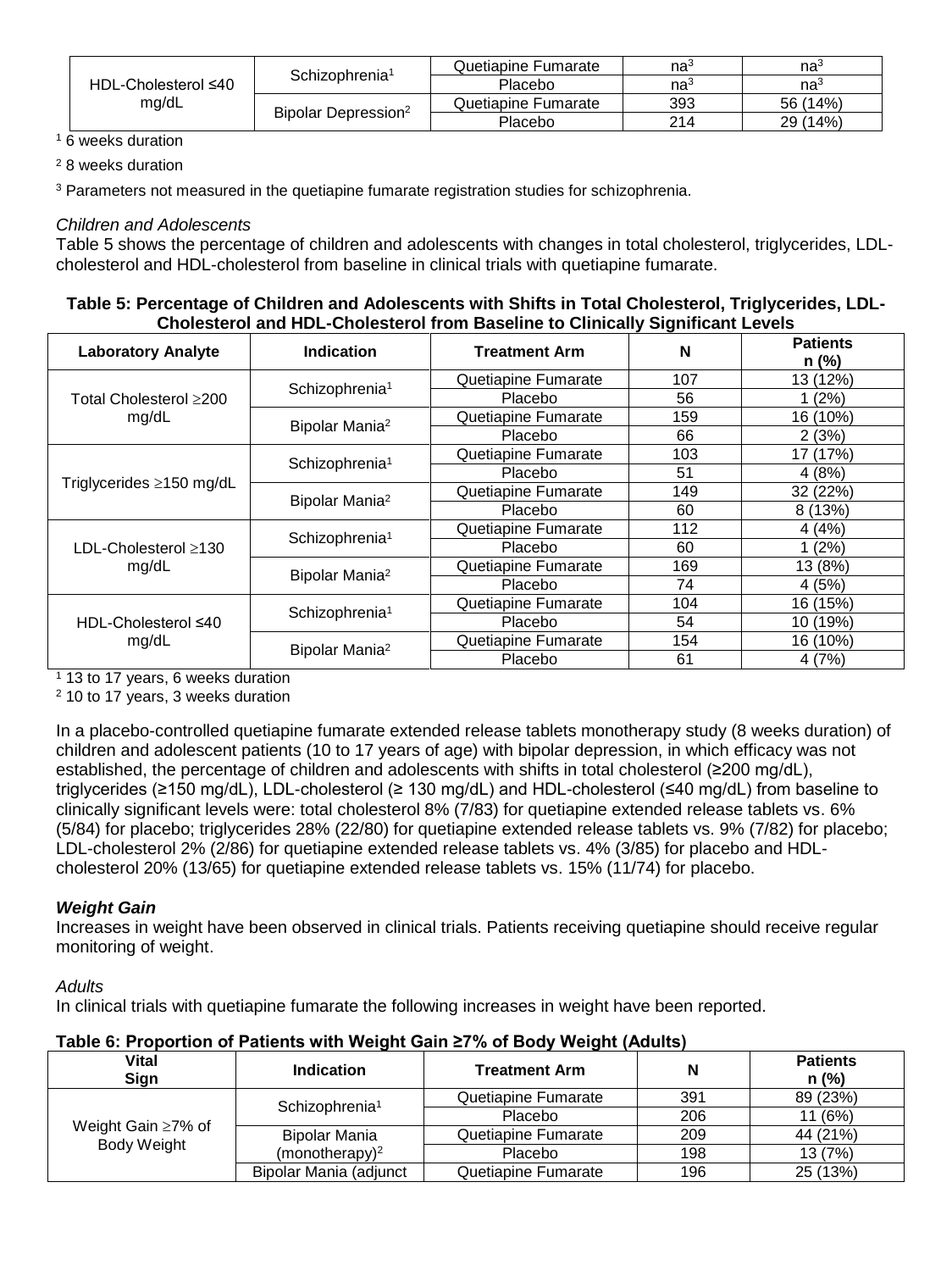| | | | | |
|---|---|---|---|---|
| HDL-Cholesterol ≤40 mg/dL | Schizophrenia[1] | Quetiapine Fumarate | na[3] | na[3] |
| | | Placebo | na[3] | na[3] |
| | Bipolar Depression[2] | Quetiapine Fumarate | 393 | 56 (14%) |
| | | Placebo | 214 | 29 (14%) |

[1] 6 weeks duration

[2] 8 weeks duration

[3] Parameters not measured in the quetiapine fumarate registration studies for schizophrenia.

*Children and Adolescents*

Table 5 shows the percentage of children and adolescents with changes in total cholesterol, triglycerides, LDL-cholesterol and HDL-cholesterol from baseline in clinical trials with quetiapine fumarate.

**Table 5: Percentage of Children and Adolescents with Shifts in Total Cholesterol, Triglycerides, LDL-Cholesterol and HDL-Cholesterol from Baseline to Clinically Significant Levels**

| Laboratory Analyte | Indication | Treatment Arm | N | Patients n (%) |
|---|---|---|---|---|
| Total Cholesterol ≥200 mg/dL | Schizophrenia[1] | Quetiapine Fumarate | 107 | 13 (12%) |
| | | Placebo | 56 | 1 (2%) |
| | Bipolar Mania[2] | Quetiapine Fumarate | 159 | 16 (10%) |
| | | Placebo | 66 | 2 (3%) |
| Triglycerides ≥150 mg/dL | Schizophrenia[1] | Quetiapine Fumarate | 103 | 17 (17%) |
| | | Placebo | 51 | 4 (8%) |
| | Bipolar Mania[2] | Quetiapine Fumarate | 149 | 32 (22%) |
| | | Placebo | 60 | 8 (13%) |
| LDL-Cholesterol ≥130 mg/dL | Schizophrenia[1] | Quetiapine Fumarate | 112 | 4 (4%) |
| | | Placebo | 60 | 1 (2%) |
| | Bipolar Mania[2] | Quetiapine Fumarate | 169 | 13 (8%) |
| | | Placebo | 74 | 4 (5%) |
| HDL-Cholesterol ≤40 mg/dL | Schizophrenia[1] | Quetiapine Fumarate | 104 | 16 (15%) |
| | | Placebo | 54 | 10 (19%) |
| | Bipolar Mania[2] | Quetiapine Fumarate | 154 | 16 (10%) |
| | | Placebo | 61 | 4 (7%) |

[1] 13 to 17 years, 6 weeks duration

[2] 10 to 17 years, 3 weeks duration

In a placebo-controlled quetiapine fumarate extended release tablets monotherapy study (8 weeks duration) of children and adolescent patients (10 to 17 years of age) with bipolar depression, in which efficacy was not established, the percentage of children and adolescents with shifts in total cholesterol (≥200 mg/dL), triglycerides (≥150 mg/dL), LDL-cholesterol (≥ 130 mg/dL) and HDL-cholesterol (≤40 mg/dL) from baseline to clinically significant levels were: total cholesterol 8% (7/83) for quetiapine extended release tablets vs. 6% (5/84) for placebo; triglycerides 28% (22/80) for quetiapine extended release tablets vs. 9% (7/82) for placebo; LDL-cholesterol 2% (2/86) for quetiapine extended release tablets vs. 4% (3/85) for placebo and HDL-cholesterol 20% (13/65) for quetiapine extended release tablets vs. 15% (11/74) for placebo.

***Weight Gain***

Increases in weight have been observed in clinical trials. Patients receiving quetiapine should receive regular monitoring of weight.

*Adults*

In clinical trials with quetiapine fumarate the following increases in weight have been reported.

**Table 6: Proportion of Patients with Weight Gain ≥7% of Body Weight (Adults)**

| Vital Sign | Indication | Treatment Arm | N | Patients n (%) |
|---|---|---|---|---|
| Weight Gain ≥7% of Body Weight | Schizophrenia[1] | Quetiapine Fumarate | 391 | 89 (23%) |
| | | Placebo | 206 | 11 (6%) |
| | Bipolar Mania (monotherapy)[2] | Quetiapine Fumarate | 209 | 44 (21%) |
| | | Placebo | 198 | 13 (7%) |
| | Bipolar Mania (adjunct | Quetiapine Fumarate | 196 | 25 (13%) |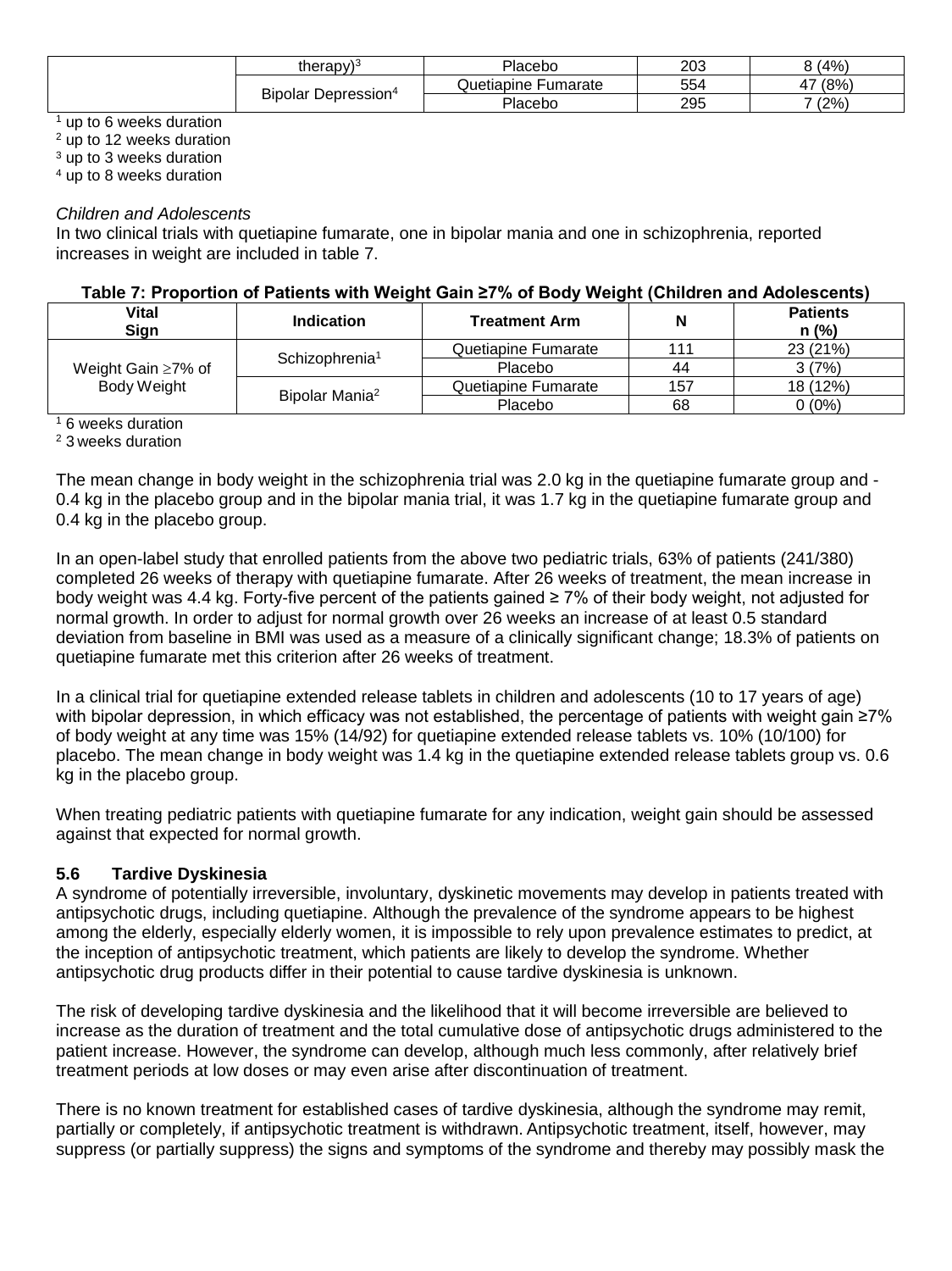| | therapy)[3] | Placebo | 203 | 8 (4%) |
|---|---|---|---|---|
| | Bipolar Depression[4] | Quetiapine Fumarate | 554 | 47 (8%) |
| | | Placebo | 295 | 7 (2%) |

[1] up to 6 weeks duration
[2] up to 12 weeks duration
[3] up to 3 weeks duration
[4] up to 8 weeks duration

*Children and Adolescents*
In two clinical trials with quetiapine fumarate, one in bipolar mania and one in schizophrenia, reported increases in weight are included in table 7.

**Table 7: Proportion of Patients with Weight Gain ≥7% of Body Weight (Children and Adolescents)**

| Vital Sign | Indication | Treatment Arm | N | Patients n (%) |
|---|---|---|---|---|
| Weight Gain ≥7% of Body Weight | Schizophrenia[1] | Quetiapine Fumarate | 111 | 23 (21%) |
| | | Placebo | 44 | 3 (7%) |
| | Bipolar Mania[2] | Quetiapine Fumarate | 157 | 18 (12%) |
| | | Placebo | 68 | 0 (0%) |

[1] 6 weeks duration
[2] 3 weeks duration

The mean change in body weight in the schizophrenia trial was 2.0 kg in the quetiapine fumarate group and -0.4 kg in the placebo group and in the bipolar mania trial, it was 1.7 kg in the quetiapine fumarate group and 0.4 kg in the placebo group.

In an open-label study that enrolled patients from the above two pediatric trials, 63% of patients (241/380) completed 26 weeks of therapy with quetiapine fumarate. After 26 weeks of treatment, the mean increase in body weight was 4.4 kg. Forty-five percent of the patients gained ≥ 7% of their body weight, not adjusted for normal growth. In order to adjust for normal growth over 26 weeks an increase of at least 0.5 standard deviation from baseline in BMI was used as a measure of a clinically significant change; 18.3% of patients on quetiapine fumarate met this criterion after 26 weeks of treatment.

In a clinical trial for quetiapine extended release tablets in children and adolescents (10 to 17 years of age) with bipolar depression, in which efficacy was not established, the percentage of patients with weight gain ≥7% of body weight at any time was 15% (14/92) for quetiapine extended release tablets vs. 10% (10/100) for placebo. The mean change in body weight was 1.4 kg in the quetiapine extended release tablets group vs. 0.6 kg in the placebo group.

When treating pediatric patients with quetiapine fumarate for any indication, weight gain should be assessed against that expected for normal growth.

### 5.6 Tardive Dyskinesia

A syndrome of potentially irreversible, involuntary, dyskinetic movements may develop in patients treated with antipsychotic drugs, including quetiapine. Although the prevalence of the syndrome appears to be highest among the elderly, especially elderly women, it is impossible to rely upon prevalence estimates to predict, at the inception of antipsychotic treatment, which patients are likely to develop the syndrome. Whether antipsychotic drug products differ in their potential to cause tardive dyskinesia is unknown.

The risk of developing tardive dyskinesia and the likelihood that it will become irreversible are believed to increase as the duration of treatment and the total cumulative dose of antipsychotic drugs administered to the patient increase. However, the syndrome can develop, although much less commonly, after relatively brief treatment periods at low doses or may even arise after discontinuation of treatment.

There is no known treatment for established cases of tardive dyskinesia, although the syndrome may remit, partially or completely, if antipsychotic treatment is withdrawn. Antipsychotic treatment, itself, however, may suppress (or partially suppress) the signs and symptoms of the syndrome and thereby may possibly mask the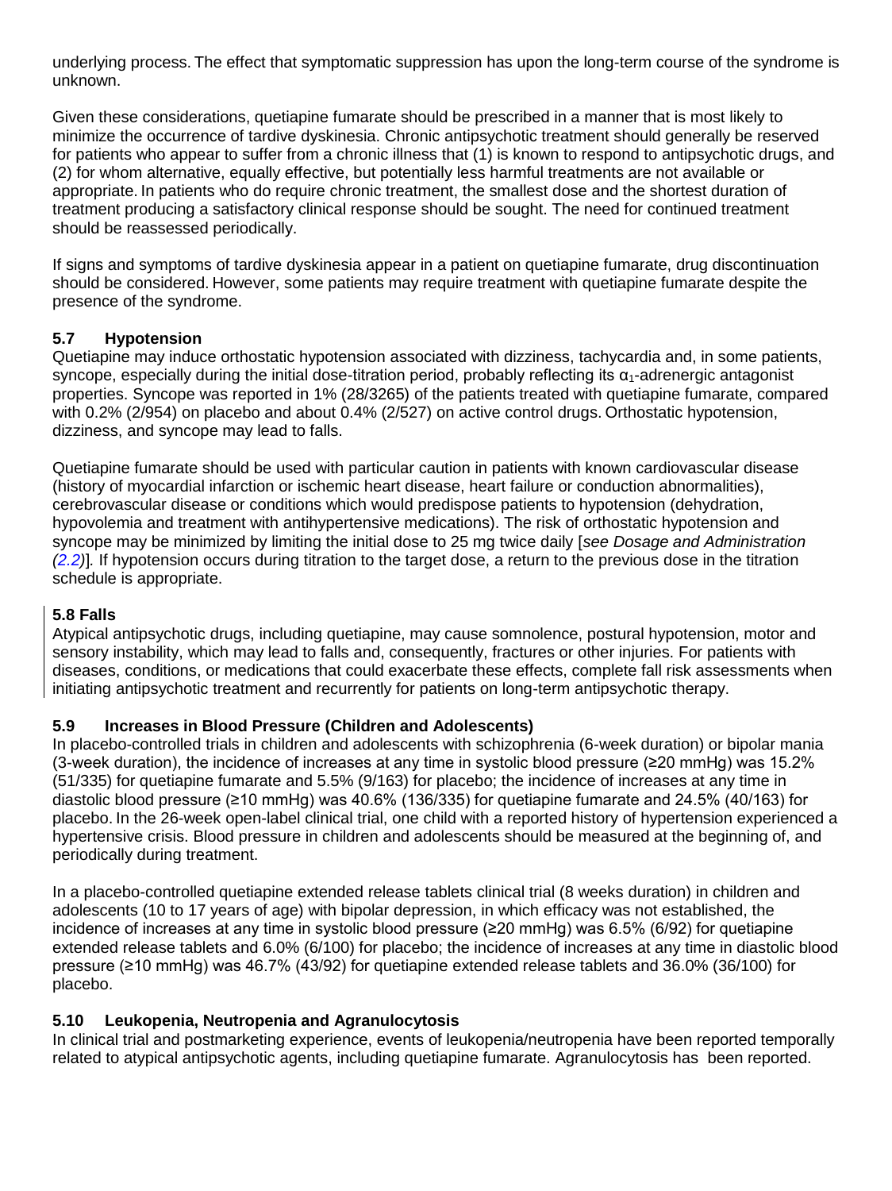underlying process. The effect that symptomatic suppression has upon the long-term course of the syndrome is unknown.

Given these considerations, quetiapine fumarate should be prescribed in a manner that is most likely to minimize the occurrence of tardive dyskinesia. Chronic antipsychotic treatment should generally be reserved for patients who appear to suffer from a chronic illness that (1) is known to respond to antipsychotic drugs, and (2) for whom alternative, equally effective, but potentially less harmful treatments are not available or appropriate. In patients who do require chronic treatment, the smallest dose and the shortest duration of treatment producing a satisfactory clinical response should be sought. The need for continued treatment should be reassessed periodically.

If signs and symptoms of tardive dyskinesia appear in a patient on quetiapine fumarate, drug discontinuation should be considered. However, some patients may require treatment with quetiapine fumarate despite the presence of the syndrome.

### 5.7 Hypotension

Quetiapine may induce orthostatic hypotension associated with dizziness, tachycardia and, in some patients, syncope, especially during the initial dose-titration period, probably reflecting its $\alpha_1$-adrenergic antagonist properties. Syncope was reported in 1% (28/3265) of the patients treated with quetiapine fumarate, compared with 0.2% (2/954) on placebo and about 0.4% (2/527) on active control drugs. Orthostatic hypotension, dizziness, and syncope may lead to falls.

Quetiapine fumarate should be used with particular caution in patients with known cardiovascular disease (history of myocardial infarction or ischemic heart disease, heart failure or conduction abnormalities), cerebrovascular disease or conditions which would predispose patients to hypotension (dehydration, hypovolemia and treatment with antihypertensive medications). The risk of orthostatic hypotension and syncope may be minimized by limiting the initial dose to 25 mg twice daily [*see Dosage and Administration (2.2)*]. If hypotension occurs during titration to the target dose, a return to the previous dose in the titration schedule is appropriate.

### 5.8 Falls

Atypical antipsychotic drugs, including quetiapine, may cause somnolence, postural hypotension, motor and sensory instability, which may lead to falls and, consequently, fractures or other injuries. For patients with diseases, conditions, or medications that could exacerbate these effects, complete fall risk assessments when initiating antipsychotic treatment and recurrently for patients on long-term antipsychotic therapy.

### 5.9 Increases in Blood Pressure (Children and Adolescents)

In placebo-controlled trials in children and adolescents with schizophrenia (6-week duration) or bipolar mania (3-week duration), the incidence of increases at any time in systolic blood pressure (≥20 mmHg) was 15.2% (51/335) for quetiapine fumarate and 5.5% (9/163) for placebo; the incidence of increases at any time in diastolic blood pressure (≥10 mmHg) was 40.6% (136/335) for quetiapine fumarate and 24.5% (40/163) for placebo. In the 26-week open-label clinical trial, one child with a reported history of hypertension experienced a hypertensive crisis. Blood pressure in children and adolescents should be measured at the beginning of, and periodically during treatment.

In a placebo-controlled quetiapine extended release tablets clinical trial (8 weeks duration) in children and adolescents (10 to 17 years of age) with bipolar depression, in which efficacy was not established, the incidence of increases at any time in systolic blood pressure (≥20 mmHg) was 6.5% (6/92) for quetiapine extended release tablets and 6.0% (6/100) for placebo; the incidence of increases at any time in diastolic blood pressure (≥10 mmHg) was 46.7% (43/92) for quetiapine extended release tablets and 36.0% (36/100) for placebo.

### 5.10 Leukopenia, Neutropenia and Agranulocytosis

In clinical trial and postmarketing experience, events of leukopenia/neutropenia have been reported temporally related to atypical antipsychotic agents, including quetiapine fumarate. Agranulocytosis has been reported.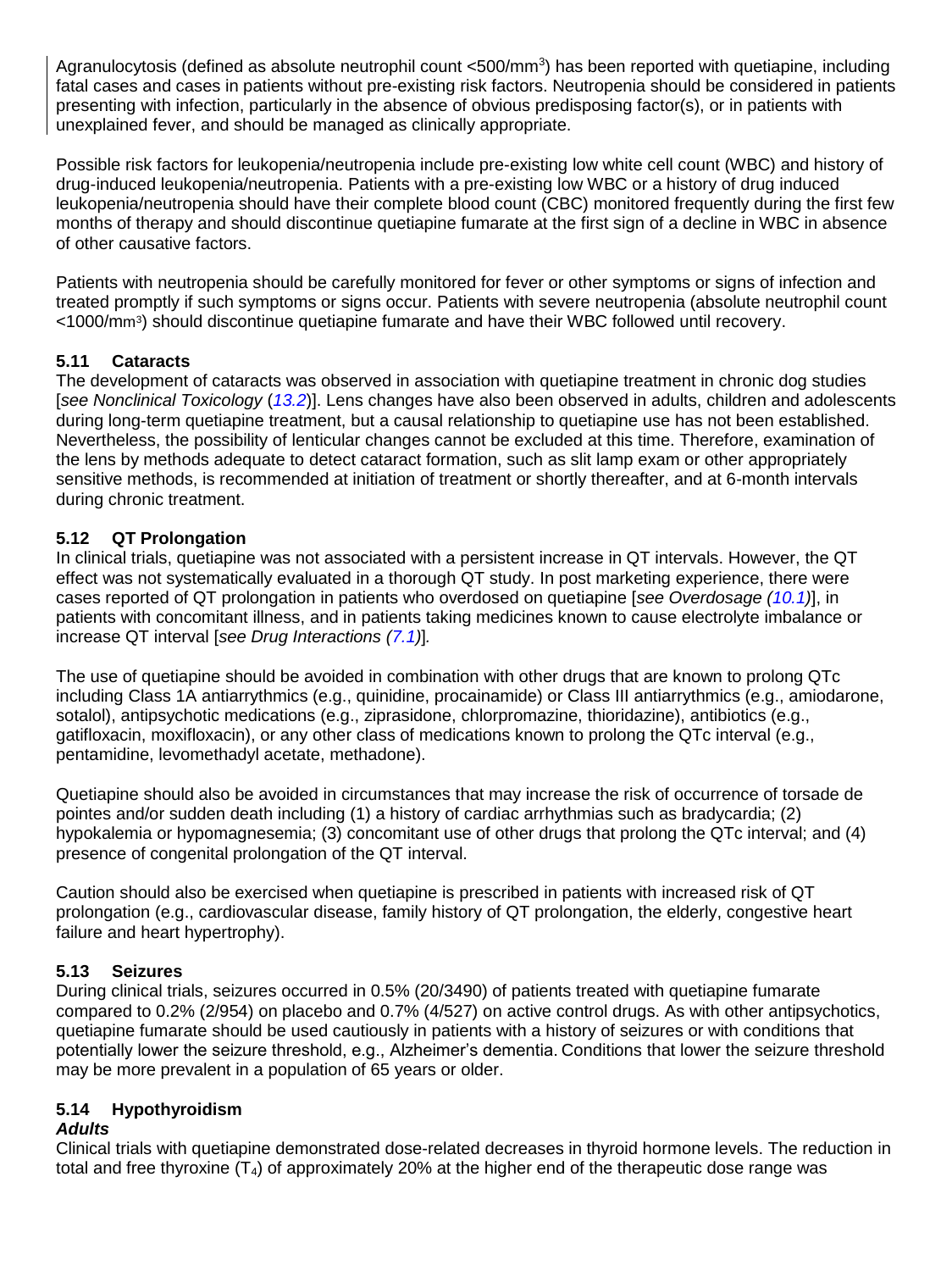Agranulocytosis (defined as absolute neutrophil count <500/mm$^3$) has been reported with quetiapine, including fatal cases and cases in patients without pre-existing risk factors. Neutropenia should be considered in patients presenting with infection, particularly in the absence of obvious predisposing factor(s), or in patients with unexplained fever, and should be managed as clinically appropriate.

Possible risk factors for leukopenia/neutropenia include pre-existing low white cell count (WBC) and history of drug-induced leukopenia/neutropenia. Patients with a pre-existing low WBC or a history of drug induced leukopenia/neutropenia should have their complete blood count (CBC) monitored frequently during the first few months of therapy and should discontinue quetiapine fumarate at the first sign of a decline in WBC in absence of other causative factors.

Patients with neutropenia should be carefully monitored for fever or other symptoms or signs of infection and treated promptly if such symptoms or signs occur. Patients with severe neutropenia (absolute neutrophil count <1000/mm$^3$) should discontinue quetiapine fumarate and have their WBC followed until recovery.

### 5.11 Cataracts

The development of cataracts was observed in association with quetiapine treatment in chronic dog studies [*see Nonclinical Toxicology* (*13.2*)]. Lens changes have also been observed in adults, children and adolescents during long-term quetiapine treatment, but a causal relationship to quetiapine use has not been established. Nevertheless, the possibility of lenticular changes cannot be excluded at this time. Therefore, examination of the lens by methods adequate to detect cataract formation, such as slit lamp exam or other appropriately sensitive methods, is recommended at initiation of treatment or shortly thereafter, and at 6-month intervals during chronic treatment.

### 5.12 QT Prolongation

In clinical trials, quetiapine was not associated with a persistent increase in QT intervals. However, the QT effect was not systematically evaluated in a thorough QT study. In post marketing experience, there were cases reported of QT prolongation in patients who overdosed on quetiapine [*see Overdosage (10.1)*], in patients with concomitant illness, and in patients taking medicines known to cause electrolyte imbalance or increase QT interval [*see Drug Interactions (7.1)*].

The use of quetiapine should be avoided in combination with other drugs that are known to prolong QTc including Class 1A antiarrythmics (e.g., quinidine, procainamide) or Class III antiarrythmics (e.g., amiodarone, sotalol), antipsychotic medications (e.g., ziprasidone, chlorpromazine, thioridazine), antibiotics (e.g., gatifloxacin, moxifloxacin), or any other class of medications known to prolong the QTc interval (e.g., pentamidine, levomethadyl acetate, methadone).

Quetiapine should also be avoided in circumstances that may increase the risk of occurrence of torsade de pointes and/or sudden death including (1) a history of cardiac arrhythmias such as bradycardia; (2) hypokalemia or hypomagnesemia; (3) concomitant use of other drugs that prolong the QTc interval; and (4) presence of congenital prolongation of the QT interval.

Caution should also be exercised when quetiapine is prescribed in patients with increased risk of QT prolongation (e.g., cardiovascular disease, family history of QT prolongation, the elderly, congestive heart failure and heart hypertrophy).

### 5.13 Seizures

During clinical trials, seizures occurred in 0.5% (20/3490) of patients treated with quetiapine fumarate compared to 0.2% (2/954) on placebo and 0.7% (4/527) on active control drugs. As with other antipsychotics, quetiapine fumarate should be used cautiously in patients with a history of seizures or with conditions that potentially lower the seizure threshold, e.g., Alzheimer's dementia. Conditions that lower the seizure threshold may be more prevalent in a population of 65 years or older.

### 5.14 Hypothyroidism

***Adults***

Clinical trials with quetiapine demonstrated dose-related decreases in thyroid hormone levels. The reduction in total and free thyroxine ($T_4$) of approximately 20% at the higher end of the therapeutic dose range was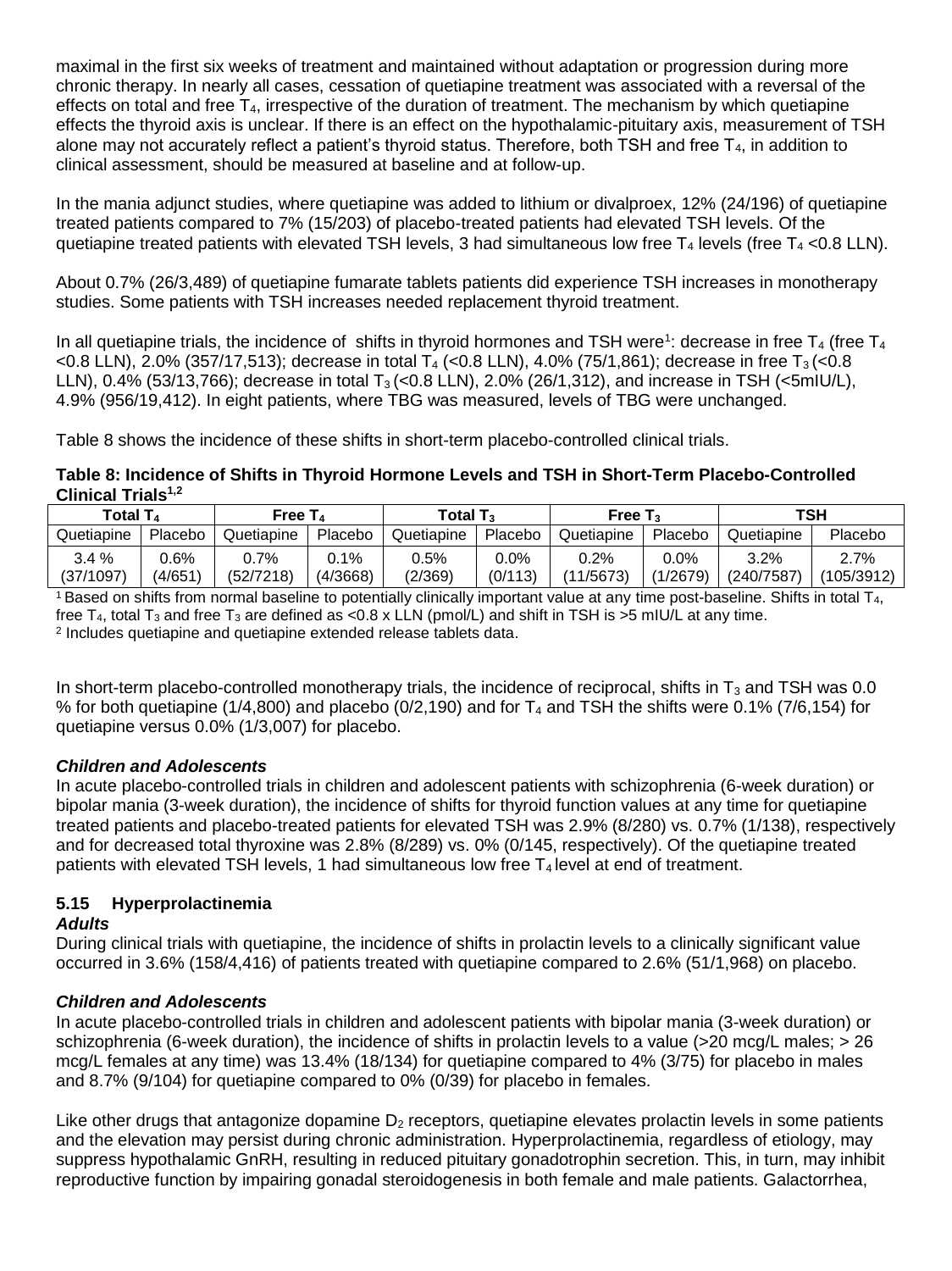maximal in the first six weeks of treatment and maintained without adaptation or progression during more chronic therapy. In nearly all cases, cessation of quetiapine treatment was associated with a reversal of the effects on total and free $T_4$, irrespective of the duration of treatment. The mechanism by which quetiapine effects the thyroid axis is unclear. If there is an effect on the hypothalamic-pituitary axis, measurement of TSH alone may not accurately reflect a patient's thyroid status. Therefore, both TSH and free $T_4$, in addition to clinical assessment, should be measured at baseline and at follow-up.

In the mania adjunct studies, where quetiapine was added to lithium or divalproex, 12% (24/196) of quetiapine treated patients compared to 7% (15/203) of placebo-treated patients had elevated TSH levels. Of the quetiapine treated patients with elevated TSH levels, 3 had simultaneous low free $T_4$ levels (free $T_4$ <0.8 LLN).

About 0.7% (26/3,489) of quetiapine fumarate tablets patients did experience TSH increases in monotherapy studies. Some patients with TSH increases needed replacement thyroid treatment.

In all quetiapine trials, the incidence of shifts in thyroid hormones and TSH were[1]: decrease in free $T_4$ (free $T_4$ <0.8 LLN), 2.0% (357/17,513); decrease in total $T_4$ (<0.8 LLN), 4.0% (75/1,861); decrease in free $T_3$ (<0.8 LLN), 0.4% (53/13,766); decrease in total $T_3$ (<0.8 LLN), 2.0% (26/1,312), and increase in TSH (<5mIU/L), 4.9% (956/19,412). In eight patients, where TBG was measured, levels of TBG were unchanged.

Table 8 shows the incidence of these shifts in short-term placebo-controlled clinical trials.

**Table 8: Incidence of Shifts in Thyroid Hormone Levels and TSH in Short-Term Placebo-Controlled Clinical Trials[1,2]**

| Total $T_4$ | | Free $T_4$ | | Total $T_3$ | | Free $T_3$ | | TSH | |
|---|---|---|---|---|---|---|---|---|---|
| Quetiapine | Placebo | Quetiapine | Placebo | Quetiapine | Placebo | Quetiapine | Placebo | Quetiapine | Placebo |
| 3.4 % (37/1097) | 0.6% (4/651) | 0.7% (52/7218) | 0.1% (4/3668) | 0.5% (2/369) | 0.0% (0/113) | 0.2% (11/5673) | 0.0% (1/2679) | 3.2% (240/7587) | 2.7% (105/3912) |

[1] Based on shifts from normal baseline to potentially clinically important value at any time post-baseline. Shifts in total $T_4$, free $T_4$, total $T_3$ and free $T_3$ are defined as <0.8 x LLN (pmol/L) and shift in TSH is >5 mIU/L at any time.
[2] Includes quetiapine and quetiapine extended release tablets data.

In short-term placebo-controlled monotherapy trials, the incidence of reciprocal, shifts in $T_3$ and TSH was 0.0 % for both quetiapine (1/4,800) and placebo (0/2,190) and for $T_4$ and TSH the shifts were 0.1% (7/6,154) for quetiapine versus 0.0% (1/3,007) for placebo.

***Children and Adolescents***

In acute placebo-controlled trials in children and adolescent patients with schizophrenia (6-week duration) or bipolar mania (3-week duration), the incidence of shifts for thyroid function values at any time for quetiapine treated patients and placebo-treated patients for elevated TSH was 2.9% (8/280) vs. 0.7% (1/138), respectively and for decreased total thyroxine was 2.8% (8/289) vs. 0% (0/145, respectively). Of the quetiapine treated patients with elevated TSH levels, 1 had simultaneous low free $T_4$ level at end of treatment.

### 5.15 Hyperprolactinemia

***Adults***

During clinical trials with quetiapine, the incidence of shifts in prolactin levels to a clinically significant value occurred in 3.6% (158/4,416) of patients treated with quetiapine compared to 2.6% (51/1,968) on placebo.

***Children and Adolescents***

In acute placebo-controlled trials in children and adolescent patients with bipolar mania (3-week duration) or schizophrenia (6-week duration), the incidence of shifts in prolactin levels to a value (>20 mcg/L males; > 26 mcg/L females at any time) was 13.4% (18/134) for quetiapine compared to 4% (3/75) for placebo in males and 8.7% (9/104) for quetiapine compared to 0% (0/39) for placebo in females.

Like other drugs that antagonize dopamine $D_2$ receptors, quetiapine elevates prolactin levels in some patients and the elevation may persist during chronic administration. Hyperprolactinemia, regardless of etiology, may suppress hypothalamic GnRH, resulting in reduced pituitary gonadotrophin secretion. This, in turn, may inhibit reproductive function by impairing gonadal steroidogenesis in both female and male patients. Galactorrhea,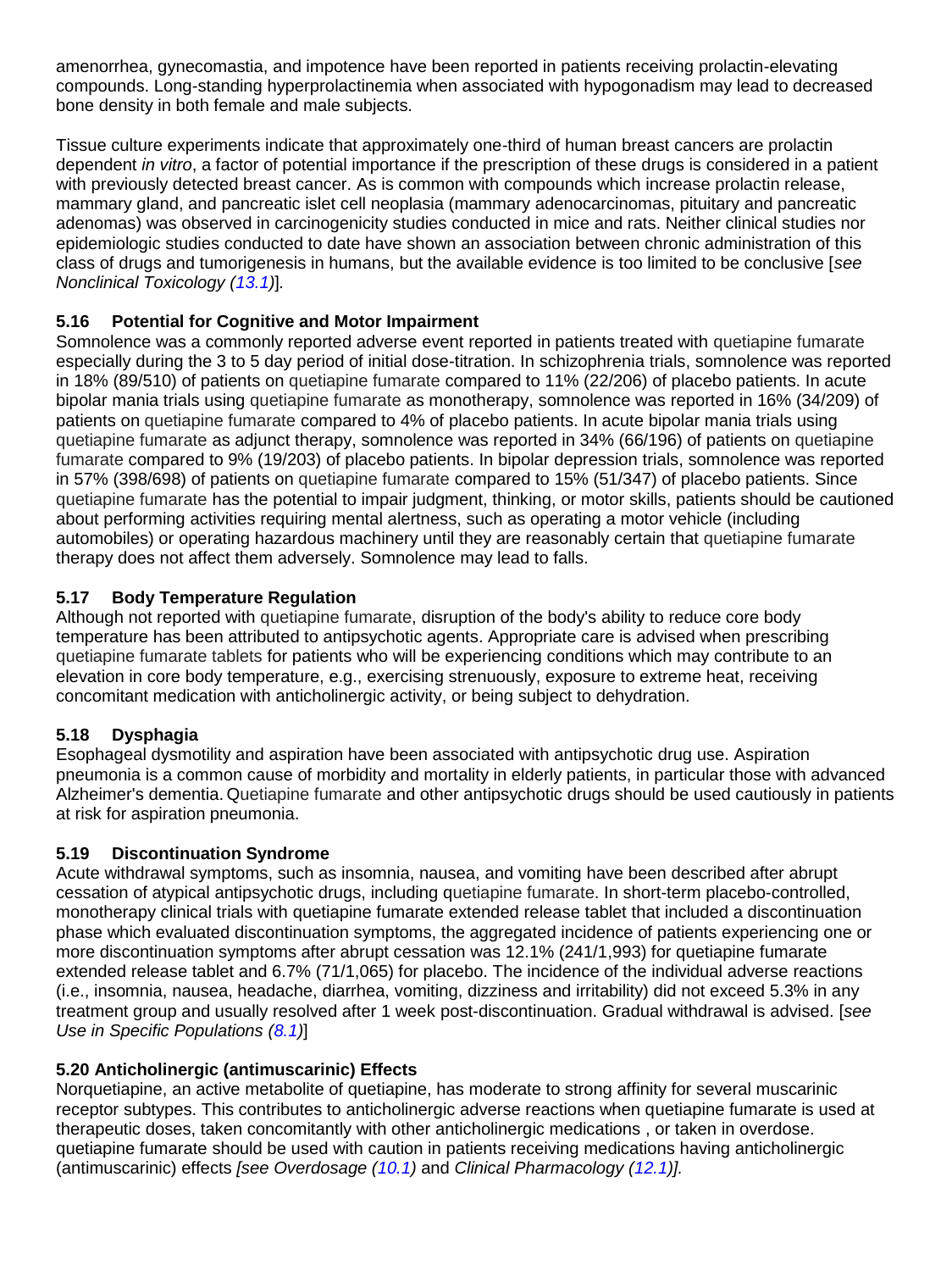amenorrhea, gynecomastia, and impotence have been reported in patients receiving prolactin-elevating compounds. Long-standing hyperprolactinemia when associated with hypogonadism may lead to decreased bone density in both female and male subjects.

Tissue culture experiments indicate that approximately one-third of human breast cancers are prolactin dependent *in vitro*, a factor of potential importance if the prescription of these drugs is considered in a patient with previously detected breast cancer. As is common with compounds which increase prolactin release, mammary gland, and pancreatic islet cell neoplasia (mammary adenocarcinomas, pituitary and pancreatic adenomas) was observed in carcinogenicity studies conducted in mice and rats. Neither clinical studies nor epidemiologic studies conducted to date have shown an association between chronic administration of this class of drugs and tumorigenesis in humans, but the available evidence is too limited to be conclusive [*see Nonclinical Toxicology (13.1)*].

### 5.16 Potential for Cognitive and Motor Impairment

Somnolence was a commonly reported adverse event reported in patients treated with quetiapine fumarate especially during the 3 to 5 day period of initial dose-titration. In schizophrenia trials, somnolence was reported in 18% (89/510) of patients on quetiapine fumarate compared to 11% (22/206) of placebo patients. In acute bipolar mania trials using quetiapine fumarate as monotherapy, somnolence was reported in 16% (34/209) of patients on quetiapine fumarate compared to 4% of placebo patients. In acute bipolar mania trials using quetiapine fumarate as adjunct therapy, somnolence was reported in 34% (66/196) of patients on quetiapine fumarate compared to 9% (19/203) of placebo patients. In bipolar depression trials, somnolence was reported in 57% (398/698) of patients on quetiapine fumarate compared to 15% (51/347) of placebo patients. Since quetiapine fumarate has the potential to impair judgment, thinking, or motor skills, patients should be cautioned about performing activities requiring mental alertness, such as operating a motor vehicle (including automobiles) or operating hazardous machinery until they are reasonably certain that quetiapine fumarate therapy does not affect them adversely. Somnolence may lead to falls.

### 5.17 Body Temperature Regulation

Although not reported with quetiapine fumarate, disruption of the body's ability to reduce core body temperature has been attributed to antipsychotic agents. Appropriate care is advised when prescribing quetiapine fumarate tablets for patients who will be experiencing conditions which may contribute to an elevation in core body temperature, e.g., exercising strenuously, exposure to extreme heat, receiving concomitant medication with anticholinergic activity, or being subject to dehydration.

### 5.18 Dysphagia

Esophageal dysmotility and aspiration have been associated with antipsychotic drug use. Aspiration pneumonia is a common cause of morbidity and mortality in elderly patients, in particular those with advanced Alzheimer's dementia. Quetiapine fumarate and other antipsychotic drugs should be used cautiously in patients at risk for aspiration pneumonia.

### 5.19 Discontinuation Syndrome

Acute withdrawal symptoms, such as insomnia, nausea, and vomiting have been described after abrupt cessation of atypical antipsychotic drugs, including quetiapine fumarate. In short-term placebo-controlled, monotherapy clinical trials with quetiapine fumarate extended release tablet that included a discontinuation phase which evaluated discontinuation symptoms, the aggregated incidence of patients experiencing one or more discontinuation symptoms after abrupt cessation was 12.1% (241/1,993) for quetiapine fumarate extended release tablet and 6.7% (71/1,065) for placebo. The incidence of the individual adverse reactions (i.e., insomnia, nausea, headache, diarrhea, vomiting, dizziness and irritability) did not exceed 5.3% in any treatment group and usually resolved after 1 week post-discontinuation. Gradual withdrawal is advised. [*see Use in Specific Populations (8.1)*]

### 5.20 Anticholinergic (antimuscarinic) Effects

Norquetiapine, an active metabolite of quetiapine, has moderate to strong affinity for several muscarinic receptor subtypes. This contributes to anticholinergic adverse reactions when quetiapine fumarate is used at therapeutic doses, taken concomitantly with other anticholinergic medications , or taken in overdose. quetiapine fumarate should be used with caution in patients receiving medications having anticholinergic (antimuscarinic) effects *[see Overdosage (10.1)* and *Clinical Pharmacology (12.1)].*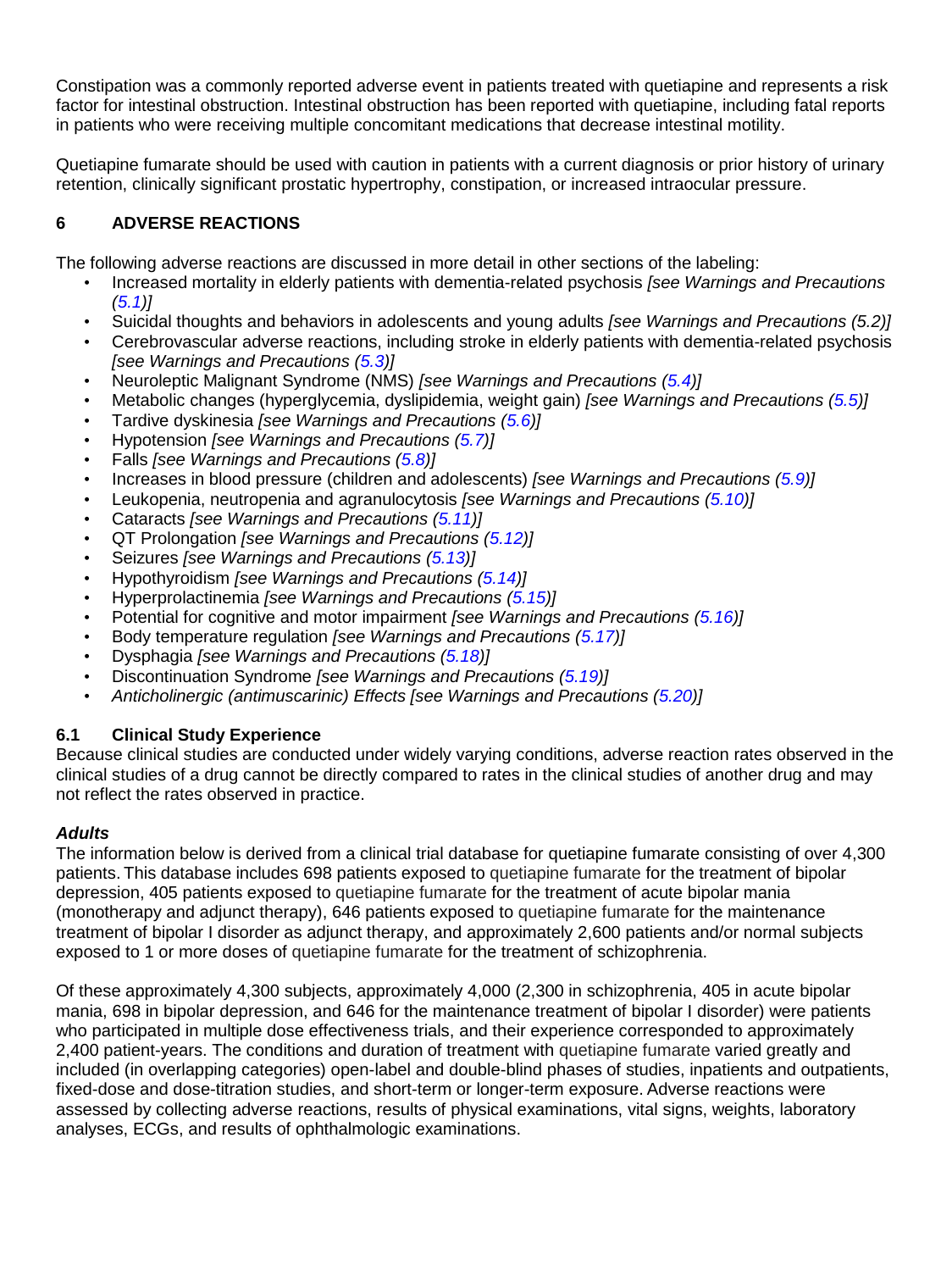Constipation was a commonly reported adverse event in patients treated with quetiapine and represents a risk factor for intestinal obstruction. Intestinal obstruction has been reported with quetiapine, including fatal reports in patients who were receiving multiple concomitant medications that decrease intestinal motility.

Quetiapine fumarate should be used with caution in patients with a current diagnosis or prior history of urinary retention, clinically significant prostatic hypertrophy, constipation, or increased intraocular pressure.

## 6 ADVERSE REACTIONS

The following adverse reactions are discussed in more detail in other sections of the labeling:

- Increased mortality in elderly patients with dementia-related psychosis *[see Warnings and Precautions (5.1)]*
- Suicidal thoughts and behaviors in adolescents and young adults *[see Warnings and Precautions (5.2)]*
- Cerebrovascular adverse reactions, including stroke in elderly patients with dementia-related psychosis *[see Warnings and Precautions (5.3)]*
- Neuroleptic Malignant Syndrome (NMS) *[see Warnings and Precautions (5.4)]*
- Metabolic changes (hyperglycemia, dyslipidemia, weight gain) *[see Warnings and Precautions (5.5)]*
- Tardive dyskinesia *[see Warnings and Precautions (5.6)]*
- Hypotension *[see Warnings and Precautions (5.7)]*
- Falls *[see Warnings and Precautions (5.8)]*
- Increases in blood pressure (children and adolescents) *[see Warnings and Precautions (5.9)]*
- Leukopenia, neutropenia and agranulocytosis *[see Warnings and Precautions (5.10)]*
- Cataracts *[see Warnings and Precautions (5.11)]*
- QT Prolongation *[see Warnings and Precautions (5.12)]*
- Seizures *[see Warnings and Precautions (5.13)]*
- Hypothyroidism *[see Warnings and Precautions (5.14)]*
- Hyperprolactinemia *[see Warnings and Precautions (5.15)]*
- Potential for cognitive and motor impairment *[see Warnings and Precautions (5.16)]*
- Body temperature regulation *[see Warnings and Precautions (5.17)]*
- Dysphagia *[see Warnings and Precautions (5.18)]*
- Discontinuation Syndrome *[see Warnings and Precautions (5.19)]*
- *Anticholinergic (antimuscarinic) Effects [see Warnings and Precautions (5.20)]*

### 6.1 Clinical Study Experience

Because clinical studies are conducted under widely varying conditions, adverse reaction rates observed in the clinical studies of a drug cannot be directly compared to rates in the clinical studies of another drug and may not reflect the rates observed in practice.

***Adults***

The information below is derived from a clinical trial database for quetiapine fumarate consisting of over 4,300 patients. This database includes 698 patients exposed to quetiapine fumarate for the treatment of bipolar depression, 405 patients exposed to quetiapine fumarate for the treatment of acute bipolar mania (monotherapy and adjunct therapy), 646 patients exposed to quetiapine fumarate for the maintenance treatment of bipolar I disorder as adjunct therapy, and approximately 2,600 patients and/or normal subjects exposed to 1 or more doses of quetiapine fumarate for the treatment of schizophrenia.

Of these approximately 4,300 subjects, approximately 4,000 (2,300 in schizophrenia, 405 in acute bipolar mania, 698 in bipolar depression, and 646 for the maintenance treatment of bipolar I disorder) were patients who participated in multiple dose effectiveness trials, and their experience corresponded to approximately 2,400 patient-years. The conditions and duration of treatment with quetiapine fumarate varied greatly and included (in overlapping categories) open-label and double-blind phases of studies, inpatients and outpatients, fixed-dose and dose-titration studies, and short-term or longer-term exposure. Adverse reactions were assessed by collecting adverse reactions, results of physical examinations, vital signs, weights, laboratory analyses, ECGs, and results of ophthalmologic examinations.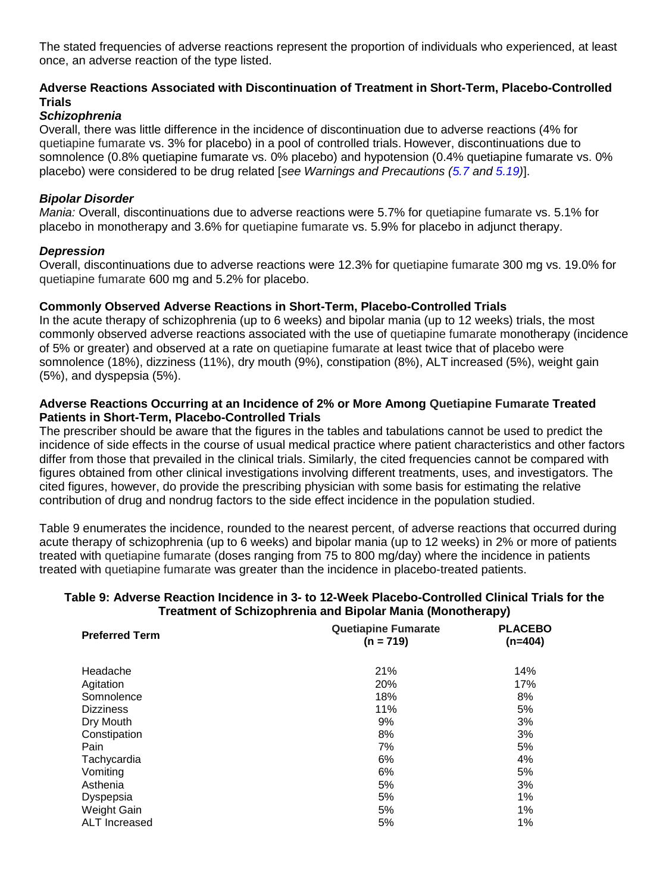The stated frequencies of adverse reactions represent the proportion of individuals who experienced, at least once, an adverse reaction of the type listed.

### Adverse Reactions Associated with Discontinuation of Treatment in Short-Term, Placebo-Controlled Trials

***Schizophrenia***

Overall, there was little difference in the incidence of discontinuation due to adverse reactions (4% for quetiapine fumarate vs. 3% for placebo) in a pool of controlled trials. However, discontinuations due to somnolence (0.8% quetiapine fumarate vs. 0% placebo) and hypotension (0.4% quetiapine fumarate vs. 0% placebo) were considered to be drug related [*see Warnings and Precautions (5.7 and 5.19)*].

***Bipolar Disorder***

*Mania:* Overall, discontinuations due to adverse reactions were 5.7% for quetiapine fumarate vs. 5.1% for placebo in monotherapy and 3.6% for quetiapine fumarate vs. 5.9% for placebo in adjunct therapy.

***Depression***

Overall, discontinuations due to adverse reactions were 12.3% for quetiapine fumarate 300 mg vs. 19.0% for quetiapine fumarate 600 mg and 5.2% for placebo.

### Commonly Observed Adverse Reactions in Short-Term, Placebo-Controlled Trials

In the acute therapy of schizophrenia (up to 6 weeks) and bipolar mania (up to 12 weeks) trials, the most commonly observed adverse reactions associated with the use of quetiapine fumarate monotherapy (incidence of 5% or greater) and observed at a rate on quetiapine fumarate at least twice that of placebo were somnolence (18%), dizziness (11%), dry mouth (9%), constipation (8%), ALT increased (5%), weight gain (5%), and dyspepsia (5%).

### Adverse Reactions Occurring at an Incidence of 2% or More Among Quetiapine Fumarate Treated Patients in Short-Term, Placebo-Controlled Trials

The prescriber should be aware that the figures in the tables and tabulations cannot be used to predict the incidence of side effects in the course of usual medical practice where patient characteristics and other factors differ from those that prevailed in the clinical trials. Similarly, the cited frequencies cannot be compared with figures obtained from other clinical investigations involving different treatments, uses, and investigators. The cited figures, however, do provide the prescribing physician with some basis for estimating the relative contribution of drug and nondrug factors to the side effect incidence in the population studied.

Table 9 enumerates the incidence, rounded to the nearest percent, of adverse reactions that occurred during acute therapy of schizophrenia (up to 6 weeks) and bipolar mania (up to 12 weeks) in 2% or more of patients treated with quetiapine fumarate (doses ranging from 75 to 800 mg/day) where the incidence in patients treated with quetiapine fumarate was greater than the incidence in placebo-treated patients.

**Table 9: Adverse Reaction Incidence in 3- to 12-Week Placebo-Controlled Clinical Trials for the Treatment of Schizophrenia and Bipolar Mania (Monotherapy)**

| Preferred Term | Quetiapine Fumarate (n = 719) | PLACEBO (n=404) |
|---|---|---|
| Headache | 21% | 14% |
| Agitation | 20% | 17% |
| Somnolence | 18% | 8% |
| Dizziness | 11% | 5% |
| Dry Mouth | 9% | 3% |
| Constipation | 8% | 3% |
| Pain | 7% | 5% |
| Tachycardia | 6% | 4% |
| Vomiting | 6% | 5% |
| Asthenia | 5% | 3% |
| Dyspepsia | 5% | 1% |
| Weight Gain | 5% | 1% |
| ALT Increased | 5% | 1% |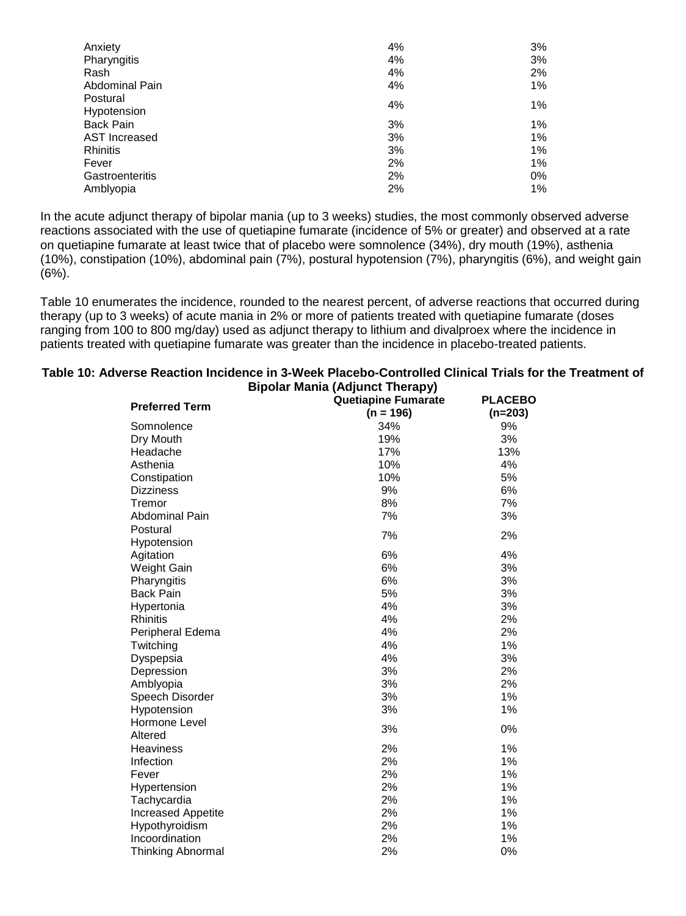| | | |
|---|---|---|
| Anxiety | 4% | 3% |
| Pharyngitis | 4% | 3% |
| Rash | 4% | 2% |
| Abdominal Pain | 4% | 1% |
| Postural Hypotension | 4% | 1% |
| Back Pain | 3% | 1% |
| AST Increased | 3% | 1% |
| Rhinitis | 3% | 1% |
| Fever | 2% | 1% |
| Gastroenteritis | 2% | 0% |
| Amblyopia | 2% | 1% |

In the acute adjunct therapy of bipolar mania (up to 3 weeks) studies, the most commonly observed adverse reactions associated with the use of quetiapine fumarate (incidence of 5% or greater) and observed at a rate on quetiapine fumarate at least twice that of placebo were somnolence (34%), dry mouth (19%), asthenia (10%), constipation (10%), abdominal pain (7%), postural hypotension (7%), pharyngitis (6%), and weight gain (6%).

Table 10 enumerates the incidence, rounded to the nearest percent, of adverse reactions that occurred during therapy (up to 3 weeks) of acute mania in 2% or more of patients treated with quetiapine fumarate (doses ranging from 100 to 800 mg/day) used as adjunct therapy to lithium and divalproex where the incidence in patients treated with quetiapine fumarate was greater than the incidence in placebo-treated patients.

**Table 10: Adverse Reaction Incidence in 3-Week Placebo-Controlled Clinical Trials for the Treatment of Bipolar Mania (Adjunct Therapy)**

| Preferred Term | Quetiapine Fumarate (n = 196) | PLACEBO (n=203) |
|---|---|---|
| Somnolence | 34% | 9% |
| Dry Mouth | 19% | 3% |
| Headache | 17% | 13% |
| Asthenia | 10% | 4% |
| Constipation | 10% | 5% |
| Dizziness | 9% | 6% |
| Tremor | 8% | 7% |
| Abdominal Pain | 7% | 3% |
| Postural Hypotension | 7% | 2% |
| Agitation | 6% | 4% |
| Weight Gain | 6% | 3% |
| Pharyngitis | 6% | 3% |
| Back Pain | 5% | 3% |
| Hypertonia | 4% | 3% |
| Rhinitis | 4% | 2% |
| Peripheral Edema | 4% | 2% |
| Twitching | 4% | 1% |
| Dyspepsia | 4% | 3% |
| Depression | 3% | 2% |
| Amblyopia | 3% | 2% |
| Speech Disorder | 3% | 1% |
| Hypotension | 3% | 1% |
| Hormone Level Altered | 3% | 0% |
| Heaviness | 2% | 1% |
| Infection | 2% | 1% |
| Fever | 2% | 1% |
| Hypertension | 2% | 1% |
| Tachycardia | 2% | 1% |
| Increased Appetite | 2% | 1% |
| Hypothyroidism | 2% | 1% |
| Incoordination | 2% | 1% |
| Thinking Abnormal | 2% | 0% |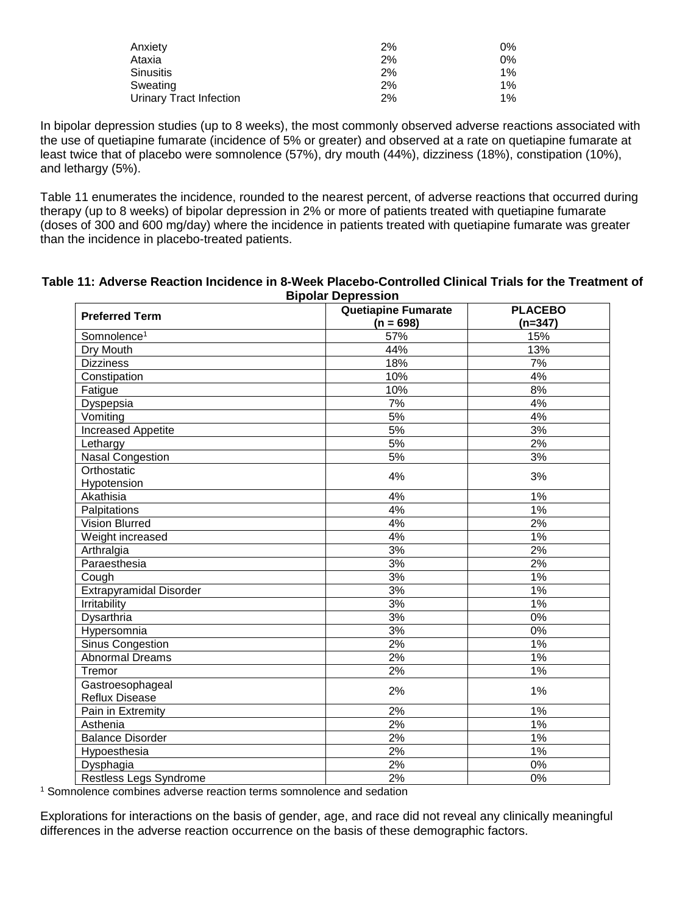| | | |
|---|---|---|
| Anxiety | 2% | 0% |
| Ataxia | 2% | 0% |
| Sinusitis | 2% | 1% |
| Sweating | 2% | 1% |
| Urinary Tract Infection | 2% | 1% |

In bipolar depression studies (up to 8 weeks), the most commonly observed adverse reactions associated with the use of quetiapine fumarate (incidence of 5% or greater) and observed at a rate on quetiapine fumarate at least twice that of placebo were somnolence (57%), dry mouth (44%), dizziness (18%), constipation (10%), and lethargy (5%).

Table 11 enumerates the incidence, rounded to the nearest percent, of adverse reactions that occurred during therapy (up to 8 weeks) of bipolar depression in 2% or more of patients treated with quetiapine fumarate (doses of 300 and 600 mg/day) where the incidence in patients treated with quetiapine fumarate was greater than the incidence in placebo-treated patients.

**Table 11: Adverse Reaction Incidence in 8-Week Placebo-Controlled Clinical Trials for the Treatment of Bipolar Depression**

| Preferred Term | Quetiapine Fumarate (n = 698) | PLACEBO (n=347) |
|---|---|---|
| Somnolence[1] | 57% | 15% |
| Dry Mouth | 44% | 13% |
| Dizziness | 18% | 7% |
| Constipation | 10% | 4% |
| Fatigue | 10% | 8% |
| Dyspepsia | 7% | 4% |
| Vomiting | 5% | 4% |
| Increased Appetite | 5% | 3% |
| Lethargy | 5% | 2% |
| Nasal Congestion | 5% | 3% |
| Orthostatic Hypotension | 4% | 3% |
| Akathisia | 4% | 1% |
| Palpitations | 4% | 1% |
| Vision Blurred | 4% | 2% |
| Weight increased | 4% | 1% |
| Arthralgia | 3% | 2% |
| Paraesthesia | 3% | 2% |
| Cough | 3% | 1% |
| Extrapyramidal Disorder | 3% | 1% |
| Irritability | 3% | 1% |
| Dysarthria | 3% | 0% |
| Hypersomnia | 3% | 0% |
| Sinus Congestion | 2% | 1% |
| Abnormal Dreams | 2% | 1% |
| Tremor | 2% | 1% |
| Gastroesophageal Reflux Disease | 2% | 1% |
| Pain in Extremity | 2% | 1% |
| Asthenia | 2% | 1% |
| Balance Disorder | 2% | 1% |
| Hypoesthesia | 2% | 1% |
| Dysphagia | 2% | 0% |
| Restless Legs Syndrome | 2% | 0% |

[1] Somnolence combines adverse reaction terms somnolence and sedation

Explorations for interactions on the basis of gender, age, and race did not reveal any clinically meaningful differences in the adverse reaction occurrence on the basis of these demographic factors.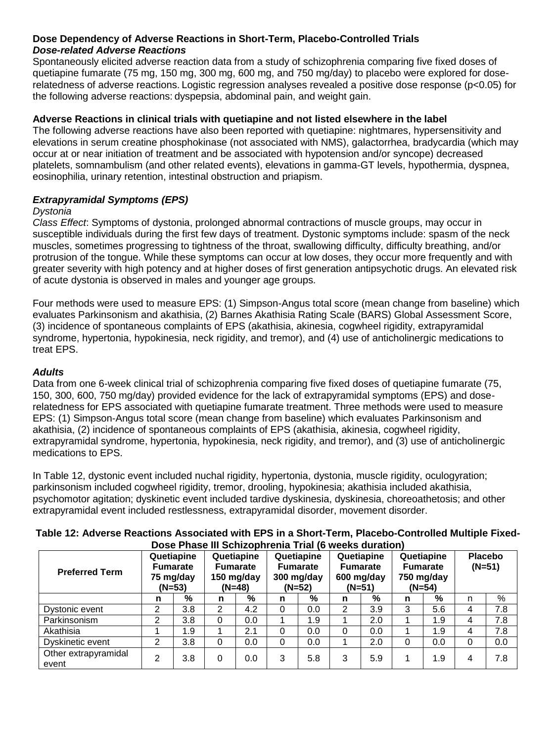**Dose Dependency of Adverse Reactions in Short-Term, Placebo-Controlled Trials**

***Dose-related Adverse Reactions***

Spontaneously elicited adverse reaction data from a study of schizophrenia comparing five fixed doses of quetiapine fumarate (75 mg, 150 mg, 300 mg, 600 mg, and 750 mg/day) to placebo were explored for dose-relatedness of adverse reactions. Logistic regression analyses revealed a positive dose response ($p<0.05$) for the following adverse reactions: dyspepsia, abdominal pain, and weight gain.

**Adverse Reactions in clinical trials with quetiapine and not listed elsewhere in the label**

The following adverse reactions have also been reported with quetiapine: nightmares, hypersensitivity and elevations in serum creatine phosphokinase (not associated with NMS), galactorrhea, bradycardia (which may occur at or near initiation of treatment and be associated with hypotension and/or syncope) decreased platelets, somnambulism (and other related events), elevations in gamma-GT levels, hypothermia, dyspnea, eosinophilia, urinary retention, intestinal obstruction and priapism.

***Extrapyramidal Symptoms (EPS)***

*Dystonia*

*Class Effect*: Symptoms of dystonia, prolonged abnormal contractions of muscle groups, may occur in susceptible individuals during the first few days of treatment. Dystonic symptoms include: spasm of the neck muscles, sometimes progressing to tightness of the throat, swallowing difficulty, difficulty breathing, and/or protrusion of the tongue. While these symptoms can occur at low doses, they occur more frequently and with greater severity with high potency and at higher doses of first generation antipsychotic drugs. An elevated risk of acute dystonia is observed in males and younger age groups.

Four methods were used to measure EPS: (1) Simpson-Angus total score (mean change from baseline) which evaluates Parkinsonism and akathisia, (2) Barnes Akathisia Rating Scale (BARS) Global Assessment Score, (3) incidence of spontaneous complaints of EPS (akathisia, akinesia, cogwheel rigidity, extrapyramidal syndrome, hypertonia, hypokinesia, neck rigidity, and tremor), and (4) use of anticholinergic medications to treat EPS.

***Adults***

Data from one 6-week clinical trial of schizophrenia comparing five fixed doses of quetiapine fumarate (75, 150, 300, 600, 750 mg/day) provided evidence for the lack of extrapyramidal symptoms (EPS) and dose-relatedness for EPS associated with quetiapine fumarate treatment. Three methods were used to measure EPS: (1) Simpson-Angus total score (mean change from baseline) which evaluates Parkinsonism and akathisia, (2) incidence of spontaneous complaints of EPS (akathisia, akinesia, cogwheel rigidity, extrapyramidal syndrome, hypertonia, hypokinesia, neck rigidity, and tremor), and (3) use of anticholinergic medications to EPS.

In Table 12, dystonic event included nuchal rigidity, hypertonia, dystonia, muscle rigidity, oculogyration; parkinsonism included cogwheel rigidity, tremor, drooling, hypokinesia; akathisia included akathisia, psychomotor agitation; dyskinetic event included tardive dyskinesia, dyskinesia, choreoathetosis; and other extrapyramidal event included restlessness, extrapyramidal disorder, movement disorder.

**Table 12: Adverse Reactions Associated with EPS in a Short-Term, Placebo-Controlled Multiple Fixed-Dose Phase III Schizophrenia Trial (6 weeks duration)**

| Preferred Term | Quetiapine Fumarate 75 mg/day (N=53) | | Quetiapine Fumarate 150 mg/day (N=48) | | Quetiapine Fumarate 300 mg/day (N=52) | | Quetiapine Fumarate 600 mg/day (N=51) | | Quetiapine Fumarate 750 mg/day (N=54) | | Placebo (N=51) | |
|---|---|---|---|---|---|---|---|---|---|---|---|---|
| | n | % | n | % | n | % | n | % | n | % | n | % |
| Dystonic event | 2 | 3.8 | 2 | 4.2 | 0 | 0.0 | 2 | 3.9 | 3 | 5.6 | 4 | 7.8 |
| Parkinsonism | 2 | 3.8 | 0 | 0.0 | 1 | 1.9 | 1 | 2.0 | 1 | 1.9 | 4 | 7.8 |
| Akathisia | 1 | 1.9 | 1 | 2.1 | 0 | 0.0 | 0 | 0.0 | 1 | 1.9 | 4 | 7.8 |
| Dyskinetic event | 2 | 3.8 | 0 | 0.0 | 0 | 0.0 | 1 | 2.0 | 0 | 0.0 | 0 | 0.0 |
| Other extrapyramidal event | 2 | 3.8 | 0 | 0.0 | 3 | 5.8 | 3 | 5.9 | 1 | 1.9 | 4 | 7.8 |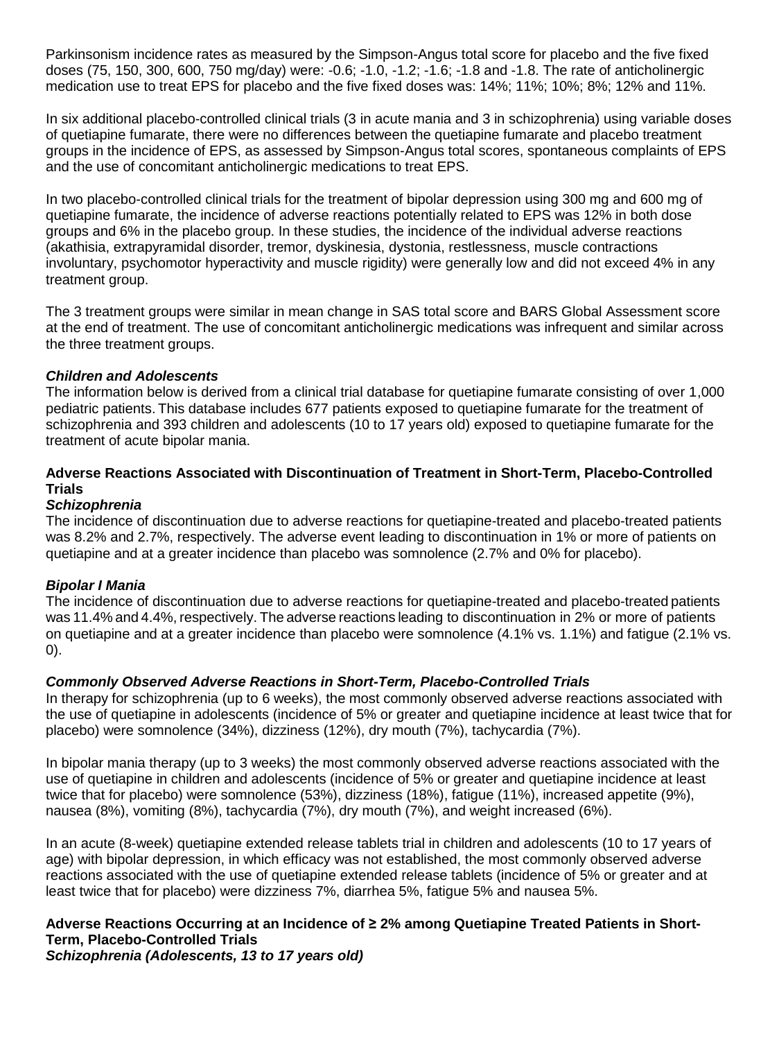Parkinsonism incidence rates as measured by the Simpson-Angus total score for placebo and the five fixed doses (75, 150, 300, 600, 750 mg/day) were: -0.6; -1.0, -1.2; -1.6; -1.8 and -1.8. The rate of anticholinergic medication use to treat EPS for placebo and the five fixed doses was: 14%; 11%; 10%; 8%; 12% and 11%.

In six additional placebo-controlled clinical trials (3 in acute mania and 3 in schizophrenia) using variable doses of quetiapine fumarate, there were no differences between the quetiapine fumarate and placebo treatment groups in the incidence of EPS, as assessed by Simpson-Angus total scores, spontaneous complaints of EPS and the use of concomitant anticholinergic medications to treat EPS.

In two placebo-controlled clinical trials for the treatment of bipolar depression using 300 mg and 600 mg of quetiapine fumarate, the incidence of adverse reactions potentially related to EPS was 12% in both dose groups and 6% in the placebo group. In these studies, the incidence of the individual adverse reactions (akathisia, extrapyramidal disorder, tremor, dyskinesia, dystonia, restlessness, muscle contractions involuntary, psychomotor hyperactivity and muscle rigidity) were generally low and did not exceed 4% in any treatment group.

The 3 treatment groups were similar in mean change in SAS total score and BARS Global Assessment score at the end of treatment. The use of concomitant anticholinergic medications was infrequent and similar across the three treatment groups.

***Children and Adolescents***

The information below is derived from a clinical trial database for quetiapine fumarate consisting of over 1,000 pediatric patients. This database includes 677 patients exposed to quetiapine fumarate for the treatment of schizophrenia and 393 children and adolescents (10 to 17 years old) exposed to quetiapine fumarate for the treatment of acute bipolar mania.

**Adverse Reactions Associated with Discontinuation of Treatment in Short-Term, Placebo-Controlled Trials**

***Schizophrenia***

The incidence of discontinuation due to adverse reactions for quetiapine-treated and placebo-treated patients was 8.2% and 2.7%, respectively. The adverse event leading to discontinuation in 1% or more of patients on quetiapine and at a greater incidence than placebo was somnolence (2.7% and 0% for placebo).

***Bipolar I Mania***

The incidence of discontinuation due to adverse reactions for quetiapine-treated and placebo-treated patients was 11.4% and 4.4%, respectively. The adverse reactions leading to discontinuation in 2% or more of patients on quetiapine and at a greater incidence than placebo were somnolence (4.1% vs. 1.1%) and fatigue (2.1% vs. 0).

***Commonly Observed Adverse Reactions in Short-Term, Placebo-Controlled Trials***

In therapy for schizophrenia (up to 6 weeks), the most commonly observed adverse reactions associated with the use of quetiapine in adolescents (incidence of 5% or greater and quetiapine incidence at least twice that for placebo) were somnolence (34%), dizziness (12%), dry mouth (7%), tachycardia (7%).

In bipolar mania therapy (up to 3 weeks) the most commonly observed adverse reactions associated with the use of quetiapine in children and adolescents (incidence of 5% or greater and quetiapine incidence at least twice that for placebo) were somnolence (53%), dizziness (18%), fatigue (11%), increased appetite (9%), nausea (8%), vomiting (8%), tachycardia (7%), dry mouth (7%), and weight increased (6%).

In an acute (8-week) quetiapine extended release tablets trial in children and adolescents (10 to 17 years of age) with bipolar depression, in which efficacy was not established, the most commonly observed adverse reactions associated with the use of quetiapine extended release tablets (incidence of 5% or greater and at least twice that for placebo) were dizziness 7%, diarrhea 5%, fatigue 5% and nausea 5%.

**Adverse Reactions Occurring at an Incidence of ≥ 2% among Quetiapine Treated Patients in Short-Term, Placebo-Controlled Trials**

***Schizophrenia (Adolescents, 13 to 17 years old)***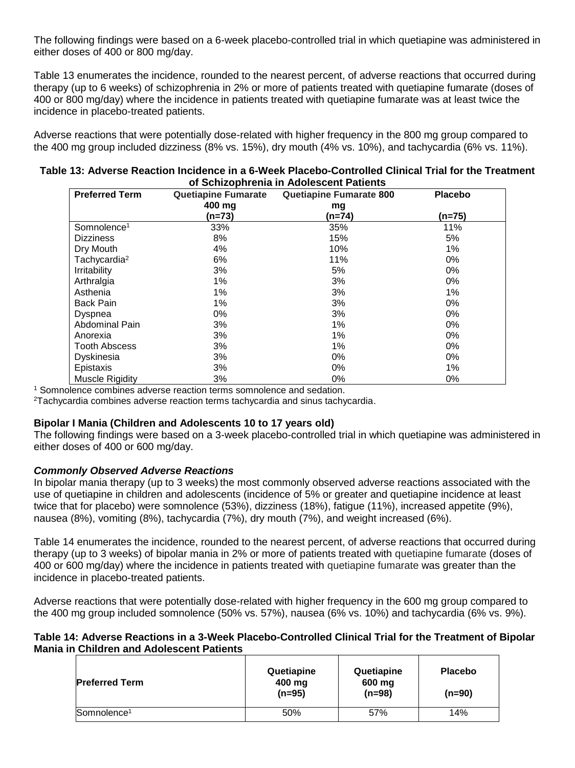The following findings were based on a 6-week placebo-controlled trial in which quetiapine was administered in either doses of 400 or 800 mg/day.

Table 13 enumerates the incidence, rounded to the nearest percent, of adverse reactions that occurred during therapy (up to 6 weeks) of schizophrenia in 2% or more of patients treated with quetiapine fumarate (doses of 400 or 800 mg/day) where the incidence in patients treated with quetiapine fumarate was at least twice the incidence in placebo-treated patients.

Adverse reactions that were potentially dose-related with higher frequency in the 800 mg group compared to the 400 mg group included dizziness (8% vs. 15%), dry mouth (4% vs. 10%), and tachycardia (6% vs. 11%).

**Table 13: Adverse Reaction Incidence in a 6-Week Placebo-Controlled Clinical Trial for the Treatment of Schizophrenia in Adolescent Patients**

| Preferred Term | Quetiapine Fumarate 400 mg (n=73) | Quetiapine Fumarate 800 mg (n=74) | Placebo (n=75) |
|---|---|---|---|
| Somnolence[1] | 33% | 35% | 11% |
| Dizziness | 8% | 15% | 5% |
| Dry Mouth | 4% | 10% | 1% |
| Tachycardia[2] | 6% | 11% | 0% |
| Irritability | 3% | 5% | 0% |
| Arthralgia | 1% | 3% | 0% |
| Asthenia | 1% | 3% | 1% |
| Back Pain | 1% | 3% | 0% |
| Dyspnea | 0% | 3% | 0% |
| Abdominal Pain | 3% | 1% | 0% |
| Anorexia | 3% | 1% | 0% |
| Tooth Abscess | 3% | 1% | 0% |
| Dyskinesia | 3% | 0% | 0% |
| Epistaxis | 3% | 0% | 1% |
| Muscle Rigidity | 3% | 0% | 0% |

[1] Somnolence combines adverse reaction terms somnolence and sedation.
[2]Tachycardia combines adverse reaction terms tachycardia and sinus tachycardia.

**Bipolar I Mania (Children and Adolescents 10 to 17 years old)**
The following findings were based on a 3-week placebo-controlled trial in which quetiapine was administered in either doses of 400 or 600 mg/day.

***Commonly Observed Adverse Reactions***
In bipolar mania therapy (up to 3 weeks) the most commonly observed adverse reactions associated with the use of quetiapine in children and adolescents (incidence of 5% or greater and quetiapine incidence at least twice that for placebo) were somnolence (53%), dizziness (18%), fatigue (11%), increased appetite (9%), nausea (8%), vomiting (8%), tachycardia (7%), dry mouth (7%), and weight increased (6%).

Table 14 enumerates the incidence, rounded to the nearest percent, of adverse reactions that occurred during therapy (up to 3 weeks) of bipolar mania in 2% or more of patients treated with quetiapine fumarate (doses of 400 or 600 mg/day) where the incidence in patients treated with quetiapine fumarate was greater than the incidence in placebo-treated patients.

Adverse reactions that were potentially dose-related with higher frequency in the 600 mg group compared to the 400 mg group included somnolence (50% vs. 57%), nausea (6% vs. 10%) and tachycardia (6% vs. 9%).

**Table 14: Adverse Reactions in a 3-Week Placebo-Controlled Clinical Trial for the Treatment of Bipolar Mania in Children and Adolescent Patients**

| Preferred Term | Quetiapine 400 mg (n=95) | Quetiapine 600 mg (n=98) | Placebo (n=90) |
|---|---|---|---|
| Somnolence[1] | 50% | 57% | 14% |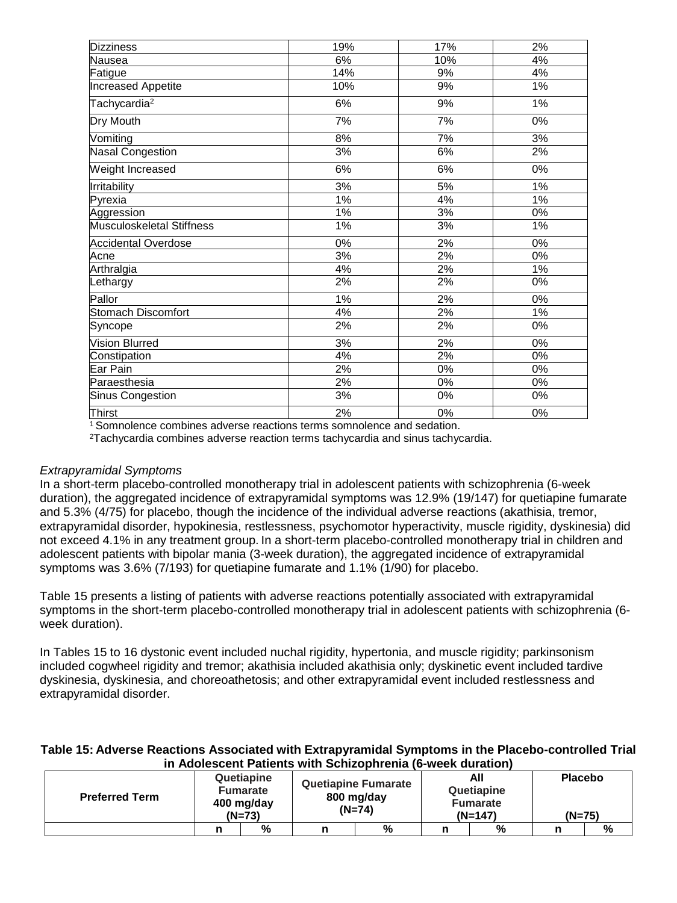| | | | |
|---|---|---|---|
| Dizziness | 19% | 17% | 2% |
| Nausea | 6% | 10% | 4% |
| Fatigue | 14% | 9% | 4% |
| Increased Appetite | 10% | 9% | 1% |
| Tachycardia[2] | 6% | 9% | 1% |
| Dry Mouth | 7% | 7% | 0% |
| Vomiting | 8% | 7% | 3% |
| Nasal Congestion | 3% | 6% | 2% |
| Weight Increased | 6% | 6% | 0% |
| Irritability | 3% | 5% | 1% |
| Pyrexia | 1% | 4% | 1% |
| Aggression | 1% | 3% | 0% |
| Musculoskeletal Stiffness | 1% | 3% | 1% |
| Accidental Overdose | 0% | 2% | 0% |
| Acne | 3% | 2% | 0% |
| Arthralgia | 4% | 2% | 1% |
| Lethargy | 2% | 2% | 0% |
| Pallor | 1% | 2% | 0% |
| Stomach Discomfort | 4% | 2% | 1% |
| Syncope | 2% | 2% | 0% |
| Vision Blurred | 3% | 2% | 0% |
| Constipation | 4% | 2% | 0% |
| Ear Pain | 2% | 0% | 0% |
| Paraesthesia | 2% | 0% | 0% |
| Sinus Congestion | 3% | 0% | 0% |
| Thirst | 2% | 0% | 0% |

[1] Somnolence combines adverse reactions terms somnolence and sedation.

[2] Tachycardia combines adverse reaction terms tachycardia and sinus tachycardia.

*Extrapyramidal Symptoms*

In a short-term placebo-controlled monotherapy trial in adolescent patients with schizophrenia (6-week duration), the aggregated incidence of extrapyramidal symptoms was 12.9% (19/147) for quetiapine fumarate and 5.3% (4/75) for placebo, though the incidence of the individual adverse reactions (akathisia, tremor, extrapyramidal disorder, hypokinesia, restlessness, psychomotor hyperactivity, muscle rigidity, dyskinesia) did not exceed 4.1% in any treatment group. In a short-term placebo-controlled monotherapy trial in children and adolescent patients with bipolar mania (3-week duration), the aggregated incidence of extrapyramidal symptoms was 3.6% (7/193) for quetiapine fumarate and 1.1% (1/90) for placebo.

Table 15 presents a listing of patients with adverse reactions potentially associated with extrapyramidal symptoms in the short-term placebo-controlled monotherapy trial in adolescent patients with schizophrenia (6-week duration).

In Tables 15 to 16 dystonic event included nuchal rigidity, hypertonia, and muscle rigidity; parkinsonism included cogwheel rigidity and tremor; akathisia included akathisia only; dyskinetic event included tardive dyskinesia, dyskinesia, and choreoathetosis; and other extrapyramidal event included restlessness and extrapyramidal disorder.

**Table 15: Adverse Reactions Associated with Extrapyramidal Symptoms in the Placebo-controlled Trial in Adolescent Patients with Schizophrenia (6-week duration)**

| Preferred Term | Quetiapine Fumarate 400 mg/day (N=73) | | Quetiapine Fumarate 800 mg/day (N=74) | | All Quetiapine Fumarate (N=147) | | Placebo (N=75) | |
|---|---|---|---|---|---|---|---|---|
| | n | % | n | % | n | % | n | % |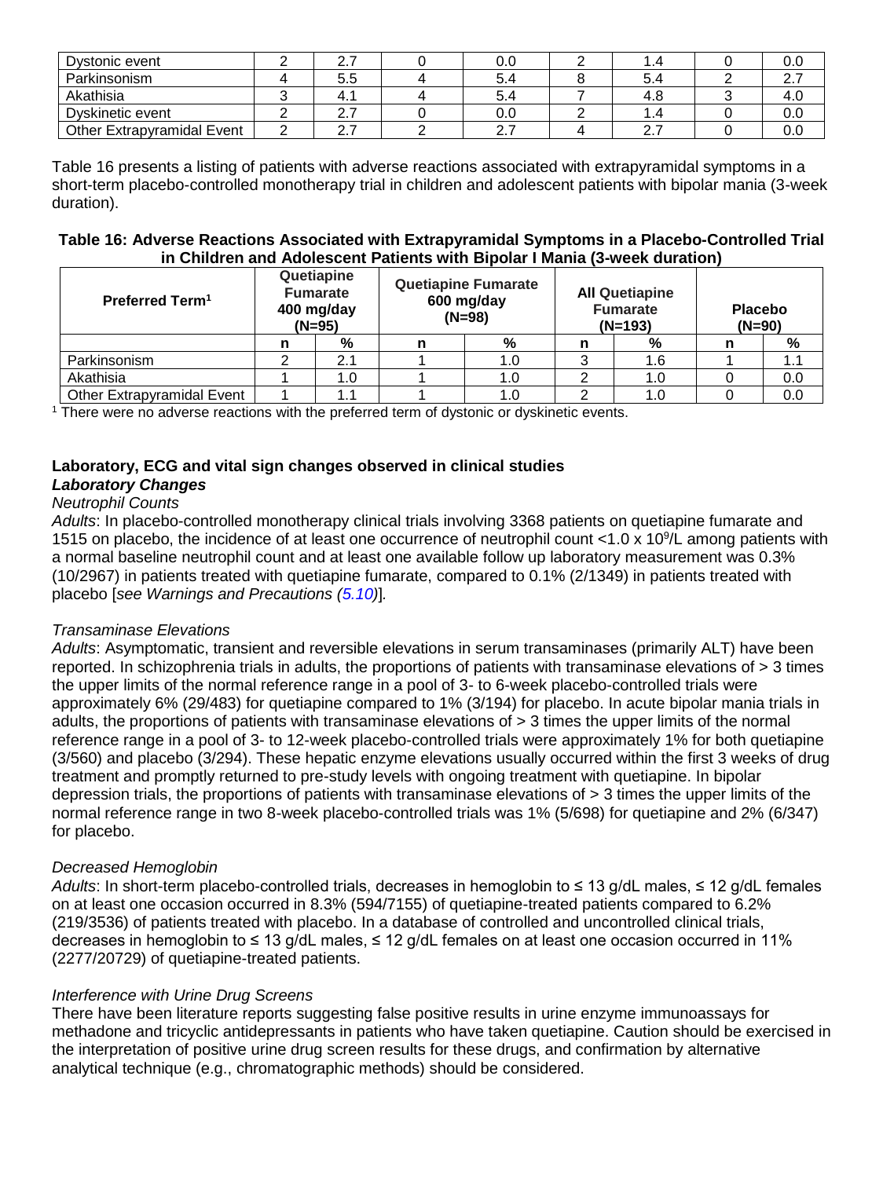| Dystonic event | 2 | 2.7 | 0 | 0.0 | 2 | 1.4 | 0 | 0.0 |
|---|---|---|---|---|---|---|---|---|
| Parkinsonism | 4 | 5.5 | 4 | 5.4 | 8 | 5.4 | 2 | 2.7 |
| Akathisia | 3 | 4.1 | 4 | 5.4 | 7 | 4.8 | 3 | 4.0 |
| Dyskinetic event | 2 | 2.7 | 0 | 0.0 | 2 | 1.4 | 0 | 0.0 |
| Other Extrapyramidal Event | 2 | 2.7 | 2 | 2.7 | 4 | 2.7 | 0 | 0.0 |

Table 16 presents a listing of patients with adverse reactions associated with extrapyramidal symptoms in a short-term placebo-controlled monotherapy trial in children and adolescent patients with bipolar mania (3-week duration).

**Table 16: Adverse Reactions Associated with Extrapyramidal Symptoms in a Placebo-Controlled Trial in Children and Adolescent Patients with Bipolar I Mania (3-week duration)**

| Preferred Term[1] | Quetiapine Fumarate 400 mg/day (N=95) | | Quetiapine Fumarate 600 mg/day (N=98) | | All Quetiapine Fumarate (N=193) | | Placebo (N=90) | |
|---|---|---|---|---|---|---|---|---|
| | n | % | n | % | n | % | n | % |
| Parkinsonism | 2 | 2.1 | 1 | 1.0 | 3 | 1.6 | 1 | 1.1 |
| Akathisia | 1 | 1.0 | 1 | 1.0 | 2 | 1.0 | 0 | 0.0 |
| Other Extrapyramidal Event | 1 | 1.1 | 1 | 1.0 | 2 | 1.0 | 0 | 0.0 |

[1] There were no adverse reactions with the preferred term of dystonic or dyskinetic events.

### Laboratory, ECG and vital sign changes observed in clinical studies

#### *Laboratory Changes*

*Neutrophil Counts*

*Adults*: In placebo-controlled monotherapy clinical trials involving 3368 patients on quetiapine fumarate and 1515 on placebo, the incidence of at least one occurrence of neutrophil count <1.0 x $10^9$/L among patients with a normal baseline neutrophil count and at least one available follow up laboratory measurement was 0.3% (10/2967) in patients treated with quetiapine fumarate, compared to 0.1% (2/1349) in patients treated with placebo [*see Warnings and Precautions (5.10)*].

*Transaminase Elevations*

*Adults*: Asymptomatic, transient and reversible elevations in serum transaminases (primarily ALT) have been reported. In schizophrenia trials in adults, the proportions of patients with transaminase elevations of > 3 times the upper limits of the normal reference range in a pool of 3- to 6-week placebo-controlled trials were approximately 6% (29/483) for quetiapine compared to 1% (3/194) for placebo. In acute bipolar mania trials in adults, the proportions of patients with transaminase elevations of > 3 times the upper limits of the normal reference range in a pool of 3- to 12-week placebo-controlled trials were approximately 1% for both quetiapine (3/560) and placebo (3/294). These hepatic enzyme elevations usually occurred within the first 3 weeks of drug treatment and promptly returned to pre-study levels with ongoing treatment with quetiapine. In bipolar depression trials, the proportions of patients with transaminase elevations of > 3 times the upper limits of the normal reference range in two 8-week placebo-controlled trials was 1% (5/698) for quetiapine and 2% (6/347) for placebo.

*Decreased Hemoglobin*

*Adults*: In short-term placebo-controlled trials, decreases in hemoglobin to ≤ 13 g/dL males, ≤ 12 g/dL females on at least one occasion occurred in 8.3% (594/7155) of quetiapine-treated patients compared to 6.2% (219/3536) of patients treated with placebo. In a database of controlled and uncontrolled clinical trials, decreases in hemoglobin to ≤ 13 g/dL males, ≤ 12 g/dL females on at least one occasion occurred in 11% (2277/20729) of quetiapine-treated patients.

*Interference with Urine Drug Screens*

There have been literature reports suggesting false positive results in urine enzyme immunoassays for methadone and tricyclic antidepressants in patients who have taken quetiapine. Caution should be exercised in the interpretation of positive urine drug screen results for these drugs, and confirmation by alternative analytical technique (e.g., chromatographic methods) should be considered.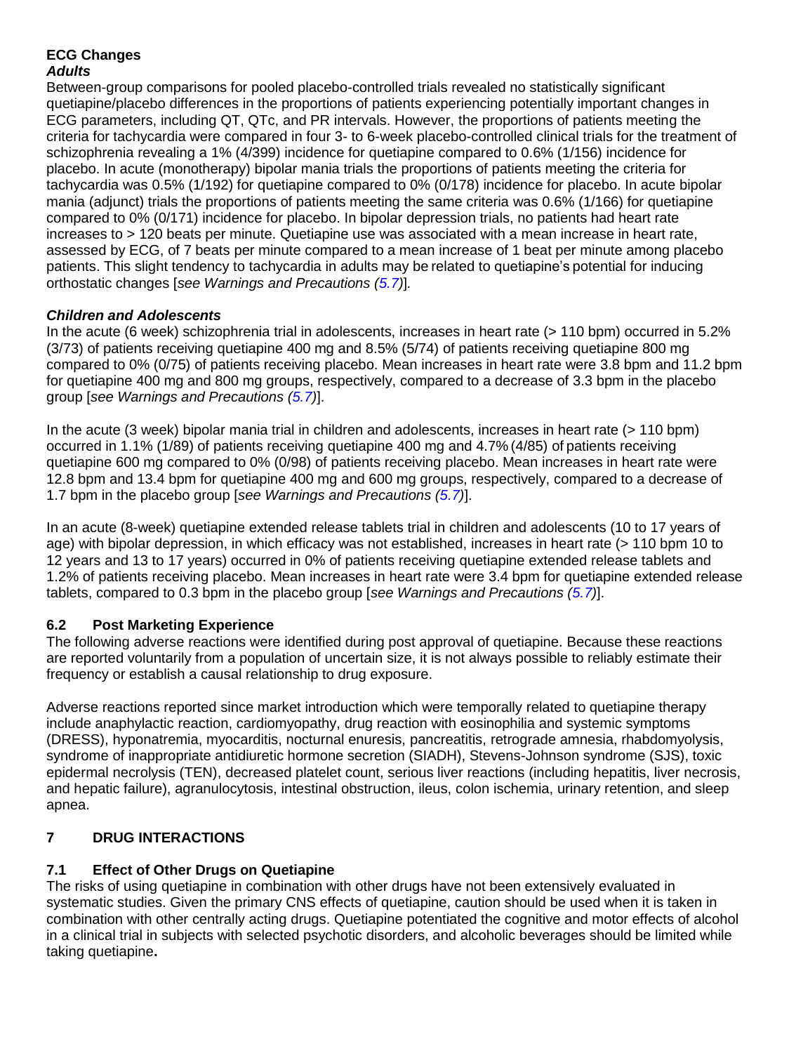**ECG Changes**

***Adults***

Between-group comparisons for pooled placebo-controlled trials revealed no statistically significant quetiapine/placebo differences in the proportions of patients experiencing potentially important changes in ECG parameters, including QT, QTc, and PR intervals. However, the proportions of patients meeting the criteria for tachycardia were compared in four 3- to 6-week placebo-controlled clinical trials for the treatment of schizophrenia revealing a 1% (4/399) incidence for quetiapine compared to 0.6% (1/156) incidence for placebo. In acute (monotherapy) bipolar mania trials the proportions of patients meeting the criteria for tachycardia was 0.5% (1/192) for quetiapine compared to 0% (0/178) incidence for placebo. In acute bipolar mania (adjunct) trials the proportions of patients meeting the same criteria was 0.6% (1/166) for quetiapine compared to 0% (0/171) incidence for placebo. In bipolar depression trials, no patients had heart rate increases to > 120 beats per minute. Quetiapine use was associated with a mean increase in heart rate, assessed by ECG, of 7 beats per minute compared to a mean increase of 1 beat per minute among placebo patients. This slight tendency to tachycardia in adults may be related to quetiapine's potential for inducing orthostatic changes [*see Warnings and Precautions (5.7)*].

***Children and Adolescents***

In the acute (6 week) schizophrenia trial in adolescents, increases in heart rate (> 110 bpm) occurred in 5.2% (3/73) of patients receiving quetiapine 400 mg and 8.5% (5/74) of patients receiving quetiapine 800 mg compared to 0% (0/75) of patients receiving placebo. Mean increases in heart rate were 3.8 bpm and 11.2 bpm for quetiapine 400 mg and 800 mg groups, respectively, compared to a decrease of 3.3 bpm in the placebo group [*see Warnings and Precautions (5.7)*].

In the acute (3 week) bipolar mania trial in children and adolescents, increases in heart rate (> 110 bpm) occurred in 1.1% (1/89) of patients receiving quetiapine 400 mg and 4.7% (4/85) of patients receiving quetiapine 600 mg compared to 0% (0/98) of patients receiving placebo. Mean increases in heart rate were 12.8 bpm and 13.4 bpm for quetiapine 400 mg and 600 mg groups, respectively, compared to a decrease of 1.7 bpm in the placebo group [*see Warnings and Precautions (5.7)*].

In an acute (8-week) quetiapine extended release tablets trial in children and adolescents (10 to 17 years of age) with bipolar depression, in which efficacy was not established, increases in heart rate (> 110 bpm 10 to 12 years and 13 to 17 years) occurred in 0% of patients receiving quetiapine extended release tablets and 1.2% of patients receiving placebo. Mean increases in heart rate were 3.4 bpm for quetiapine extended release tablets, compared to 0.3 bpm in the placebo group [*see Warnings and Precautions (5.7)*].

### 6.2 Post Marketing Experience

The following adverse reactions were identified during post approval of quetiapine. Because these reactions are reported voluntarily from a population of uncertain size, it is not always possible to reliably estimate their frequency or establish a causal relationship to drug exposure.

Adverse reactions reported since market introduction which were temporally related to quetiapine therapy include anaphylactic reaction, cardiomyopathy, drug reaction with eosinophilia and systemic symptoms (DRESS), hyponatremia, myocarditis, nocturnal enuresis, pancreatitis, retrograde amnesia, rhabdomyolysis, syndrome of inappropriate antidiuretic hormone secretion (SIADH), Stevens-Johnson syndrome (SJS), toxic epidermal necrolysis (TEN), decreased platelet count, serious liver reactions (including hepatitis, liver necrosis, and hepatic failure), agranulocytosis, intestinal obstruction, ileus, colon ischemia, urinary retention, and sleep apnea.

## 7 DRUG INTERACTIONS

### 7.1 Effect of Other Drugs on Quetiapine

The risks of using quetiapine in combination with other drugs have not been extensively evaluated in systematic studies. Given the primary CNS effects of quetiapine, caution should be used when it is taken in combination with other centrally acting drugs. Quetiapine potentiated the cognitive and motor effects of alcohol in a clinical trial in subjects with selected psychotic disorders, and alcoholic beverages should be limited while taking quetiapine**.**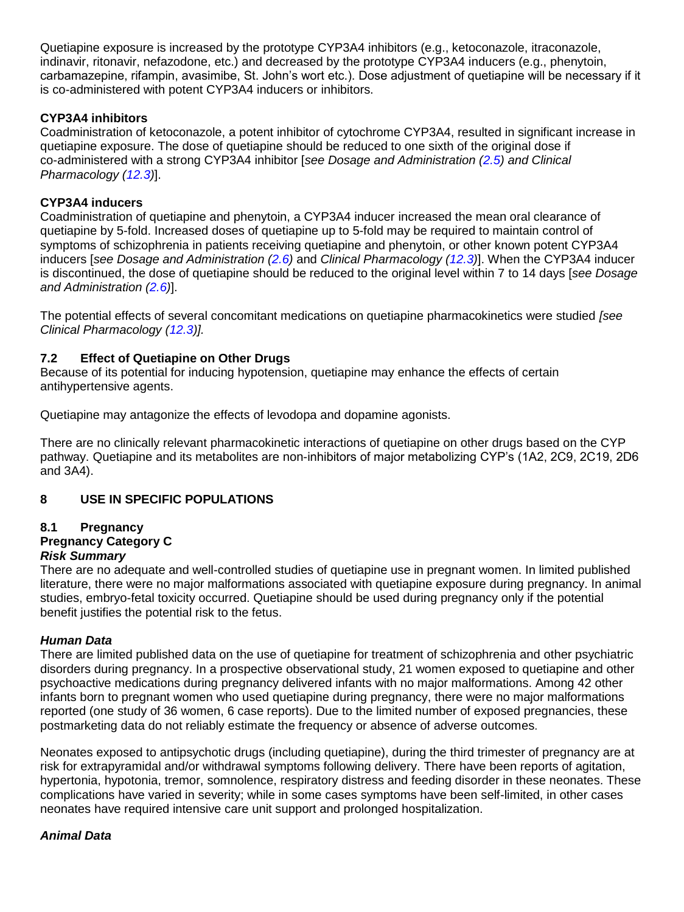Quetiapine exposure is increased by the prototype CYP3A4 inhibitors (e.g., ketoconazole, itraconazole, indinavir, ritonavir, nefazodone, etc.) and decreased by the prototype CYP3A4 inducers (e.g., phenytoin, carbamazepine, rifampin, avasimibe, St. John's wort etc.). Dose adjustment of quetiapine will be necessary if it is co-administered with potent CYP3A4 inducers or inhibitors.

**CYP3A4 inhibitors**

Coadministration of ketoconazole, a potent inhibitor of cytochrome CYP3A4, resulted in significant increase in quetiapine exposure. The dose of quetiapine should be reduced to one sixth of the original dose if co-administered with a strong CYP3A4 inhibitor [*see Dosage and Administration (2.5) and Clinical Pharmacology (12.3)*].

**CYP3A4 inducers**

Coadministration of quetiapine and phenytoin, a CYP3A4 inducer increased the mean oral clearance of quetiapine by 5-fold. Increased doses of quetiapine up to 5-fold may be required to maintain control of symptoms of schizophrenia in patients receiving quetiapine and phenytoin, or other known potent CYP3A4 inducers [*see Dosage and Administration (2.6)* and *Clinical Pharmacology (12.3)*]. When the CYP3A4 inducer is discontinued, the dose of quetiapine should be reduced to the original level within 7 to 14 days [*see Dosage and Administration (2.6)*].

The potential effects of several concomitant medications on quetiapine pharmacokinetics were studied *[see Clinical Pharmacology (12.3)]*.

### 7.2 Effect of Quetiapine on Other Drugs

Because of its potential for inducing hypotension, quetiapine may enhance the effects of certain antihypertensive agents.

Quetiapine may antagonize the effects of levodopa and dopamine agonists.

There are no clinically relevant pharmacokinetic interactions of quetiapine on other drugs based on the CYP pathway. Quetiapine and its metabolites are non-inhibitors of major metabolizing CYP's (1A2, 2C9, 2C19, 2D6 and 3A4).

## 8 USE IN SPECIFIC POPULATIONS

### 8.1 Pregnancy

**Pregnancy Category C**

***Risk Summary***

There are no adequate and well-controlled studies of quetiapine use in pregnant women. In limited published literature, there were no major malformations associated with quetiapine exposure during pregnancy. In animal studies, embryo-fetal toxicity occurred. Quetiapine should be used during pregnancy only if the potential benefit justifies the potential risk to the fetus.

***Human Data***

There are limited published data on the use of quetiapine for treatment of schizophrenia and other psychiatric disorders during pregnancy. In a prospective observational study, 21 women exposed to quetiapine and other psychoactive medications during pregnancy delivered infants with no major malformations. Among 42 other infants born to pregnant women who used quetiapine during pregnancy, there were no major malformations reported (one study of 36 women, 6 case reports). Due to the limited number of exposed pregnancies, these postmarketing data do not reliably estimate the frequency or absence of adverse outcomes.

Neonates exposed to antipsychotic drugs (including quetiapine), during the third trimester of pregnancy are at risk for extrapyramidal and/or withdrawal symptoms following delivery. There have been reports of agitation, hypertonia, hypotonia, tremor, somnolence, respiratory distress and feeding disorder in these neonates. These complications have varied in severity; while in some cases symptoms have been self-limited, in other cases neonates have required intensive care unit support and prolonged hospitalization.

***Animal Data***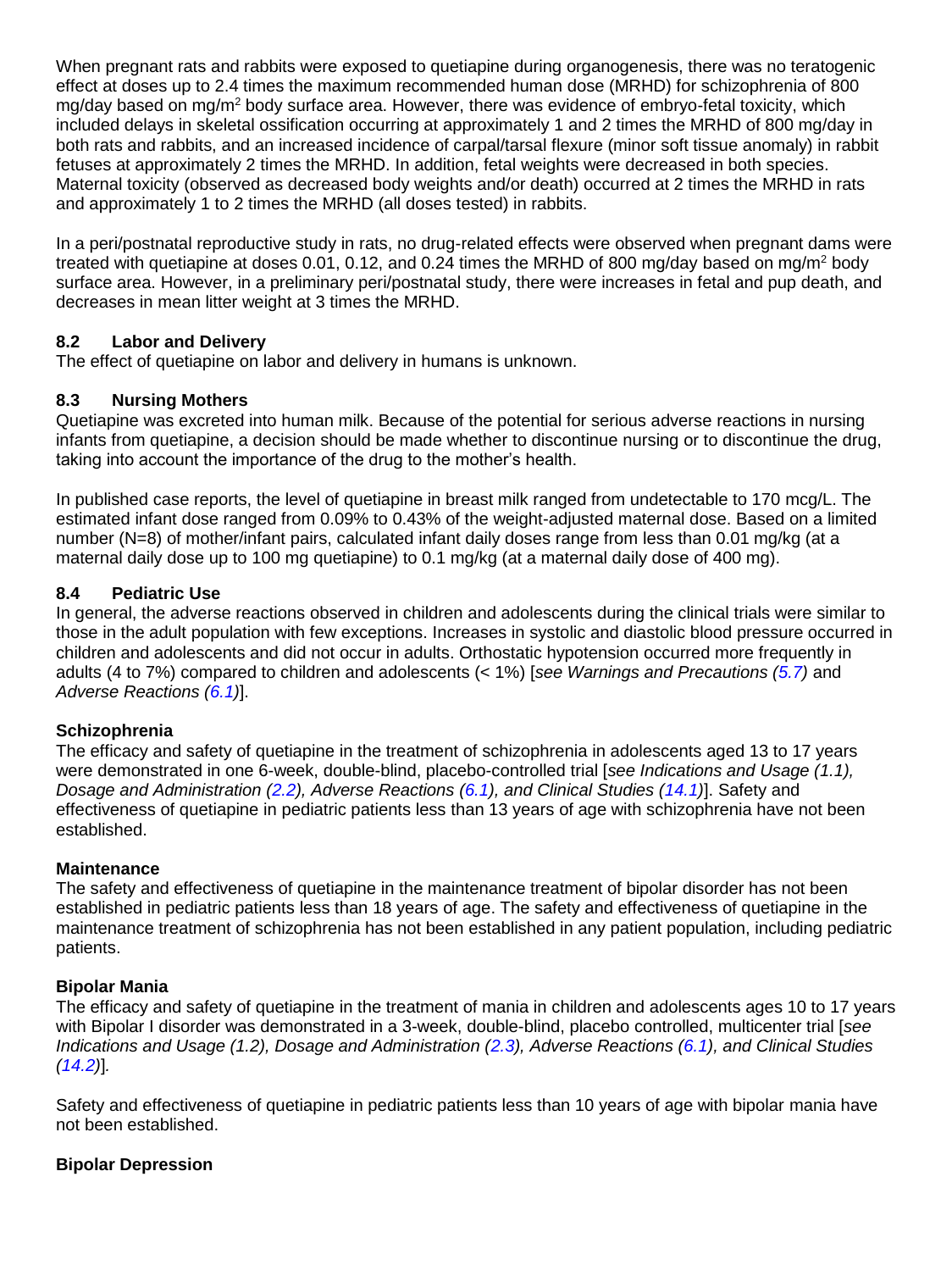When pregnant rats and rabbits were exposed to quetiapine during organogenesis, there was no teratogenic effect at doses up to 2.4 times the maximum recommended human dose (MRHD) for schizophrenia of 800 mg/day based on $mg/m^2$ body surface area. However, there was evidence of embryo-fetal toxicity, which included delays in skeletal ossification occurring at approximately 1 and 2 times the MRHD of 800 mg/day in both rats and rabbits, and an increased incidence of carpal/tarsal flexure (minor soft tissue anomaly) in rabbit fetuses at approximately 2 times the MRHD. In addition, fetal weights were decreased in both species. Maternal toxicity (observed as decreased body weights and/or death) occurred at 2 times the MRHD in rats and approximately 1 to 2 times the MRHD (all doses tested) in rabbits.

In a peri/postnatal reproductive study in rats, no drug-related effects were observed when pregnant dams were treated with quetiapine at doses 0.01, 0.12, and 0.24 times the MRHD of 800 mg/day based on $mg/m^2$ body surface area. However, in a preliminary peri/postnatal study, there were increases in fetal and pup death, and decreases in mean litter weight at 3 times the MRHD.

### 8.2 Labor and Delivery

The effect of quetiapine on labor and delivery in humans is unknown.

### 8.3 Nursing Mothers

Quetiapine was excreted into human milk. Because of the potential for serious adverse reactions in nursing infants from quetiapine, a decision should be made whether to discontinue nursing or to discontinue the drug, taking into account the importance of the drug to the mother's health.

In published case reports, the level of quetiapine in breast milk ranged from undetectable to 170 mcg/L. The estimated infant dose ranged from 0.09% to 0.43% of the weight-adjusted maternal dose. Based on a limited number (N=8) of mother/infant pairs, calculated infant daily doses range from less than 0.01 mg/kg (at a maternal daily dose up to 100 mg quetiapine) to 0.1 mg/kg (at a maternal daily dose of 400 mg).

### 8.4 Pediatric Use

In general, the adverse reactions observed in children and adolescents during the clinical trials were similar to those in the adult population with few exceptions. Increases in systolic and diastolic blood pressure occurred in children and adolescents and did not occur in adults. Orthostatic hypotension occurred more frequently in adults (4 to 7%) compared to children and adolescents (< 1%) [*see Warnings and Precautions (5.7)* and *Adverse Reactions (6.1)*].

**Schizophrenia**

The efficacy and safety of quetiapine in the treatment of schizophrenia in adolescents aged 13 to 17 years were demonstrated in one 6-week, double-blind, placebo-controlled trial [*see Indications and Usage (1.1), Dosage and Administration (2.2), Adverse Reactions (6.1), and Clinical Studies (14.1)*]. Safety and effectiveness of quetiapine in pediatric patients less than 13 years of age with schizophrenia have not been established.

**Maintenance**

The safety and effectiveness of quetiapine in the maintenance treatment of bipolar disorder has not been established in pediatric patients less than 18 years of age. The safety and effectiveness of quetiapine in the maintenance treatment of schizophrenia has not been established in any patient population, including pediatric patients.

**Bipolar Mania**

The efficacy and safety of quetiapine in the treatment of mania in children and adolescents ages 10 to 17 years with Bipolar I disorder was demonstrated in a 3-week, double-blind, placebo controlled, multicenter trial [*see Indications and Usage (1.2), Dosage and Administration (2.3), Adverse Reactions (6.1), and Clinical Studies (14.2)*].

Safety and effectiveness of quetiapine in pediatric patients less than 10 years of age with bipolar mania have not been established.

**Bipolar Depression**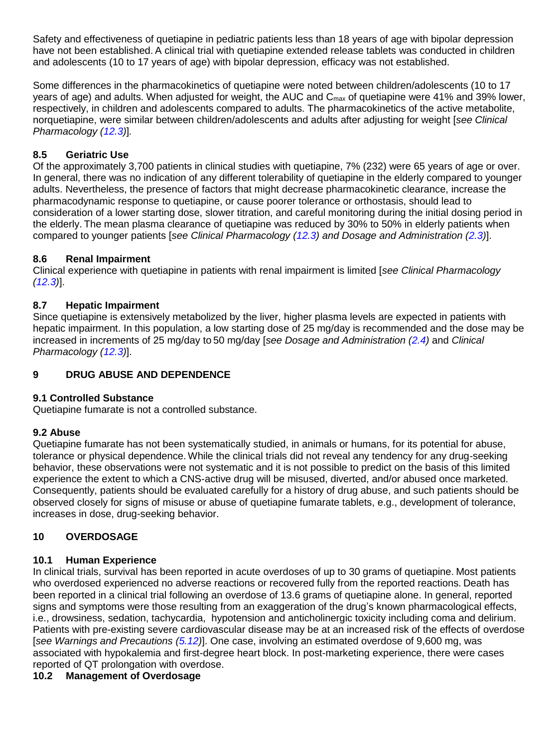Safety and effectiveness of quetiapine in pediatric patients less than 18 years of age with bipolar depression have not been established. A clinical trial with quetiapine extended release tablets was conducted in children and adolescents (10 to 17 years of age) with bipolar depression, efficacy was not established.

Some differences in the pharmacokinetics of quetiapine were noted between children/adolescents (10 to 17 years of age) and adults. When adjusted for weight, the AUC and $C_{max}$ of quetiapine were 41% and 39% lower, respectively, in children and adolescents compared to adults. The pharmacokinetics of the active metabolite, norquetiapine, were similar between children/adolescents and adults after adjusting for weight [*see Clinical Pharmacology (12.3)*].

### 8.5 Geriatric Use

Of the approximately 3,700 patients in clinical studies with quetiapine, 7% (232) were 65 years of age or over. In general, there was no indication of any different tolerability of quetiapine in the elderly compared to younger adults. Nevertheless, the presence of factors that might decrease pharmacokinetic clearance, increase the pharmacodynamic response to quetiapine, or cause poorer tolerance or orthostasis, should lead to consideration of a lower starting dose, slower titration, and careful monitoring during the initial dosing period in the elderly. The mean plasma clearance of quetiapine was reduced by 30% to 50% in elderly patients when compared to younger patients [*see Clinical Pharmacology (12.3) and Dosage and Administration (2.3)*].

### 8.6 Renal Impairment

Clinical experience with quetiapine in patients with renal impairment is limited [*see Clinical Pharmacology (12.3)*].

### 8.7 Hepatic Impairment

Since quetiapine is extensively metabolized by the liver, higher plasma levels are expected in patients with hepatic impairment. In this population, a low starting dose of 25 mg/day is recommended and the dose may be increased in increments of 25 mg/day to 50 mg/day [*see Dosage and Administration (2.4)* and *Clinical Pharmacology (12.3)*].

## 9 DRUG ABUSE AND DEPENDENCE

### 9.1 Controlled Substance

Quetiapine fumarate is not a controlled substance.

### 9.2 Abuse

Quetiapine fumarate has not been systematically studied, in animals or humans, for its potential for abuse, tolerance or physical dependence. While the clinical trials did not reveal any tendency for any drug-seeking behavior, these observations were not systematic and it is not possible to predict on the basis of this limited experience the extent to which a CNS-active drug will be misused, diverted, and/or abused once marketed. Consequently, patients should be evaluated carefully for a history of drug abuse, and such patients should be observed closely for signs of misuse or abuse of quetiapine fumarate tablets, e.g., development of tolerance, increases in dose, drug-seeking behavior.

## 10 OVERDOSAGE

### 10.1 Human Experience

In clinical trials, survival has been reported in acute overdoses of up to 30 grams of quetiapine. Most patients who overdosed experienced no adverse reactions or recovered fully from the reported reactions. Death has been reported in a clinical trial following an overdose of 13.6 grams of quetiapine alone. In general, reported signs and symptoms were those resulting from an exaggeration of the drug's known pharmacological effects, i.e., drowsiness, sedation, tachycardia, hypotension and anticholinergic toxicity including coma and delirium. Patients with pre-existing severe cardiovascular disease may be at an increased risk of the effects of overdose [*see Warnings and Precautions (5.12)*]. One case, involving an estimated overdose of 9,600 mg, was associated with hypokalemia and first-degree heart block. In post-marketing experience, there were cases reported of QT prolongation with overdose.

### 10.2 Management of Overdosage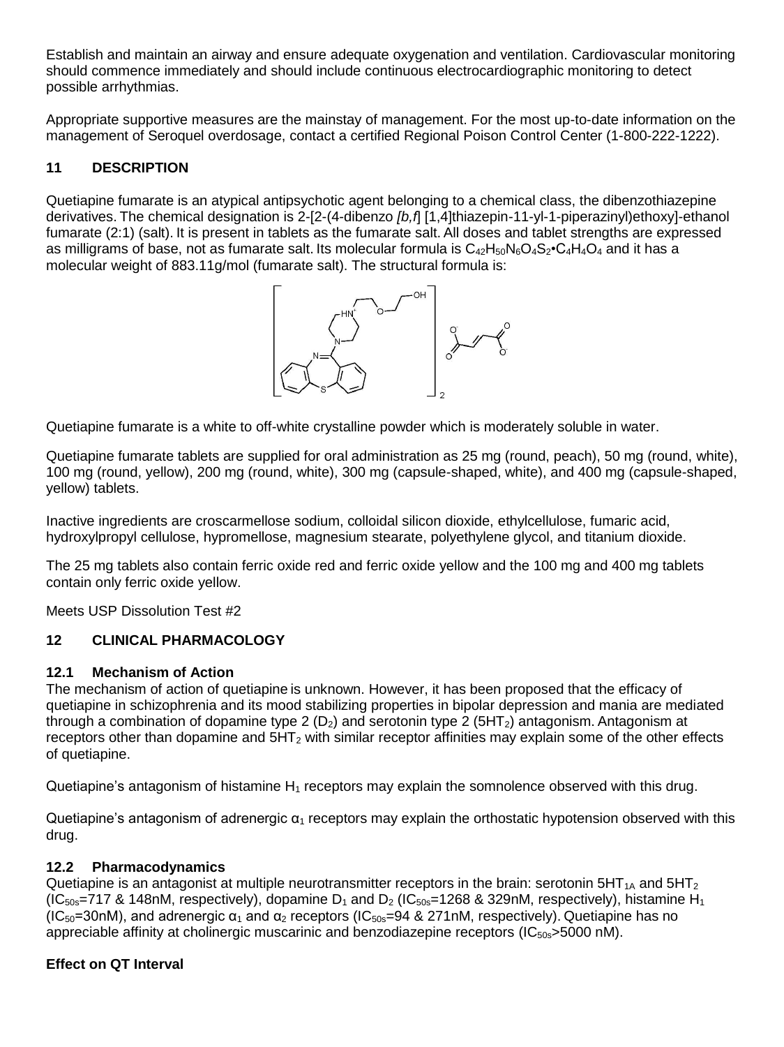Establish and maintain an airway and ensure adequate oxygenation and ventilation. Cardiovascular monitoring should commence immediately and should include continuous electrocardiographic monitoring to detect possible arrhythmias.

Appropriate supportive measures are the mainstay of management. For the most up-to-date information on the management of Seroquel overdosage, contact a certified Regional Poison Control Center (1-800-222-1222).

## 11 DESCRIPTION

Quetiapine fumarate is an atypical antipsychotic agent belonging to a chemical class, the dibenzothiazepine derivatives. The chemical designation is 2-[2-(4-dibenzo *[b,f]* [1,4]thiazepin-11-yl-1-piperazinyl)ethoxy]-ethanol fumarate (2:1) (salt). It is present in tablets as the fumarate salt. All doses and tablet strengths are expressed as milligrams of base, not as fumarate salt. Its molecular formula is $C_{42}H_{50}N_6O_4S_2 \cdot C_4H_4O_4$ and it has a molecular weight of 883.11g/mol (fumarate salt). The structural formula is:

Quetiapine fumarate is a white to off-white crystalline powder which is moderately soluble in water.

Quetiapine fumarate tablets are supplied for oral administration as 25 mg (round, peach), 50 mg (round, white), 100 mg (round, yellow), 200 mg (round, white), 300 mg (capsule-shaped, white), and 400 mg (capsule-shaped, yellow) tablets.

Inactive ingredients are croscarmellose sodium, colloidal silicon dioxide, ethylcellulose, fumaric acid, hydroxylpropyl cellulose, hypromellose, magnesium stearate, polyethylene glycol, and titanium dioxide.

The 25 mg tablets also contain ferric oxide red and ferric oxide yellow and the 100 mg and 400 mg tablets contain only ferric oxide yellow.

Meets USP Dissolution Test #2

## 12 CLINICAL PHARMACOLOGY

### 12.1 Mechanism of Action

The mechanism of action of quetiapine is unknown. However, it has been proposed that the efficacy of quetiapine in schizophrenia and its mood stabilizing properties in bipolar depression and mania are mediated through a combination of dopamine type 2 ($D_2$) and serotonin type 2 ($5HT_2$) antagonism. Antagonism at receptors other than dopamine and $5HT_2$ with similar receptor affinities may explain some of the other effects of quetiapine.

Quetiapine's antagonism of histamine $H_1$ receptors may explain the somnolence observed with this drug.

Quetiapine's antagonism of adrenergic $\alpha_1$ receptors may explain the orthostatic hypotension observed with this drug.

### 12.2 Pharmacodynamics

Quetiapine is an antagonist at multiple neurotransmitter receptors in the brain: serotonin $5HT_{1A}$ and $5HT_2$ ($IC_{50s}$=717 & 148nM, respectively), dopamine $D_1$ and $D_2$ ($IC_{50s}$=1268 & 329nM, respectively), histamine $H_1$ ($IC_{50}$=30nM), and adrenergic $\alpha_1$ and $\alpha_2$ receptors ($IC_{50s}$=94 & 271nM, respectively). Quetiapine has no appreciable affinity at cholinergic muscarinic and benzodiazepine receptors ($IC_{50s}$>5000 nM).

**Effect on QT Interval**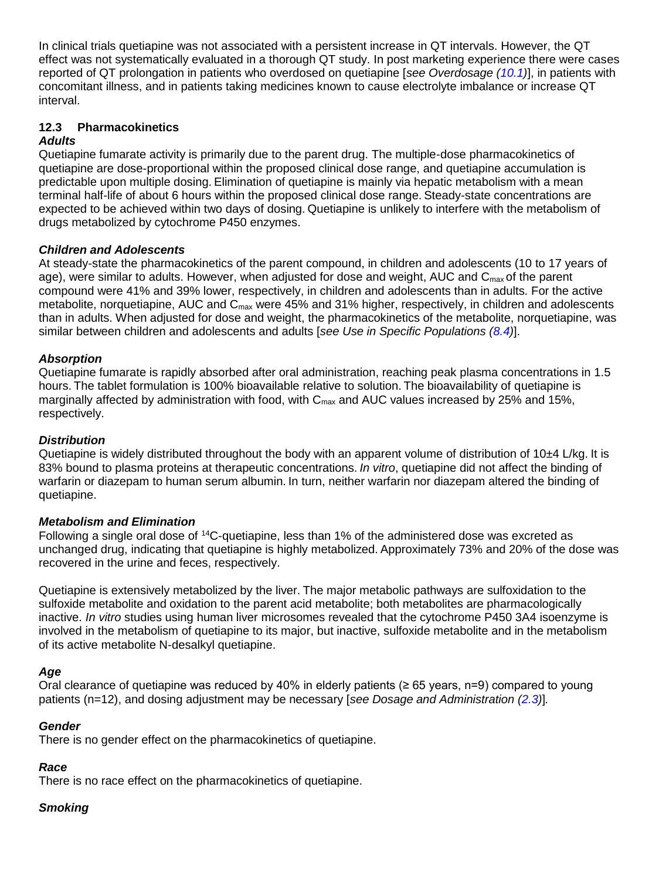In clinical trials quetiapine was not associated with a persistent increase in QT intervals. However, the QT effect was not systematically evaluated in a thorough QT study. In post marketing experience there were cases reported of QT prolongation in patients who overdosed on quetiapine [*see Overdosage (10.1)*], in patients with concomitant illness, and in patients taking medicines known to cause electrolyte imbalance or increase QT interval.

### 12.3 Pharmacokinetics

***Adults***

Quetiapine fumarate activity is primarily due to the parent drug. The multiple-dose pharmacokinetics of quetiapine are dose-proportional within the proposed clinical dose range, and quetiapine accumulation is predictable upon multiple dosing. Elimination of quetiapine is mainly via hepatic metabolism with a mean terminal half-life of about 6 hours within the proposed clinical dose range. Steady-state concentrations are expected to be achieved within two days of dosing. Quetiapine is unlikely to interfere with the metabolism of drugs metabolized by cytochrome P450 enzymes.

***Children and Adolescents***

At steady-state the pharmacokinetics of the parent compound, in children and adolescents (10 to 17 years of age), were similar to adults. However, when adjusted for dose and weight, AUC and $C_{max}$ of the parent compound were 41% and 39% lower, respectively, in children and adolescents than in adults. For the active metabolite, norquetiapine, AUC and $C_{max}$ were 45% and 31% higher, respectively, in children and adolescents than in adults. When adjusted for dose and weight, the pharmacokinetics of the metabolite, norquetiapine, was similar between children and adolescents and adults [*see Use in Specific Populations (8.4)*].

***Absorption***

Quetiapine fumarate is rapidly absorbed after oral administration, reaching peak plasma concentrations in 1.5 hours. The tablet formulation is 100% bioavailable relative to solution. The bioavailability of quetiapine is marginally affected by administration with food, with $C_{max}$ and AUC values increased by 25% and 15%, respectively.

***Distribution***

Quetiapine is widely distributed throughout the body with an apparent volume of distribution of 10±4 L/kg. It is 83% bound to plasma proteins at therapeutic concentrations. *In vitro*, quetiapine did not affect the binding of warfarin or diazepam to human serum albumin. In turn, neither warfarin nor diazepam altered the binding of quetiapine.

***Metabolism and Elimination***

Following a single oral dose of $^{14}$C-quetiapine, less than 1% of the administered dose was excreted as unchanged drug, indicating that quetiapine is highly metabolized. Approximately 73% and 20% of the dose was recovered in the urine and feces, respectively.

Quetiapine is extensively metabolized by the liver. The major metabolic pathways are sulfoxidation to the sulfoxide metabolite and oxidation to the parent acid metabolite; both metabolites are pharmacologically inactive. *In vitro* studies using human liver microsomes revealed that the cytochrome P450 3A4 isoenzyme is involved in the metabolism of quetiapine to its major, but inactive, sulfoxide metabolite and in the metabolism of its active metabolite N-desalkyl quetiapine.

***Age***

Oral clearance of quetiapine was reduced by 40% in elderly patients (≥ 65 years, n=9) compared to young patients (n=12), and dosing adjustment may be necessary [*see Dosage and Administration (2.3)*].

***Gender***

There is no gender effect on the pharmacokinetics of quetiapine.

***Race***

There is no race effect on the pharmacokinetics of quetiapine.

***Smoking***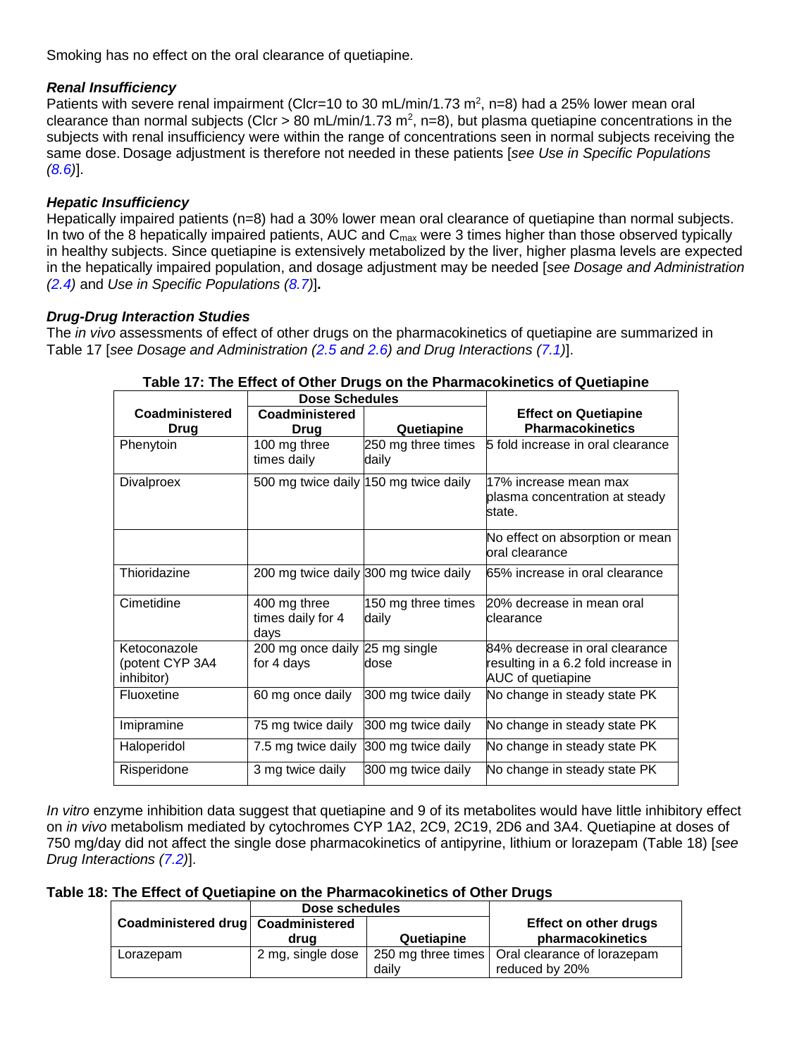Smoking has no effect on the oral clearance of quetiapine.

***Renal Insufficiency***

Patients with severe renal impairment (Clcr=10 to 30 mL/min/1.73 $m^2$, n=8) had a 25% lower mean oral clearance than normal subjects (Clcr > 80 mL/min/1.73 $m^2$, n=8), but plasma quetiapine concentrations in the subjects with renal insufficiency were within the range of concentrations seen in normal subjects receiving the same dose. Dosage adjustment is therefore not needed in these patients [*see Use in Specific Populations (8.6)*].

***Hepatic Insufficiency***

Hepatically impaired patients (n=8) had a 30% lower mean oral clearance of quetiapine than normal subjects. In two of the 8 hepatically impaired patients, AUC and $C_{max}$ were 3 times higher than those observed typically in healthy subjects. Since quetiapine is extensively metabolized by the liver, higher plasma levels are expected in the hepatically impaired population, and dosage adjustment may be needed [*see Dosage and Administration (2.4)* and *Use in Specific Populations (8.7)*]**.**

***Drug-Drug Interaction Studies***

The *in vivo* assessments of effect of other drugs on the pharmacokinetics of quetiapine are summarized in Table 17 [*see Dosage and Administration (2.5 and 2.6) and Drug Interactions (7.1)*].

**Table 17: The Effect of Other Drugs on the Pharmacokinetics of Quetiapine**

| Coadministered Drug | Dose Schedules | | Effect on Quetiapine Pharmacokinetics |
|---|---|---|---|
| | Coadministered Drug | Quetiapine | |
| Phenytoin | 100 mg three times daily | 250 mg three times daily | 5 fold increase in oral clearance |
| Divalproex | 500 mg twice daily | 150 mg twice daily | 17% increase mean max plasma concentration at steady state. |
| | | | No effect on absorption or mean oral clearance |
| Thioridazine | 200 mg twice daily | 300 mg twice daily | 65% increase in oral clearance |
| Cimetidine | 400 mg three times daily for 4 days | 150 mg three times daily | 20% decrease in mean oral clearance |
| Ketoconazole (potent CYP 3A4 inhibitor) | 200 mg once daily for 4 days | 25 mg single dose | 84% decrease in oral clearance resulting in a 6.2 fold increase in AUC of quetiapine |
| Fluoxetine | 60 mg once daily | 300 mg twice daily | No change in steady state PK |
| Imipramine | 75 mg twice daily | 300 mg twice daily | No change in steady state PK |
| Haloperidol | 7.5 mg twice daily | 300 mg twice daily | No change in steady state PK |
| Risperidone | 3 mg twice daily | 300 mg twice daily | No change in steady state PK |

*In vitro* enzyme inhibition data suggest that quetiapine and 9 of its metabolites would have little inhibitory effect on *in vivo* metabolism mediated by cytochromes CYP 1A2, 2C9, 2C19, 2D6 and 3A4. Quetiapine at doses of 750 mg/day did not affect the single dose pharmacokinetics of antipyrine, lithium or lorazepam (Table 18) [*see Drug Interactions (7.2)*].

**Table 18: The Effect of Quetiapine on the Pharmacokinetics of Other Drugs**

| Coadministered drug | Dose schedules | | Effect on other drugs pharmacokinetics |
|---|---|---|---|
| | Coadministered drug | Quetiapine | |
| Lorazepam | 2 mg, single dose | 250 mg three times daily | Oral clearance of lorazepam reduced by 20% |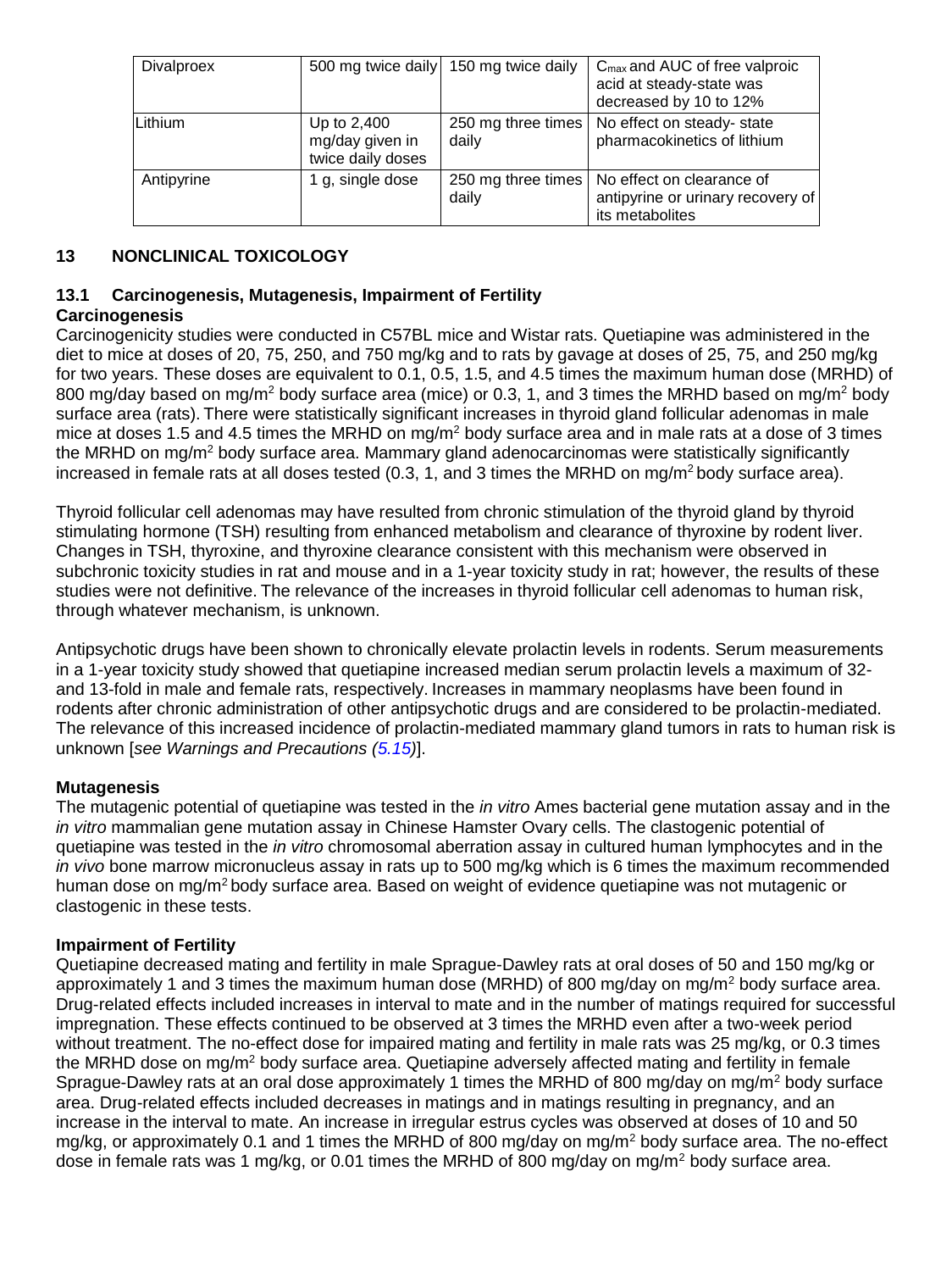| Divalproex | 500 mg twice daily | 150 mg twice daily | $C_{max}$ and AUC of free valproic acid at steady-state was decreased by 10 to 12% |
|---|---|---|---|
| Lithium | Up to 2,400 mg/day given in twice daily doses | 250 mg three times daily | No effect on steady- state pharmacokinetics of lithium |
| Antipyrine | 1 g, single dose | 250 mg three times daily | No effect on clearance of antipyrine or urinary recovery of its metabolites |

## 13 NONCLINICAL TOXICOLOGY

### 13.1 Carcinogenesis, Mutagenesis, Impairment of Fertility

**Carcinogenesis**

Carcinogenicity studies were conducted in C57BL mice and Wistar rats. Quetiapine was administered in the diet to mice at doses of 20, 75, 250, and 750 mg/kg and to rats by gavage at doses of 25, 75, and 250 mg/kg for two years. These doses are equivalent to 0.1, 0.5, 1.5, and 4.5 times the maximum human dose (MRHD) of 800 mg/day based on mg/m$^2$ body surface area (mice) or 0.3, 1, and 3 times the MRHD based on mg/m$^2$ body surface area (rats). There were statistically significant increases in thyroid gland follicular adenomas in male mice at doses 1.5 and 4.5 times the MRHD on mg/m$^2$ body surface area and in male rats at a dose of 3 times the MRHD on mg/m$^2$ body surface area. Mammary gland adenocarcinomas were statistically significantly increased in female rats at all doses tested (0.3, 1, and 3 times the MRHD on mg/m$^2$ body surface area).

Thyroid follicular cell adenomas may have resulted from chronic stimulation of the thyroid gland by thyroid stimulating hormone (TSH) resulting from enhanced metabolism and clearance of thyroxine by rodent liver. Changes in TSH, thyroxine, and thyroxine clearance consistent with this mechanism were observed in subchronic toxicity studies in rat and mouse and in a 1-year toxicity study in rat; however, the results of these studies were not definitive. The relevance of the increases in thyroid follicular cell adenomas to human risk, through whatever mechanism, is unknown.

Antipsychotic drugs have been shown to chronically elevate prolactin levels in rodents. Serum measurements in a 1-year toxicity study showed that quetiapine increased median serum prolactin levels a maximum of 32- and 13-fold in male and female rats, respectively. Increases in mammary neoplasms have been found in rodents after chronic administration of other antipsychotic drugs and are considered to be prolactin-mediated. The relevance of this increased incidence of prolactin-mediated mammary gland tumors in rats to human risk is unknown [*see Warnings and Precautions (5.15)*].

**Mutagenesis**

The mutagenic potential of quetiapine was tested in the *in vitro* Ames bacterial gene mutation assay and in the *in vitro* mammalian gene mutation assay in Chinese Hamster Ovary cells. The clastogenic potential of quetiapine was tested in the *in vitro* chromosomal aberration assay in cultured human lymphocytes and in the *in vivo* bone marrow micronucleus assay in rats up to 500 mg/kg which is 6 times the maximum recommended human dose on mg/m$^2$ body surface area. Based on weight of evidence quetiapine was not mutagenic or clastogenic in these tests.

**Impairment of Fertility**

Quetiapine decreased mating and fertility in male Sprague-Dawley rats at oral doses of 50 and 150 mg/kg or approximately 1 and 3 times the maximum human dose (MRHD) of 800 mg/day on mg/m$^2$ body surface area. Drug-related effects included increases in interval to mate and in the number of matings required for successful impregnation. These effects continued to be observed at 3 times the MRHD even after a two-week period without treatment. The no-effect dose for impaired mating and fertility in male rats was 25 mg/kg, or 0.3 times the MRHD dose on mg/m$^2$ body surface area. Quetiapine adversely affected mating and fertility in female Sprague-Dawley rats at an oral dose approximately 1 times the MRHD of 800 mg/day on mg/m$^2$ body surface area. Drug-related effects included decreases in matings and in matings resulting in pregnancy, and an increase in the interval to mate. An increase in irregular estrus cycles was observed at doses of 10 and 50 mg/kg, or approximately 0.1 and 1 times the MRHD of 800 mg/day on mg/m$^2$ body surface area. The no-effect dose in female rats was 1 mg/kg, or 0.01 times the MRHD of 800 mg/day on mg/m$^2$ body surface area.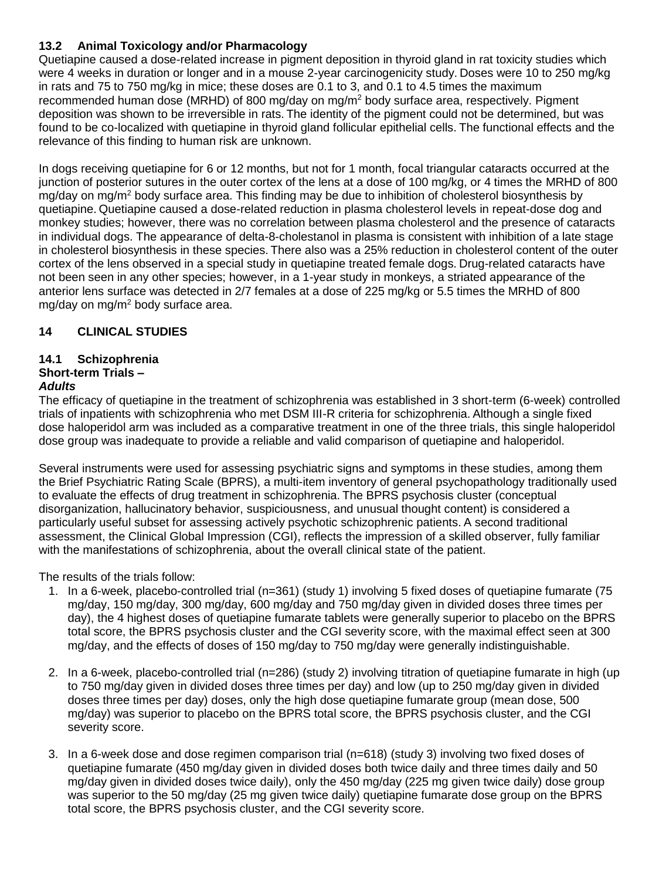### 13.2 Animal Toxicology and/or Pharmacology

Quetiapine caused a dose-related increase in pigment deposition in thyroid gland in rat toxicity studies which were 4 weeks in duration or longer and in a mouse 2-year carcinogenicity study. Doses were 10 to 250 mg/kg in rats and 75 to 750 mg/kg in mice; these doses are 0.1 to 3, and 0.1 to 4.5 times the maximum recommended human dose (MRHD) of 800 mg/day on $mg/m^2$ body surface area, respectively. Pigment deposition was shown to be irreversible in rats. The identity of the pigment could not be determined, but was found to be co-localized with quetiapine in thyroid gland follicular epithelial cells. The functional effects and the relevance of this finding to human risk are unknown.

In dogs receiving quetiapine for 6 or 12 months, but not for 1 month, focal triangular cataracts occurred at the junction of posterior sutures in the outer cortex of the lens at a dose of 100 mg/kg, or 4 times the MRHD of 800 mg/day on $mg/m^2$ body surface area. This finding may be due to inhibition of cholesterol biosynthesis by quetiapine. Quetiapine caused a dose-related reduction in plasma cholesterol levels in repeat-dose dog and monkey studies; however, there was no correlation between plasma cholesterol and the presence of cataracts in individual dogs. The appearance of delta-8-cholestanol in plasma is consistent with inhibition of a late stage in cholesterol biosynthesis in these species. There also was a 25% reduction in cholesterol content of the outer cortex of the lens observed in a special study in quetiapine treated female dogs. Drug-related cataracts have not been seen in any other species; however, in a 1-year study in monkeys, a striated appearance of the anterior lens surface was detected in 2/7 females at a dose of 225 mg/kg or 5.5 times the MRHD of 800 mg/day on $mg/m^2$ body surface area.

## 14 CLINICAL STUDIES

### 14.1 Schizophrenia

**Short-term Trials –**

***Adults***

The efficacy of quetiapine in the treatment of schizophrenia was established in 3 short-term (6-week) controlled trials of inpatients with schizophrenia who met DSM III-R criteria for schizophrenia. Although a single fixed dose haloperidol arm was included as a comparative treatment in one of the three trials, this single haloperidol dose group was inadequate to provide a reliable and valid comparison of quetiapine and haloperidol.

Several instruments were used for assessing psychiatric signs and symptoms in these studies, among them the Brief Psychiatric Rating Scale (BPRS), a multi-item inventory of general psychopathology traditionally used to evaluate the effects of drug treatment in schizophrenia. The BPRS psychosis cluster (conceptual disorganization, hallucinatory behavior, suspiciousness, and unusual thought content) is considered a particularly useful subset for assessing actively psychotic schizophrenic patients. A second traditional assessment, the Clinical Global Impression (CGI), reflects the impression of a skilled observer, fully familiar with the manifestations of schizophrenia, about the overall clinical state of the patient.

The results of the trials follow:

1. In a 6-week, placebo-controlled trial (n=361) (study 1) involving 5 fixed doses of quetiapine fumarate (75 mg/day, 150 mg/day, 300 mg/day, 600 mg/day and 750 mg/day given in divided doses three times per day), the 4 highest doses of quetiapine fumarate tablets were generally superior to placebo on the BPRS total score, the BPRS psychosis cluster and the CGI severity score, with the maximal effect seen at 300 mg/day, and the effects of doses of 150 mg/day to 750 mg/day were generally indistinguishable.

2. In a 6-week, placebo-controlled trial (n=286) (study 2) involving titration of quetiapine fumarate in high (up to 750 mg/day given in divided doses three times per day) and low (up to 250 mg/day given in divided doses three times per day) doses, only the high dose quetiapine fumarate group (mean dose, 500 mg/day) was superior to placebo on the BPRS total score, the BPRS psychosis cluster, and the CGI severity score.

3. In a 6-week dose and dose regimen comparison trial (n=618) (study 3) involving two fixed doses of quetiapine fumarate (450 mg/day given in divided doses both twice daily and three times daily and 50 mg/day given in divided doses twice daily), only the 450 mg/day (225 mg given twice daily) dose group was superior to the 50 mg/day (25 mg given twice daily) quetiapine fumarate dose group on the BPRS total score, the BPRS psychosis cluster, and the CGI severity score.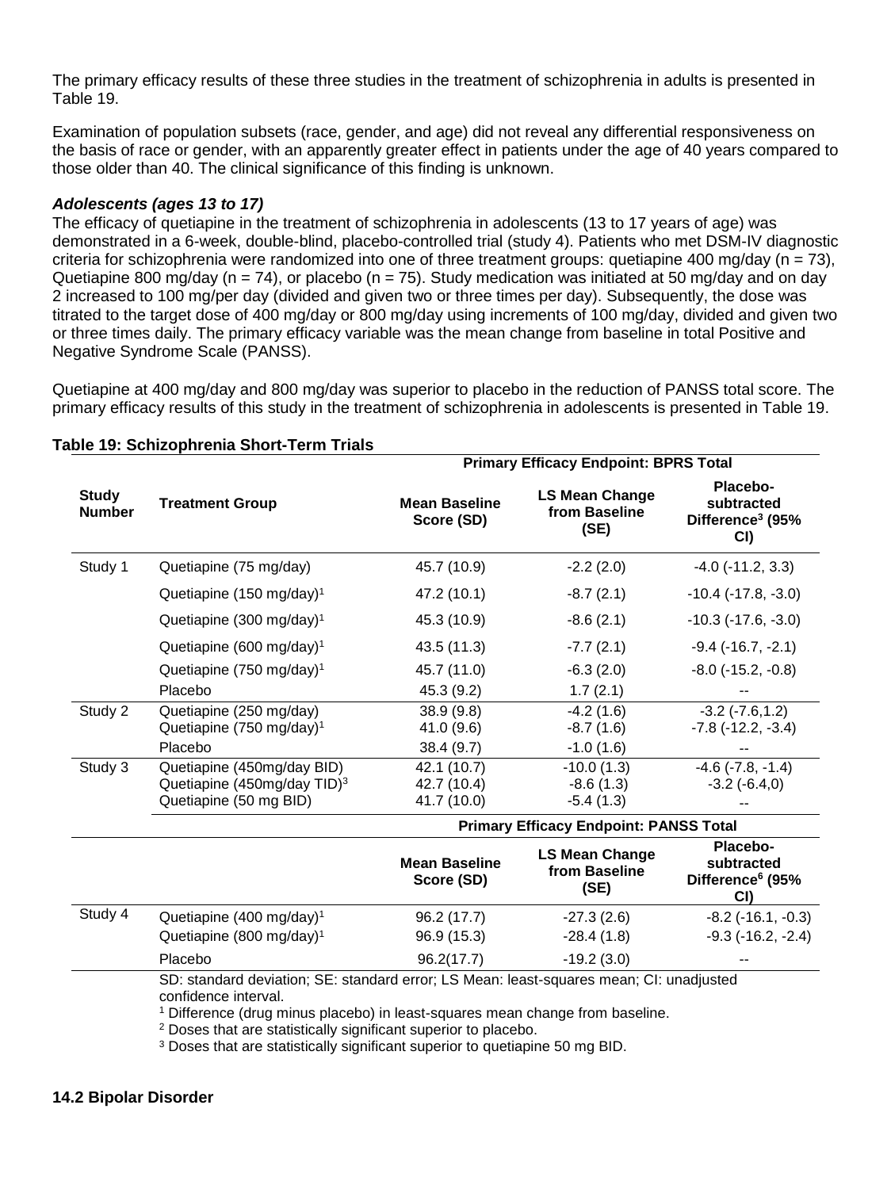The primary efficacy results of these three studies in the treatment of schizophrenia in adults is presented in Table 19.

Examination of population subsets (race, gender, and age) did not reveal any differential responsiveness on the basis of race or gender, with an apparently greater effect in patients under the age of 40 years compared to those older than 40. The clinical significance of this finding is unknown.

***Adolescents (ages 13 to 17)***

The efficacy of quetiapine in the treatment of schizophrenia in adolescents (13 to 17 years of age) was demonstrated in a 6-week, double-blind, placebo-controlled trial (study 4). Patients who met DSM-IV diagnostic criteria for schizophrenia were randomized into one of three treatment groups: quetiapine 400 mg/day (n = 73), Quetiapine 800 mg/day (n = 74), or placebo (n = 75). Study medication was initiated at 50 mg/day and on day 2 increased to 100 mg/per day (divided and given two or three times per day). Subsequently, the dose was titrated to the target dose of 400 mg/day or 800 mg/day using increments of 100 mg/day, divided and given two or three times daily. The primary efficacy variable was the mean change from baseline in total Positive and Negative Syndrome Scale (PANSS).

Quetiapine at 400 mg/day and 800 mg/day was superior to placebo in the reduction of PANSS total score. The primary efficacy results of this study in the treatment of schizophrenia in adolescents is presented in Table 19.

**Table 19: Schizophrenia Short-Term Trials**

| | | **Primary Efficacy Endpoint: BPRS Total** | | |
|---|---|---|---|---|
| **Study Number** | **Treatment Group** | **Mean Baseline Score (SD)** | **LS Mean Change from Baseline (SE)** | **Placebo-subtracted Difference[3] (95% CI)** |
| Study 1 | Quetiapine (75 mg/day) | 45.7 (10.9) | -2.2 (2.0) | -4.0 (-11.2, 3.3) |
| | Quetiapine (150 mg/day)[1] | 47.2 (10.1) | -8.7 (2.1) | -10.4 (-17.8, -3.0) |
| | Quetiapine (300 mg/day)[1] | 45.3 (10.9) | -8.6 (2.1) | -10.3 (-17.6, -3.0) |
| | Quetiapine (600 mg/day)[1] | 43.5 (11.3) | -7.7 (2.1) | -9.4 (-16.7, -2.1) |
| | Quetiapine (750 mg/day)[1] | 45.7 (11.0) | -6.3 (2.0) | -8.0 (-15.2, -0.8) |
| | Placebo | 45.3 (9.2) | 1.7 (2.1) | -- |
| Study 2 | Quetiapine (250 mg/day) | 38.9 (9.8) | -4.2 (1.6) | -3.2 (-7.6,1.2) |
| | Quetiapine (750 mg/day)[1] | 41.0 (9.6) | -8.7 (1.6) | -7.8 (-12.2, -3.4) |
| | Placebo | 38.4 (9.7) | -1.0 (1.6) | -- |
| Study 3 | Quetiapine (450mg/day BID) | 42.1 (10.7) | -10.0 (1.3) | -4.6 (-7.8, -1.4) |
| | Quetiapine (450mg/day TID)[3] | 42.7 (10.4) | -8.6 (1.3) | -3.2 (-6.4,0) |
| | Quetiapine (50 mg BID) | 41.7 (10.0) | -5.4 (1.3) | -- |
| | | **Primary Efficacy Endpoint: PANSS Total** | | |
| | | **Mean Baseline Score (SD)** | **LS Mean Change from Baseline (SE)** | **Placebo-subtracted Difference[6] (95% CI)** |
| Study 4 | Quetiapine (400 mg/day)[1] | 96.2 (17.7) | -27.3 (2.6) | -8.2 (-16.1, -0.3) |
| | Quetiapine (800 mg/day)[1] | 96.9 (15.3) | -28.4 (1.8) | -9.3 (-16.2, -2.4) |
| | Placebo | 96.2(17.7) | -19.2 (3.0) | -- |

SD: standard deviation; SE: standard error; LS Mean: least-squares mean; CI: unadjusted confidence interval.

[1] Difference (drug minus placebo) in least-squares mean change from baseline.

[2] Doses that are statistically significant superior to placebo.

[3] Doses that are statistically significant superior to quetiapine 50 mg BID.

## 14.2 Bipolar Disorder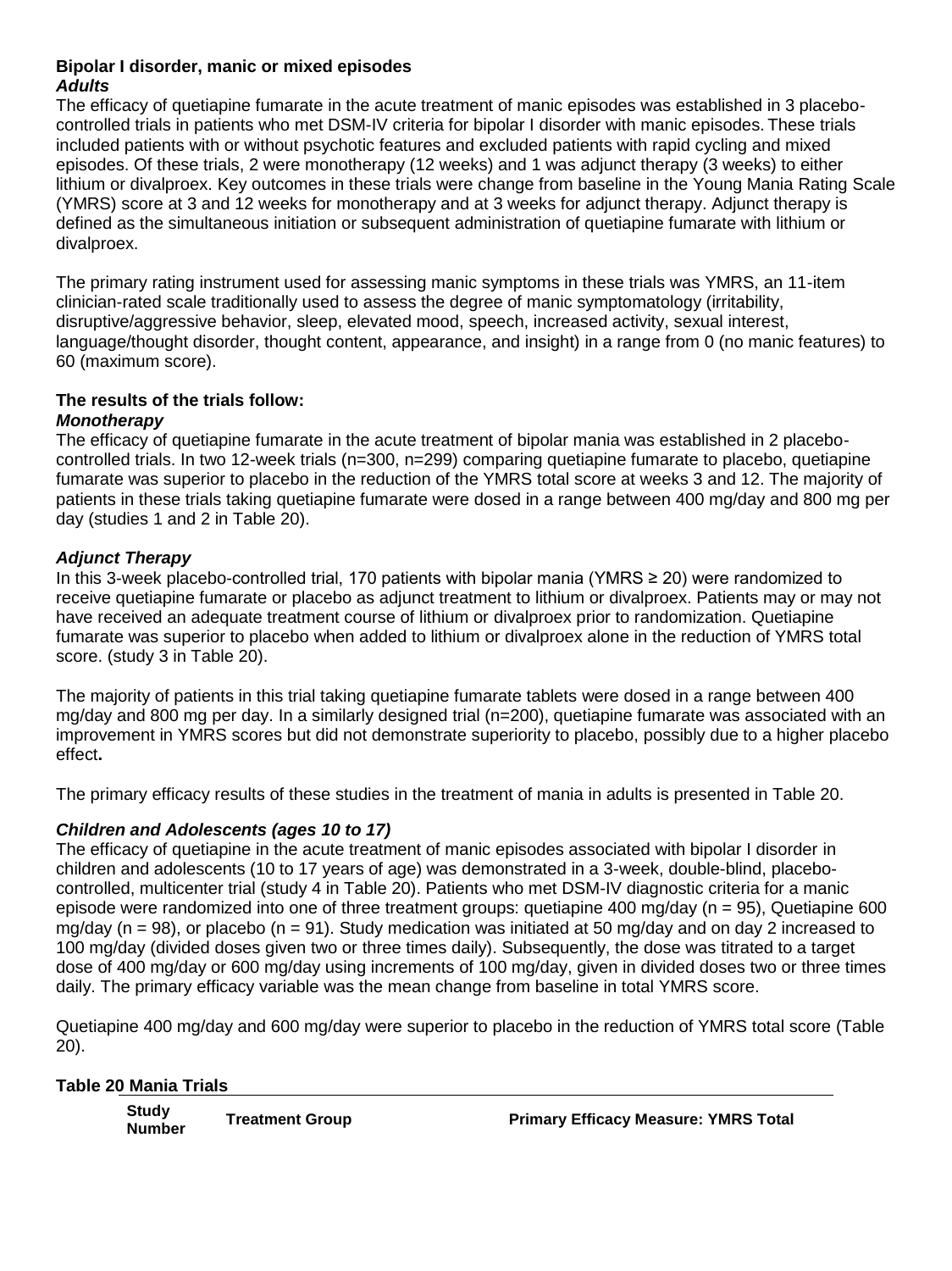### Bipolar I disorder, manic or mixed episodes

***Adults***

The efficacy of quetiapine fumarate in the acute treatment of manic episodes was established in 3 placebo-controlled trials in patients who met DSM-IV criteria for bipolar I disorder with manic episodes. These trials included patients with or without psychotic features and excluded patients with rapid cycling and mixed episodes. Of these trials, 2 were monotherapy (12 weeks) and 1 was adjunct therapy (3 weeks) to either lithium or divalproex. Key outcomes in these trials were change from baseline in the Young Mania Rating Scale (YMRS) score at 3 and 12 weeks for monotherapy and at 3 weeks for adjunct therapy. Adjunct therapy is defined as the simultaneous initiation or subsequent administration of quetiapine fumarate with lithium or divalproex.

The primary rating instrument used for assessing manic symptoms in these trials was YMRS, an 11-item clinician-rated scale traditionally used to assess the degree of manic symptomatology (irritability, disruptive/aggressive behavior, sleep, elevated mood, speech, increased activity, sexual interest, language/thought disorder, thought content, appearance, and insight) in a range from 0 (no manic features) to 60 (maximum score).

**The results of the trials follow:**

***Monotherapy***

The efficacy of quetiapine fumarate in the acute treatment of bipolar mania was established in 2 placebo-controlled trials. In two 12-week trials (n=300, n=299) comparing quetiapine fumarate to placebo, quetiapine fumarate was superior to placebo in the reduction of the YMRS total score at weeks 3 and 12. The majority of patients in these trials taking quetiapine fumarate were dosed in a range between 400 mg/day and 800 mg per day (studies 1 and 2 in Table 20).

***Adjunct Therapy***

In this 3-week placebo-controlled trial, 170 patients with bipolar mania (YMRS ≥ 20) were randomized to receive quetiapine fumarate or placebo as adjunct treatment to lithium or divalproex. Patients may or may not have received an adequate treatment course of lithium or divalproex prior to randomization. Quetiapine fumarate was superior to placebo when added to lithium or divalproex alone in the reduction of YMRS total score. (study 3 in Table 20).

The majority of patients in this trial taking quetiapine fumarate tablets were dosed in a range between 400 mg/day and 800 mg per day. In a similarly designed trial (n=200), quetiapine fumarate was associated with an improvement in YMRS scores but did not demonstrate superiority to placebo, possibly due to a higher placebo effect**.**

The primary efficacy results of these studies in the treatment of mania in adults is presented in Table 20.

***Children and Adolescents (ages 10 to 17)***

The efficacy of quetiapine in the acute treatment of manic episodes associated with bipolar I disorder in children and adolescents (10 to 17 years of age) was demonstrated in a 3-week, double-blind, placebo-controlled, multicenter trial (study 4 in Table 20). Patients who met DSM-IV diagnostic criteria for a manic episode were randomized into one of three treatment groups: quetiapine 400 mg/day (n = 95), Quetiapine 600 mg/day (n = 98), or placebo (n = 91). Study medication was initiated at 50 mg/day and on day 2 increased to 100 mg/day (divided doses given two or three times daily). Subsequently, the dose was titrated to a target dose of 400 mg/day or 600 mg/day using increments of 100 mg/day, given in divided doses two or three times daily. The primary efficacy variable was the mean change from baseline in total YMRS score.

Quetiapine 400 mg/day and 600 mg/day were superior to placebo in the reduction of YMRS total score (Table 20).

**Table 20 Mania Trials**

| Study Number | Treatment Group | Primary Efficacy Measure: YMRS Total |
|---|---|---|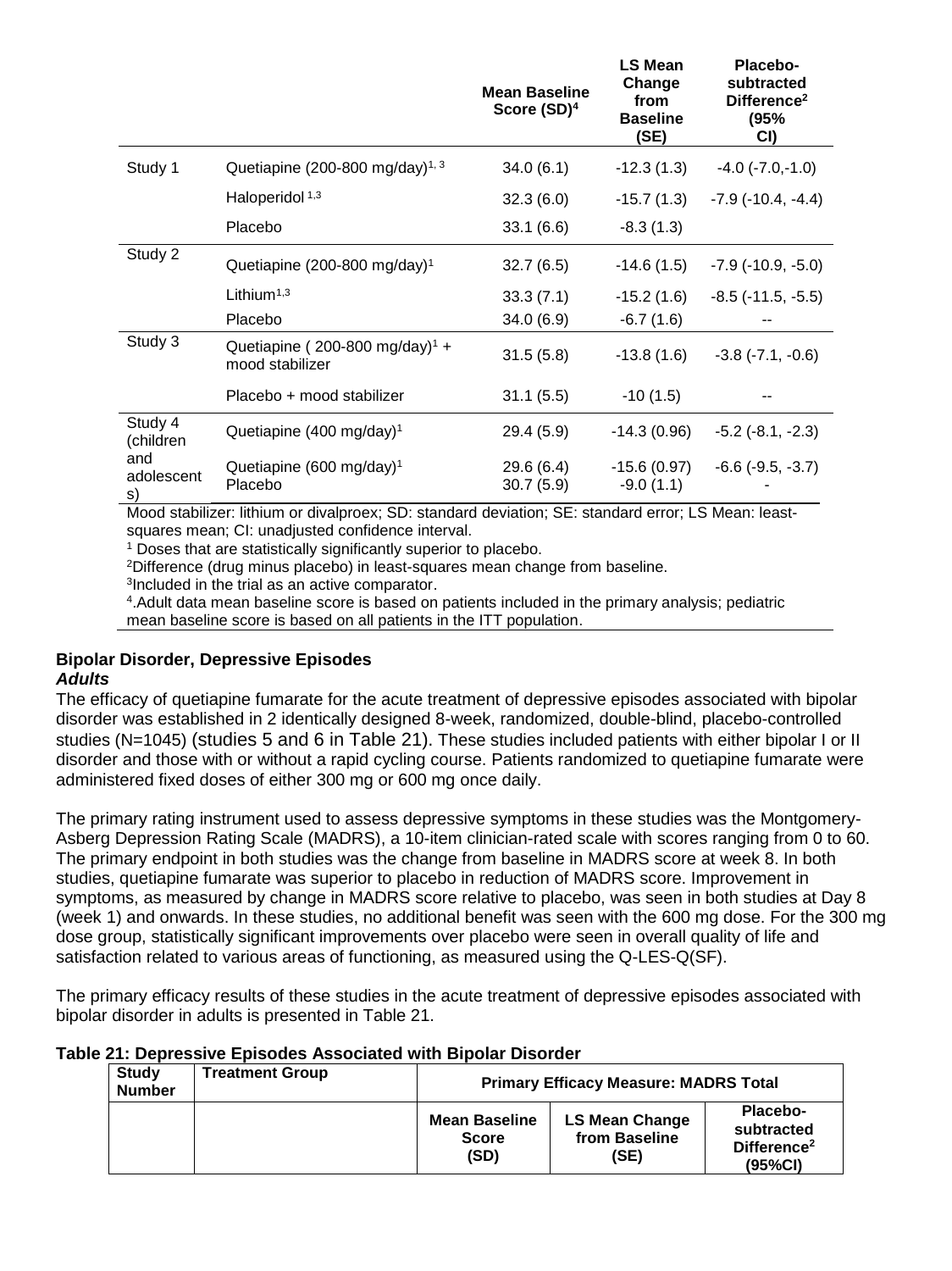| | | Mean Baseline Score (SD)[4] | LS Mean Change from Baseline (SE) | Placebo-subtracted Difference[2] (95% CI) |
|---|---|---|---|---|
| Study 1 | Quetiapine (200-800 mg/day)[1, 3] | 34.0 (6.1) | -12.3 (1.3) | -4.0 (-7.0,-1.0) |
| | Haloperidol [1,3] | 32.3 (6.0) | -15.7 (1.3) | -7.9 (-10.4, -4.4) |
| | Placebo | 33.1 (6.6) | -8.3 (1.3) | |
| Study 2 | Quetiapine (200-800 mg/day)[1] | 32.7 (6.5) | -14.6 (1.5) | -7.9 (-10.9, -5.0) |
| | Lithium[1,3] | 33.3 (7.1) | -15.2 (1.6) | -8.5 (-11.5, -5.5) |
| | Placebo | 34.0 (6.9) | -6.7 (1.6) | -- |
| Study 3 | Quetiapine ( 200-800 mg/day)[1] + mood stabilizer | 31.5 (5.8) | -13.8 (1.6) | -3.8 (-7.1, -0.6) |
| | Placebo + mood stabilizer | 31.1 (5.5) | -10 (1.5) | -- |
| Study 4 (children and adolescents) | Quetiapine (400 mg/day)[1] | 29.4 (5.9) | -14.3 (0.96) | -5.2 (-8.1, -2.3) |
| | Quetiapine (600 mg/day)[1] | 29.6 (6.4) | -15.6 (0.97) | -6.6 (-9.5, -3.7) |
| | Placebo | 30.7 (5.9) | -9.0 (1.1) | - |

Mood stabilizer: lithium or divalproex; SD: standard deviation; SE: standard error; LS Mean: least-squares mean; CI: unadjusted confidence interval.

[1] Doses that are statistically significantly superior to placebo.

[2]Difference (drug minus placebo) in least-squares mean change from baseline.

[3]Included in the trial as an active comparator.

[4].Adult data mean baseline score is based on patients included in the primary analysis; pediatric mean baseline score is based on all patients in the ITT population.

**Bipolar Disorder, Depressive Episodes**

***Adults***

The efficacy of quetiapine fumarate for the acute treatment of depressive episodes associated with bipolar disorder was established in 2 identically designed 8-week, randomized, double-blind, placebo-controlled studies (N=1045) (studies 5 and 6 in Table 21). These studies included patients with either bipolar I or II disorder and those with or without a rapid cycling course. Patients randomized to quetiapine fumarate were administered fixed doses of either 300 mg or 600 mg once daily.

The primary rating instrument used to assess depressive symptoms in these studies was the Montgomery-Asberg Depression Rating Scale (MADRS), a 10-item clinician-rated scale with scores ranging from 0 to 60. The primary endpoint in both studies was the change from baseline in MADRS score at week 8. In both studies, quetiapine fumarate was superior to placebo in reduction of MADRS score. Improvement in symptoms, as measured by change in MADRS score relative to placebo, was seen in both studies at Day 8 (week 1) and onwards. In these studies, no additional benefit was seen with the 600 mg dose. For the 300 mg dose group, statistically significant improvements over placebo were seen in overall quality of life and satisfaction related to various areas of functioning, as measured using the Q-LES-Q(SF).

The primary efficacy results of these studies in the acute treatment of depressive episodes associated with bipolar disorder in adults is presented in Table 21.

**Table 21: Depressive Episodes Associated with Bipolar Disorder**

| Study Number | Treatment Group | Primary Efficacy Measure: MADRS Total | | |
|---|---|---|---|---|
| | | Mean Baseline Score (SD) | LS Mean Change from Baseline (SE) | Placebo-subtracted Difference[2] (95%CI) |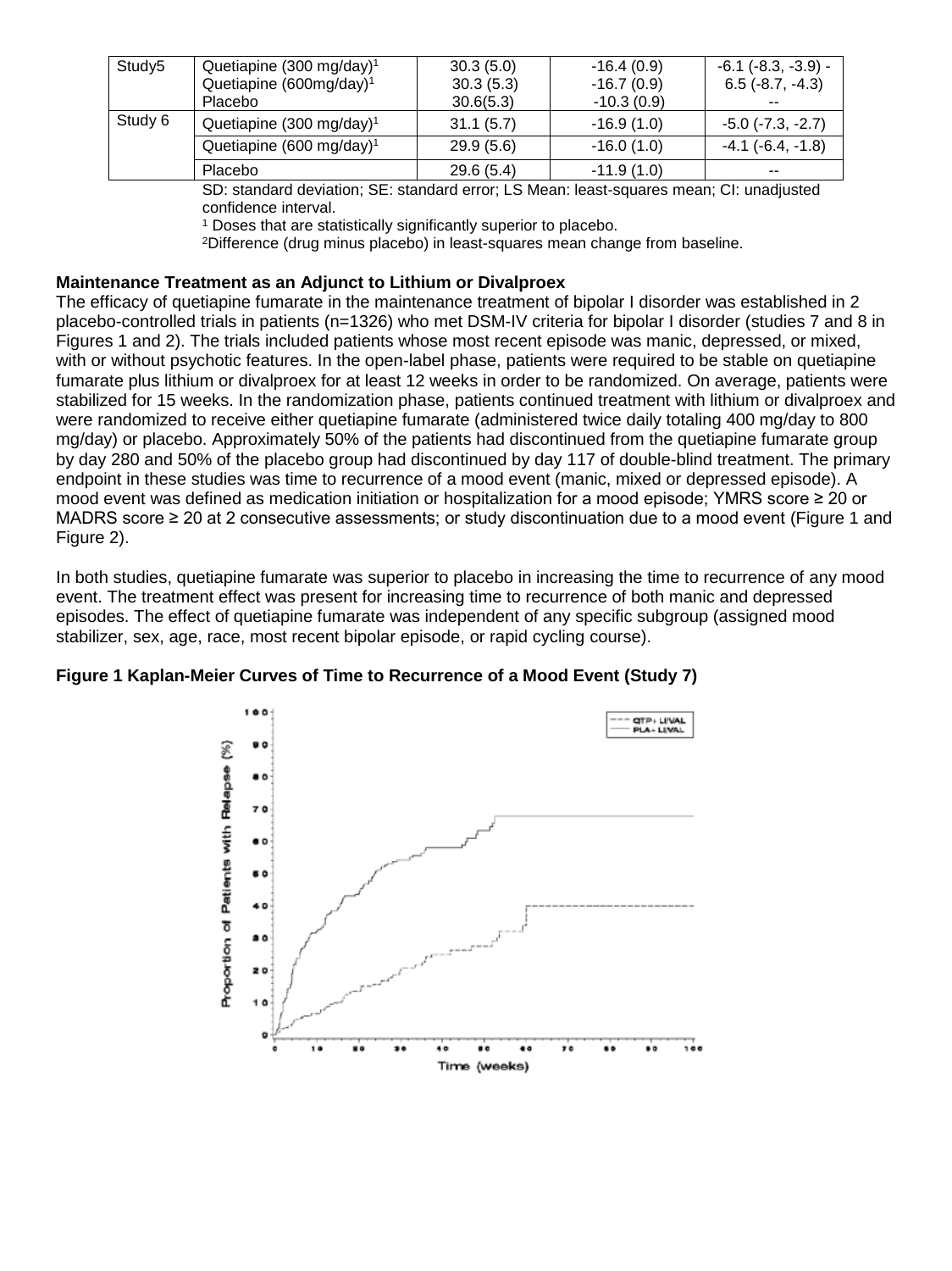| Study5 | Quetiapine (300 mg/day)[1]<br>Quetiapine (600mg/day)[1]<br>Placebo | 30.3 (5.0)<br>30.3 (5.3)<br>30.6(5.3) | -16.4 (0.9)<br>-16.7 (0.9)<br>-10.3 (0.9) | -6.1 (-8.3, -3.9) -<br>6.5 (-8.7, -4.3)<br>-- |
|---|---|---|---|---|
| Study 6 | Quetiapine (300 mg/day)[1] | 31.1 (5.7) | -16.9 (1.0) | -5.0 (-7.3, -2.7) |
| | Quetiapine (600 mg/day)[1] | 29.9 (5.6) | -16.0 (1.0) | -4.1 (-6.4, -1.8) |
| | Placebo | 29.6 (5.4) | -11.9 (1.0) | -- |

SD: standard deviation; SE: standard error; LS Mean: least-squares mean; CI: unadjusted confidence interval.

[1] Doses that are statistically significantly superior to placebo.

[2]Difference (drug minus placebo) in least-squares mean change from baseline.

**Maintenance Treatment as an Adjunct to Lithium or Divalproex**

The efficacy of quetiapine fumarate in the maintenance treatment of bipolar I disorder was established in 2 placebo-controlled trials in patients (n=1326) who met DSM-IV criteria for bipolar I disorder (studies 7 and 8 in Figures 1 and 2). The trials included patients whose most recent episode was manic, depressed, or mixed, with or without psychotic features. In the open-label phase, patients were required to be stable on quetiapine fumarate plus lithium or divalproex for at least 12 weeks in order to be randomized. On average, patients were stabilized for 15 weeks. In the randomization phase, patients continued treatment with lithium or divalproex and were randomized to receive either quetiapine fumarate (administered twice daily totaling 400 mg/day to 800 mg/day) or placebo. Approximately 50% of the patients had discontinued from the quetiapine fumarate group by day 280 and 50% of the placebo group had discontinued by day 117 of double-blind treatment. The primary endpoint in these studies was time to recurrence of a mood event (manic, mixed or depressed episode). A mood event was defined as medication initiation or hospitalization for a mood episode; YMRS score ≥ 20 or MADRS score ≥ 20 at 2 consecutive assessments; or study discontinuation due to a mood event (Figure 1 and Figure 2).

In both studies, quetiapine fumarate was superior to placebo in increasing the time to recurrence of any mood event. The treatment effect was present for increasing time to recurrence of both manic and depressed episodes. The effect of quetiapine fumarate was independent of any specific subgroup (assigned mood stabilizer, sex, age, race, most recent bipolar episode, or rapid cycling course).

**Figure 1 Kaplan-Meier Curves of Time to Recurrence of a Mood Event (Study 7)**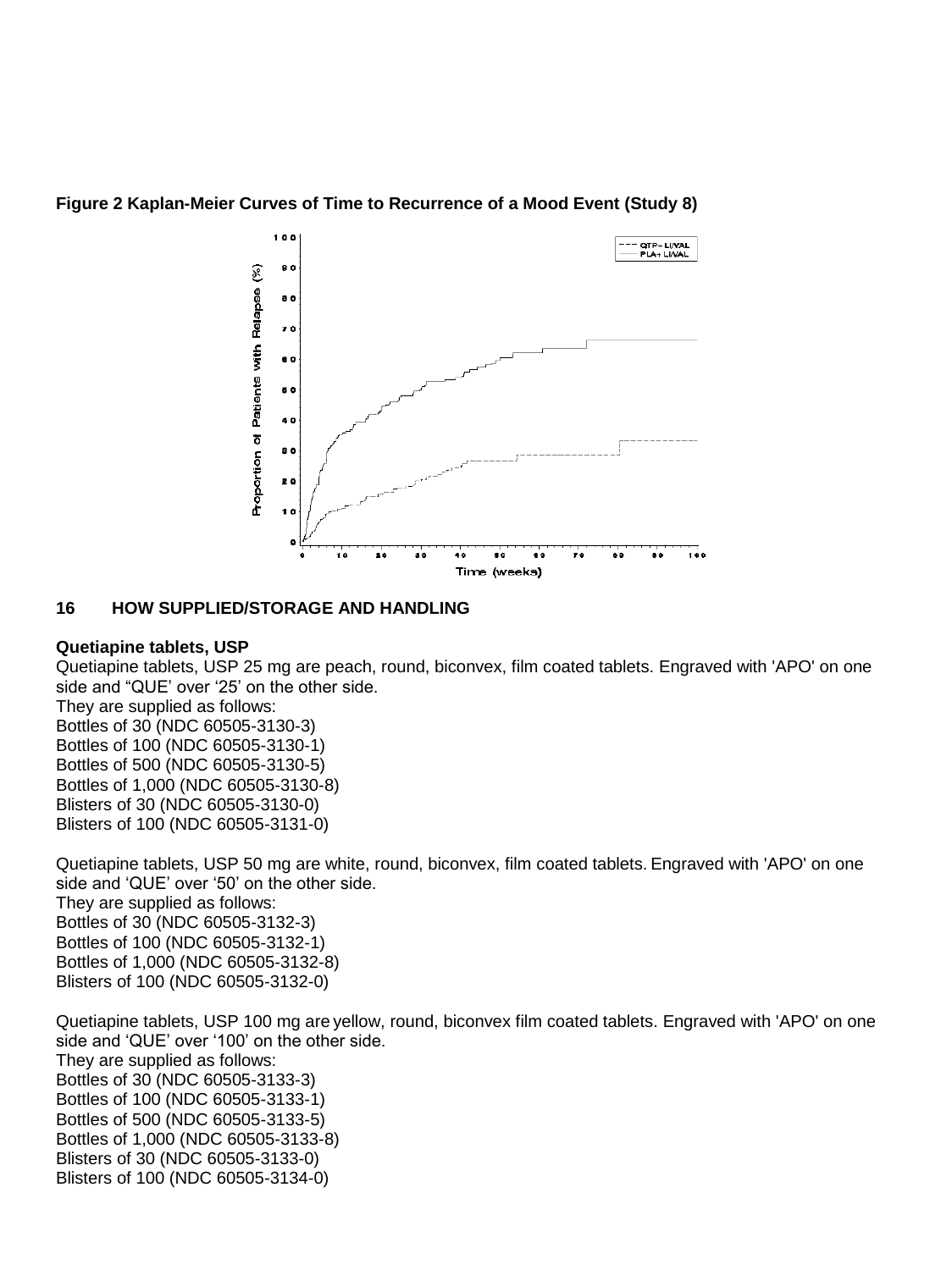**Figure 2 Kaplan-Meier Curves of Time to Recurrence of a Mood Event (Study 8)**

## 16 HOW SUPPLIED/STORAGE AND HANDLING

**Quetiapine tablets, USP**

Quetiapine tablets, USP 25 mg are peach, round, biconvex, film coated tablets. Engraved with 'APO' on one side and "QUE' over '25' on the other side.
They are supplied as follows:
Bottles of 30 (NDC 60505-3130-3)
Bottles of 100 (NDC 60505-3130-1)
Bottles of 500 (NDC 60505-3130-5)
Bottles of 1,000 (NDC 60505-3130-8)
Blisters of 30 (NDC 60505-3130-0)
Blisters of 100 (NDC 60505-3131-0)

Quetiapine tablets, USP 50 mg are white, round, biconvex, film coated tablets. Engraved with 'APO' on one side and 'QUE' over '50' on the other side.
They are supplied as follows:
Bottles of 30 (NDC 60505-3132-3)
Bottles of 100 (NDC 60505-3132-1)
Bottles of 1,000 (NDC 60505-3132-8)
Blisters of 100 (NDC 60505-3132-0)

Quetiapine tablets, USP 100 mg are yellow, round, biconvex film coated tablets. Engraved with 'APO' on one side and 'QUE' over '100' on the other side.
They are supplied as follows:
Bottles of 30 (NDC 60505-3133-3)
Bottles of 100 (NDC 60505-3133-1)
Bottles of 500 (NDC 60505-3133-5)
Bottles of 1,000 (NDC 60505-3133-8)
Blisters of 30 (NDC 60505-3133-0)
Blisters of 100 (NDC 60505-3134-0)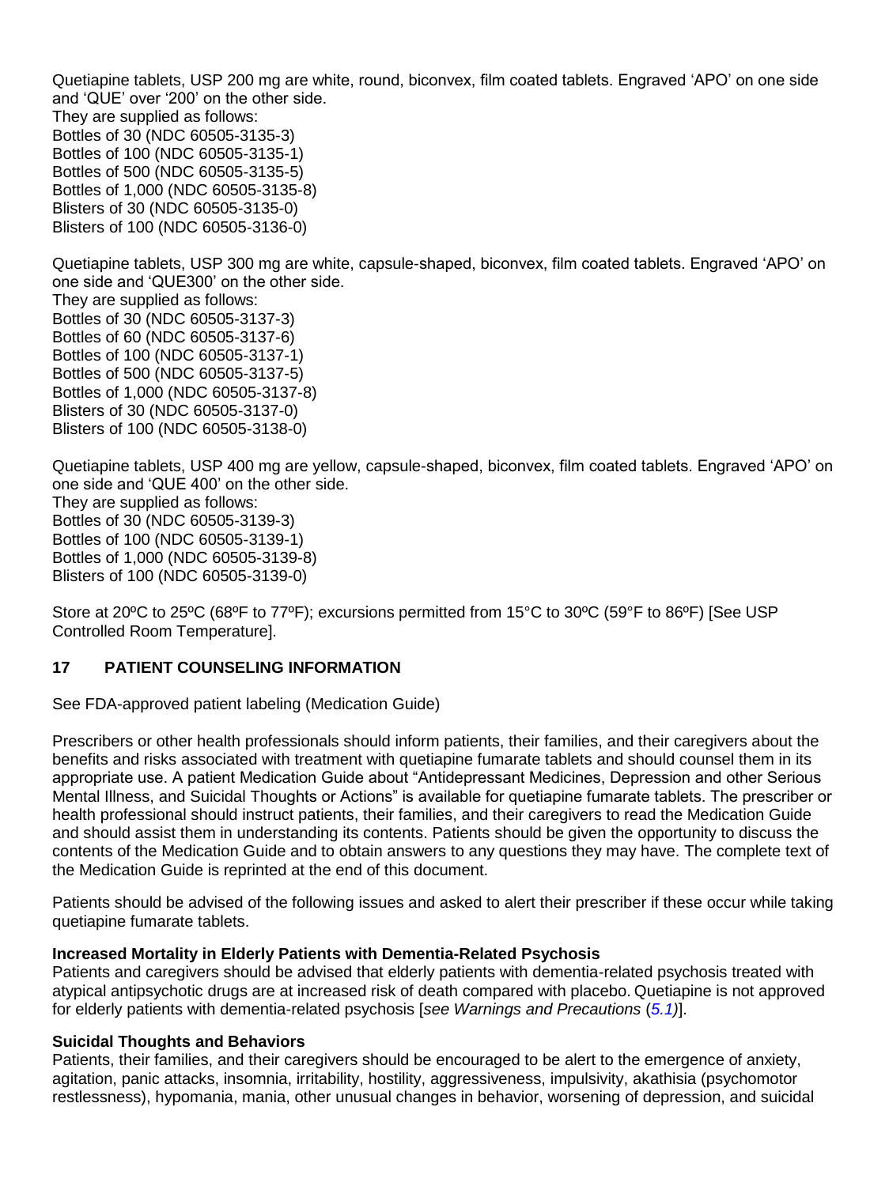Quetiapine tablets, USP 200 mg are white, round, biconvex, film coated tablets. Engraved 'APO' on one side and 'QUE' over '200' on the other side.
They are supplied as follows:
Bottles of 30 (NDC 60505-3135-3)
Bottles of 100 (NDC 60505-3135-1)
Bottles of 500 (NDC 60505-3135-5)
Bottles of 1,000 (NDC 60505-3135-8)
Blisters of 30 (NDC 60505-3135-0)
Blisters of 100 (NDC 60505-3136-0)

Quetiapine tablets, USP 300 mg are white, capsule-shaped, biconvex, film coated tablets. Engraved 'APO' on one side and 'QUE300' on the other side.
They are supplied as follows:
Bottles of 30 (NDC 60505-3137-3)
Bottles of 60 (NDC 60505-3137-6)
Bottles of 100 (NDC 60505-3137-1)
Bottles of 500 (NDC 60505-3137-5)
Bottles of 1,000 (NDC 60505-3137-8)
Blisters of 30 (NDC 60505-3137-0)
Blisters of 100 (NDC 60505-3138-0)

Quetiapine tablets, USP 400 mg are yellow, capsule-shaped, biconvex, film coated tablets. Engraved 'APO' on one side and 'QUE 400' on the other side.
They are supplied as follows:
Bottles of 30 (NDC 60505-3139-3)
Bottles of 100 (NDC 60505-3139-1)
Bottles of 1,000 (NDC 60505-3139-8)
Blisters of 100 (NDC 60505-3139-0)

Store at 20ºC to 25ºC (68ºF to 77ºF); excursions permitted from 15°C to 30ºC (59°F to 86ºF) [See USP Controlled Room Temperature].

## 17 PATIENT COUNSELING INFORMATION

See FDA-approved patient labeling (Medication Guide)

Prescribers or other health professionals should inform patients, their families, and their caregivers about the benefits and risks associated with treatment with quetiapine fumarate tablets and should counsel them in its appropriate use. A patient Medication Guide about "Antidepressant Medicines, Depression and other Serious Mental Illness, and Suicidal Thoughts or Actions" is available for quetiapine fumarate tablets. The prescriber or health professional should instruct patients, their families, and their caregivers to read the Medication Guide and should assist them in understanding its contents. Patients should be given the opportunity to discuss the contents of the Medication Guide and to obtain answers to any questions they may have. The complete text of the Medication Guide is reprinted at the end of this document.

Patients should be advised of the following issues and asked to alert their prescriber if these occur while taking quetiapine fumarate tablets.

**Increased Mortality in Elderly Patients with Dementia-Related Psychosis**
Patients and caregivers should be advised that elderly patients with dementia-related psychosis treated with atypical antipsychotic drugs are at increased risk of death compared with placebo. Quetiapine is not approved for elderly patients with dementia-related psychosis [*see Warnings and Precautions* (*5.1*)].

**Suicidal Thoughts and Behaviors**
Patients, their families, and their caregivers should be encouraged to be alert to the emergence of anxiety, agitation, panic attacks, insomnia, irritability, hostility, aggressiveness, impulsivity, akathisia (psychomotor restlessness), hypomania, mania, other unusual changes in behavior, worsening of depression, and suicidal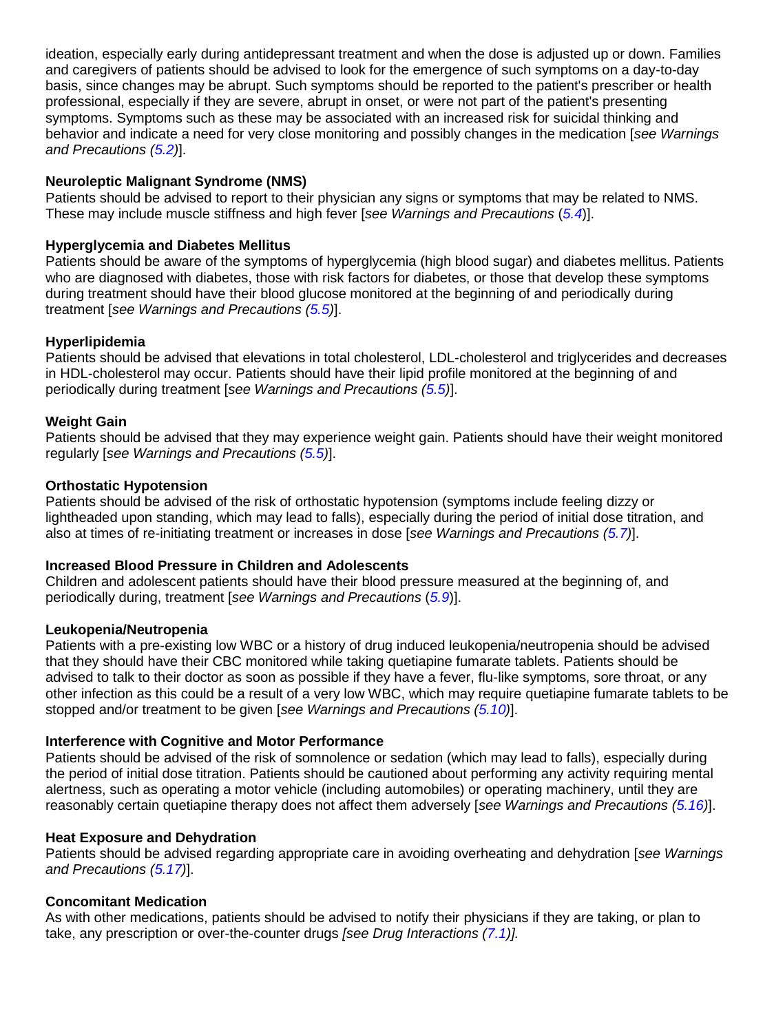ideation, especially early during antidepressant treatment and when the dose is adjusted up or down. Families and caregivers of patients should be advised to look for the emergence of such symptoms on a day-to-day basis, since changes may be abrupt. Such symptoms should be reported to the patient's prescriber or health professional, especially if they are severe, abrupt in onset, or were not part of the patient's presenting symptoms. Symptoms such as these may be associated with an increased risk for suicidal thinking and behavior and indicate a need for very close monitoring and possibly changes in the medication [*see Warnings and Precautions (5.2)*].

**Neuroleptic Malignant Syndrome (NMS)**

Patients should be advised to report to their physician any signs or symptoms that may be related to NMS. These may include muscle stiffness and high fever [*see Warnings and Precautions* (5.4)].

**Hyperglycemia and Diabetes Mellitus**

Patients should be aware of the symptoms of hyperglycemia (high blood sugar) and diabetes mellitus. Patients who are diagnosed with diabetes, those with risk factors for diabetes, or those that develop these symptoms during treatment should have their blood glucose monitored at the beginning of and periodically during treatment [*see Warnings and Precautions (5.5)*].

**Hyperlipidemia**

Patients should be advised that elevations in total cholesterol, LDL-cholesterol and triglycerides and decreases in HDL-cholesterol may occur. Patients should have their lipid profile monitored at the beginning of and periodically during treatment [*see Warnings and Precautions (5.5)*].

**Weight Gain**

Patients should be advised that they may experience weight gain. Patients should have their weight monitored regularly [*see Warnings and Precautions (5.5)*].

**Orthostatic Hypotension**

Patients should be advised of the risk of orthostatic hypotension (symptoms include feeling dizzy or lightheaded upon standing, which may lead to falls), especially during the period of initial dose titration, and also at times of re-initiating treatment or increases in dose [*see Warnings and Precautions (5.7)*].

**Increased Blood Pressure in Children and Adolescents**

Children and adolescent patients should have their blood pressure measured at the beginning of, and periodically during, treatment [*see Warnings and Precautions* (5.9)].

**Leukopenia/Neutropenia**

Patients with a pre-existing low WBC or a history of drug induced leukopenia/neutropenia should be advised that they should have their CBC monitored while taking quetiapine fumarate tablets. Patients should be advised to talk to their doctor as soon as possible if they have a fever, flu-like symptoms, sore throat, or any other infection as this could be a result of a very low WBC, which may require quetiapine fumarate tablets to be stopped and/or treatment to be given [*see Warnings and Precautions (5.10)*].

**Interference with Cognitive and Motor Performance**

Patients should be advised of the risk of somnolence or sedation (which may lead to falls), especially during the period of initial dose titration. Patients should be cautioned about performing any activity requiring mental alertness, such as operating a motor vehicle (including automobiles) or operating machinery, until they are reasonably certain quetiapine therapy does not affect them adversely [*see Warnings and Precautions (5.16)*].

**Heat Exposure and Dehydration**

Patients should be advised regarding appropriate care in avoiding overheating and dehydration [*see Warnings and Precautions (5.17)*].

**Concomitant Medication**

As with other medications, patients should be advised to notify their physicians if they are taking, or plan to take, any prescription or over-the-counter drugs *[see Drug Interactions (7.1)].*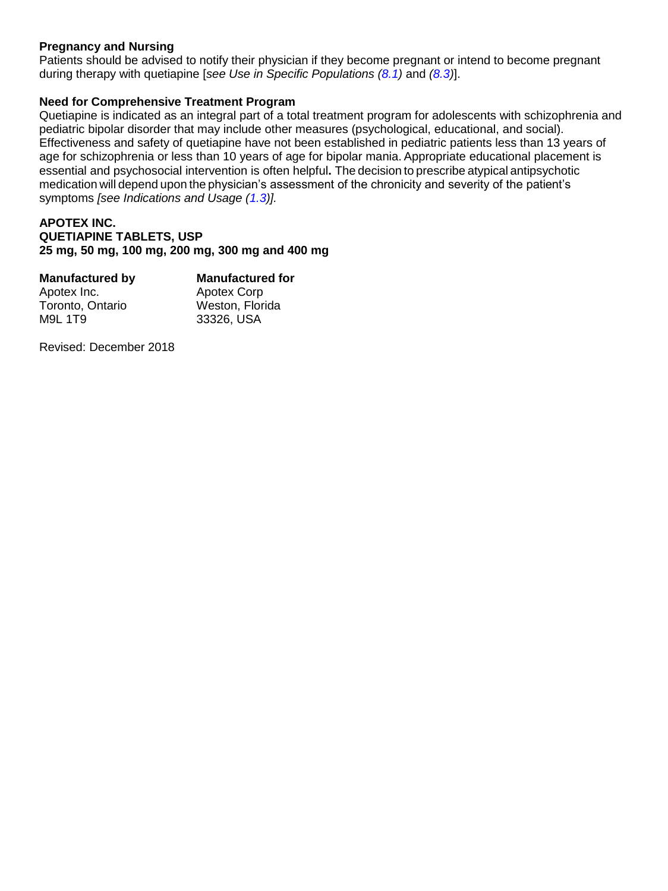**Pregnancy and Nursing**

Patients should be advised to notify their physician if they become pregnant or intend to become pregnant during therapy with quetiapine [*see Use in Specific Populations (8.1)* and *(8.3)*].

**Need for Comprehensive Treatment Program**

Quetiapine is indicated as an integral part of a total treatment program for adolescents with schizophrenia and pediatric bipolar disorder that may include other measures (psychological, educational, and social). Effectiveness and safety of quetiapine have not been established in pediatric patients less than 13 years of age for schizophrenia or less than 10 years of age for bipolar mania. Appropriate educational placement is essential and psychosocial intervention is often helpful**.** The decision to prescribe atypical antipsychotic medication will depend upon the physician's assessment of the chronicity and severity of the patient's symptoms *[see Indications and Usage (1.3)].*

**APOTEX INC.**
**QUETIAPINE TABLETS, USP**
**25 mg, 50 mg, 100 mg, 200 mg, 300 mg and 400 mg**

**Manufactured by**
Apotex Inc.
Toronto, Ontario
M9L 1T9

**Manufactured for**
Apotex Corp
Weston, Florida
33326, USA

Revised: December 2018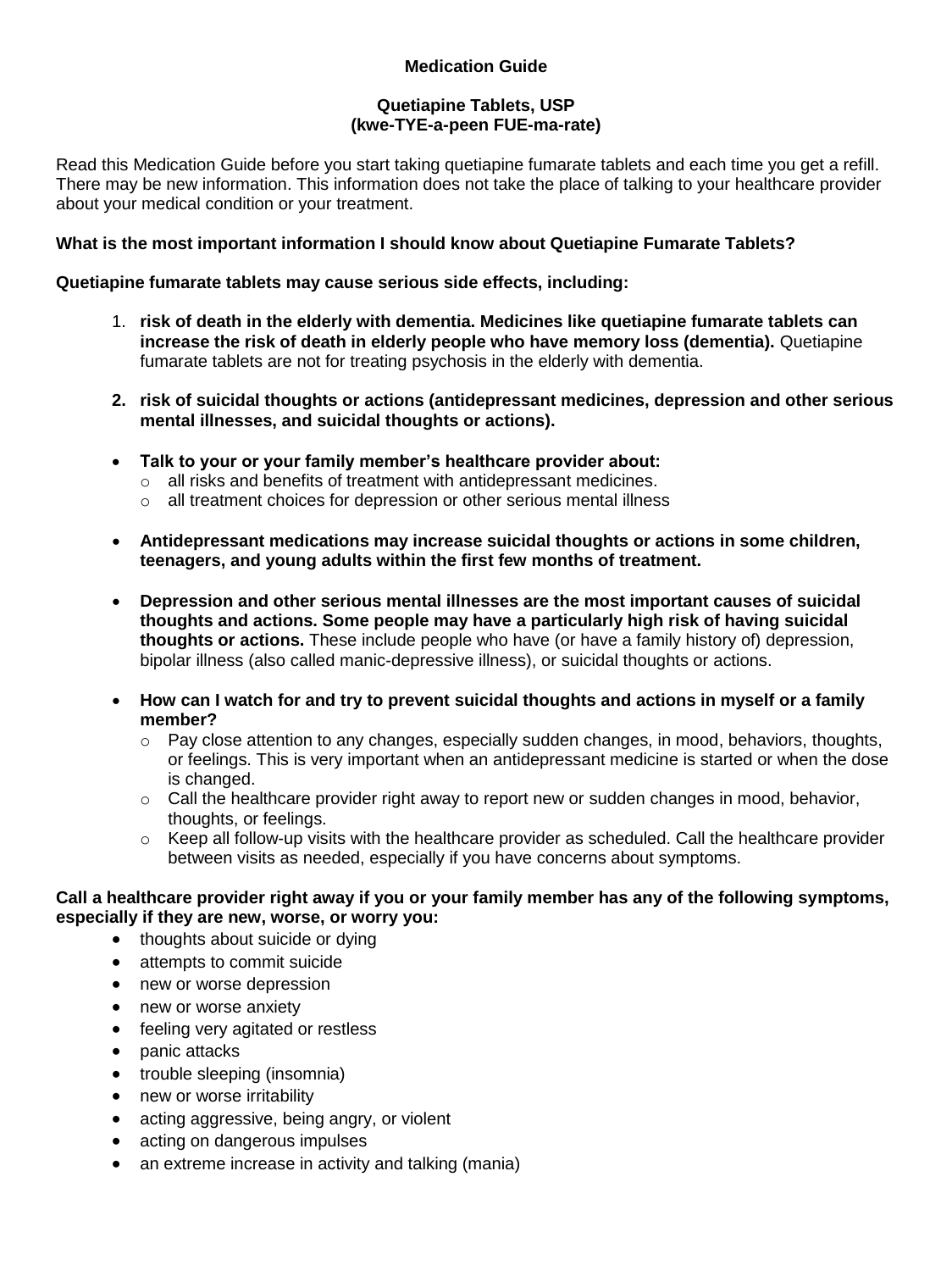**Medication Guide**

**Quetiapine Tablets, USP**
**(kwe-TYE-a-peen FUE-ma-rate)**

Read this Medication Guide before you start taking quetiapine fumarate tablets and each time you get a refill. There may be new information. This information does not take the place of talking to your healthcare provider about your medical condition or your treatment.

**What is the most important information I should know about Quetiapine Fumarate Tablets?**

**Quetiapine fumarate tablets may cause serious side effects, including:**

1. **risk of death in the elderly with dementia. Medicines like quetiapine fumarate tablets can increase the risk of death in elderly people who have memory loss (dementia).** Quetiapine fumarate tablets are not for treating psychosis in the elderly with dementia.

2. **risk of suicidal thoughts or actions (antidepressant medicines, depression and other serious mental illnesses, and suicidal thoughts or actions).**

- **Talk to your or your family member's healthcare provider about:**
  - all risks and benefits of treatment with antidepressant medicines.
  - all treatment choices for depression or other serious mental illness

- **Antidepressant medications may increase suicidal thoughts or actions in some children, teenagers, and young adults within the first few months of treatment.**

- **Depression and other serious mental illnesses are the most important causes of suicidal thoughts and actions. Some people may have a particularly high risk of having suicidal thoughts or actions.** These include people who have (or have a family history of) depression, bipolar illness (also called manic-depressive illness), or suicidal thoughts or actions.

- **How can I watch for and try to prevent suicidal thoughts and actions in myself or a family member?**
  - Pay close attention to any changes, especially sudden changes, in mood, behaviors, thoughts, or feelings. This is very important when an antidepressant medicine is started or when the dose is changed.
  - Call the healthcare provider right away to report new or sudden changes in mood, behavior, thoughts, or feelings.
  - Keep all follow-up visits with the healthcare provider as scheduled. Call the healthcare provider between visits as needed, especially if you have concerns about symptoms.

**Call a healthcare provider right away if you or your family member has any of the following symptoms, especially if they are new, worse, or worry you:**

- thoughts about suicide or dying
- attempts to commit suicide
- new or worse depression
- new or worse anxiety
- feeling very agitated or restless
- panic attacks
- trouble sleeping (insomnia)
- new or worse irritability
- acting aggressive, being angry, or violent
- acting on dangerous impulses
- an extreme increase in activity and talking (mania)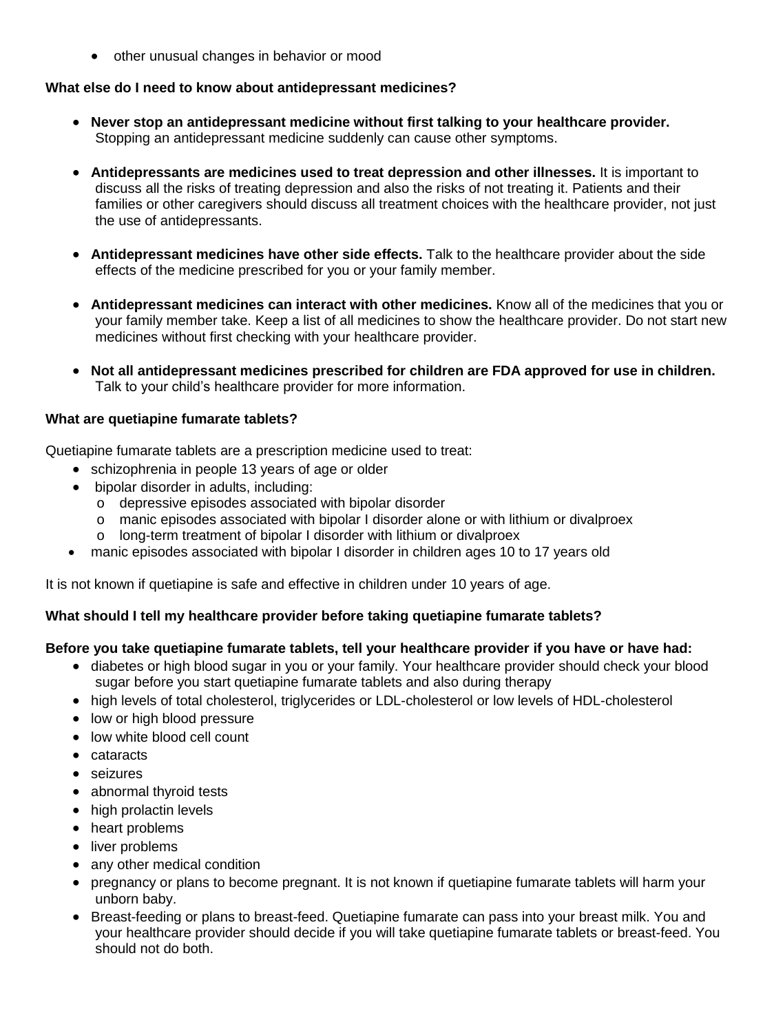- other unusual changes in behavior or mood

**What else do I need to know about antidepressant medicines?**

- **Never stop an antidepressant medicine without first talking to your healthcare provider.** Stopping an antidepressant medicine suddenly can cause other symptoms.
- **Antidepressants are medicines used to treat depression and other illnesses.** It is important to discuss all the risks of treating depression and also the risks of not treating it. Patients and their families or other caregivers should discuss all treatment choices with the healthcare provider, not just the use of antidepressants.
- **Antidepressant medicines have other side effects.** Talk to the healthcare provider about the side effects of the medicine prescribed for you or your family member.
- **Antidepressant medicines can interact with other medicines.** Know all of the medicines that you or your family member take. Keep a list of all medicines to show the healthcare provider. Do not start new medicines without first checking with your healthcare provider.
- **Not all antidepressant medicines prescribed for children are FDA approved for use in children.** Talk to your child's healthcare provider for more information.

**What are quetiapine fumarate tablets?**

Quetiapine fumarate tablets are a prescription medicine used to treat:

- schizophrenia in people 13 years of age or older
- bipolar disorder in adults, including:
  - depressive episodes associated with bipolar disorder
  - manic episodes associated with bipolar I disorder alone or with lithium or divalproex
  - long-term treatment of bipolar I disorder with lithium or divalproex
- manic episodes associated with bipolar I disorder in children ages 10 to 17 years old

It is not known if quetiapine is safe and effective in children under 10 years of age.

**What should I tell my healthcare provider before taking quetiapine fumarate tablets?**

**Before you take quetiapine fumarate tablets, tell your healthcare provider if you have or have had:**

- diabetes or high blood sugar in you or your family. Your healthcare provider should check your blood sugar before you start quetiapine fumarate tablets and also during therapy
- high levels of total cholesterol, triglycerides or LDL-cholesterol or low levels of HDL-cholesterol
- low or high blood pressure
- low white blood cell count
- cataracts
- seizures
- abnormal thyroid tests
- high prolactin levels
- heart problems
- liver problems
- any other medical condition
- pregnancy or plans to become pregnant. It is not known if quetiapine fumarate tablets will harm your unborn baby.
- Breast-feeding or plans to breast-feed. Quetiapine fumarate can pass into your breast milk. You and your healthcare provider should decide if you will take quetiapine fumarate tablets or breast-feed. You should not do both.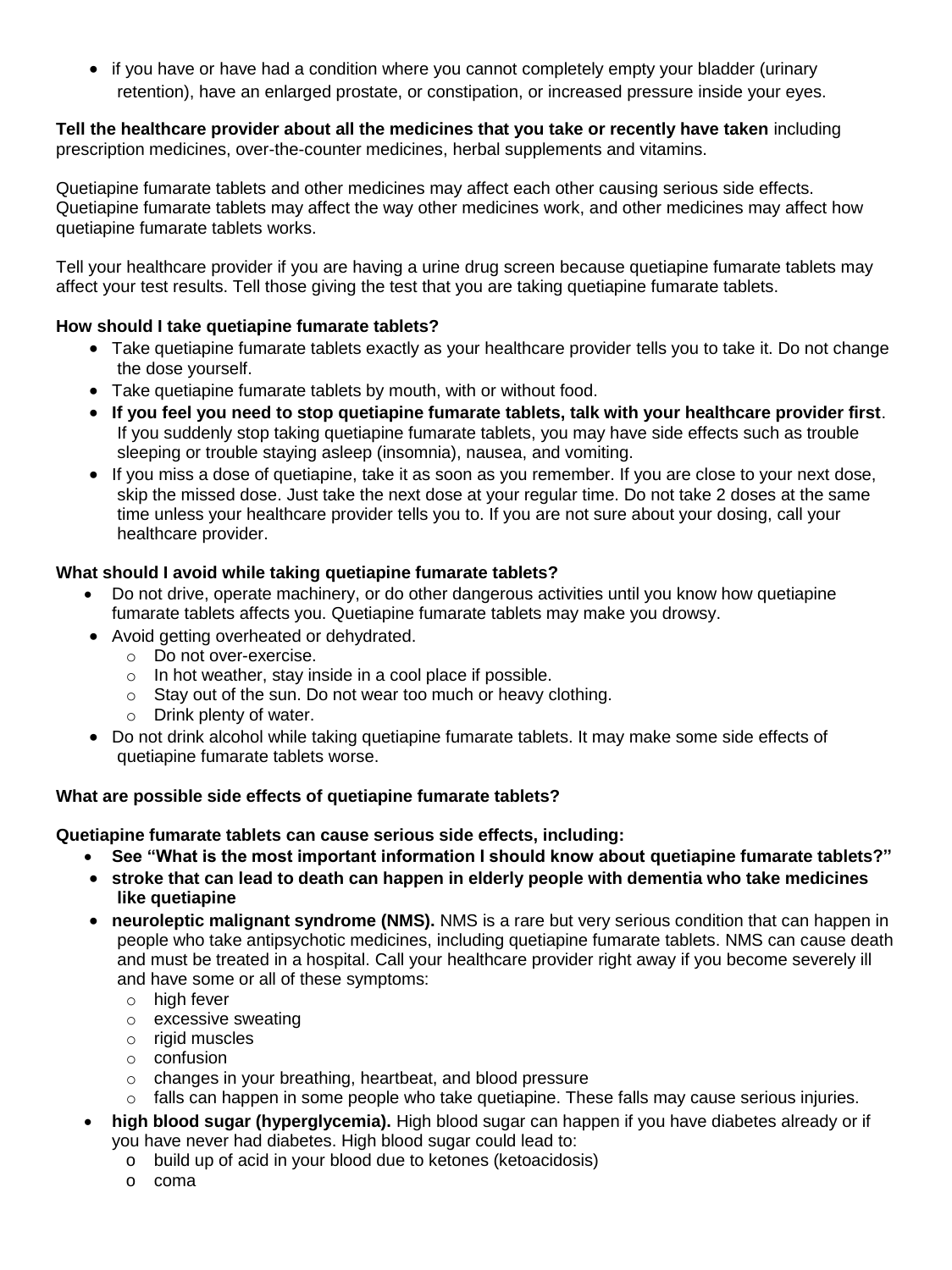- if you have or have had a condition where you cannot completely empty your bladder (urinary retention), have an enlarged prostate, or constipation, or increased pressure inside your eyes.

**Tell the healthcare provider about all the medicines that you take or recently have taken** including prescription medicines, over-the-counter medicines, herbal supplements and vitamins.

Quetiapine fumarate tablets and other medicines may affect each other causing serious side effects. Quetiapine fumarate tablets may affect the way other medicines work, and other medicines may affect how quetiapine fumarate tablets works.

Tell your healthcare provider if you are having a urine drug screen because quetiapine fumarate tablets may affect your test results. Tell those giving the test that you are taking quetiapine fumarate tablets.

**How should I take quetiapine fumarate tablets?**

- Take quetiapine fumarate tablets exactly as your healthcare provider tells you to take it. Do not change the dose yourself.
- Take quetiapine fumarate tablets by mouth, with or without food.
- **If you feel you need to stop quetiapine fumarate tablets, talk with your healthcare provider first**. If you suddenly stop taking quetiapine fumarate tablets, you may have side effects such as trouble sleeping or trouble staying asleep (insomnia), nausea, and vomiting.
- If you miss a dose of quetiapine, take it as soon as you remember. If you are close to your next dose, skip the missed dose. Just take the next dose at your regular time. Do not take 2 doses at the same time unless your healthcare provider tells you to. If you are not sure about your dosing, call your healthcare provider.

**What should I avoid while taking quetiapine fumarate tablets?**

- Do not drive, operate machinery, or do other dangerous activities until you know how quetiapine fumarate tablets affects you. Quetiapine fumarate tablets may make you drowsy.
- Avoid getting overheated or dehydrated.
  - Do not over-exercise.
  - In hot weather, stay inside in a cool place if possible.
  - Stay out of the sun. Do not wear too much or heavy clothing.
  - Drink plenty of water.
- Do not drink alcohol while taking quetiapine fumarate tablets. It may make some side effects of quetiapine fumarate tablets worse.

**What are possible side effects of quetiapine fumarate tablets?**

**Quetiapine fumarate tablets can cause serious side effects, including:**

- **See "What is the most important information I should know about quetiapine fumarate tablets?"**
- **stroke that can lead to death can happen in elderly people with dementia who take medicines like quetiapine**
- **neuroleptic malignant syndrome (NMS).** NMS is a rare but very serious condition that can happen in people who take antipsychotic medicines, including quetiapine fumarate tablets. NMS can cause death and must be treated in a hospital. Call your healthcare provider right away if you become severely ill and have some or all of these symptoms:
  - high fever
  - excessive sweating
  - rigid muscles
  - confusion
  - changes in your breathing, heartbeat, and blood pressure
  - falls can happen in some people who take quetiapine. These falls may cause serious injuries.
- **high blood sugar (hyperglycemia).** High blood sugar can happen if you have diabetes already or if you have never had diabetes. High blood sugar could lead to:
  - build up of acid in your blood due to ketones (ketoacidosis)
  - coma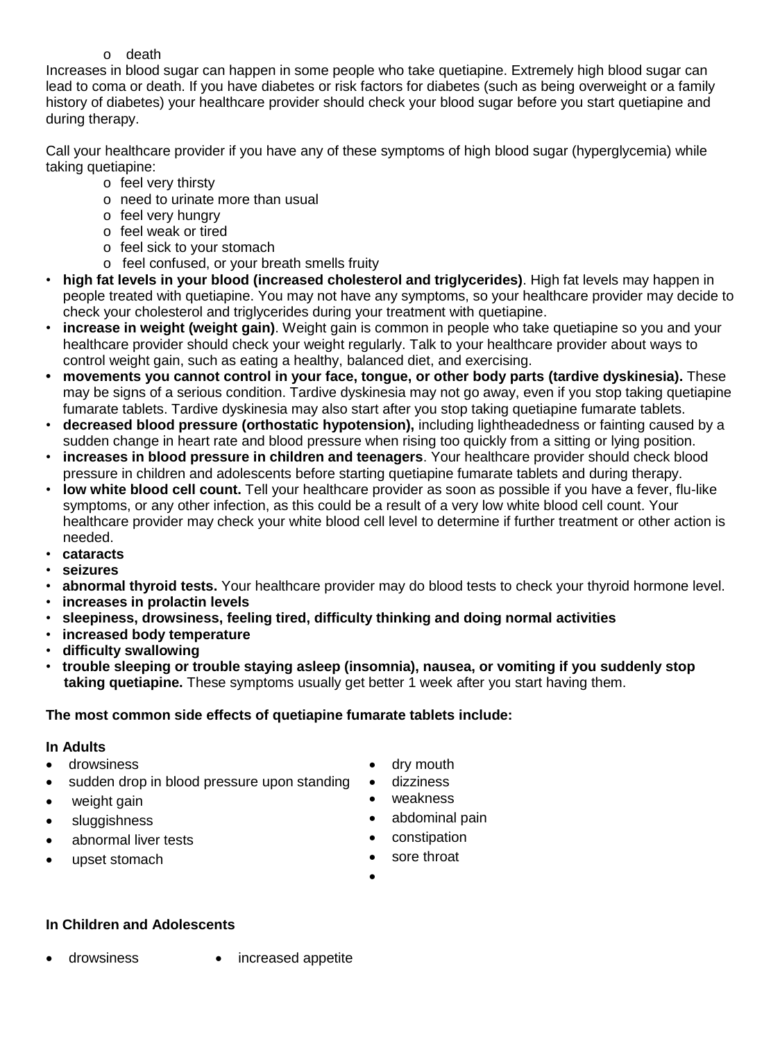- death

Increases in blood sugar can happen in some people who take quetiapine. Extremely high blood sugar can lead to coma or death. If you have diabetes or risk factors for diabetes (such as being overweight or a family history of diabetes) your healthcare provider should check your blood sugar before you start quetiapine and during therapy.

Call your healthcare provider if you have any of these symptoms of high blood sugar (hyperglycemia) while taking quetiapine:

- feel very thirsty
- need to urinate more than usual
- feel very hungry
- feel weak or tired
- feel sick to your stomach
- feel confused, or your breath smells fruity

- **high fat levels in your blood (increased cholesterol and triglycerides)**. High fat levels may happen in people treated with quetiapine. You may not have any symptoms, so your healthcare provider may decide to check your cholesterol and triglycerides during your treatment with quetiapine.
- **increase in weight (weight gain)**. Weight gain is common in people who take quetiapine so you and your healthcare provider should check your weight regularly. Talk to your healthcare provider about ways to control weight gain, such as eating a healthy, balanced diet, and exercising.
- **movements you cannot control in your face, tongue, or other body parts (tardive dyskinesia).** These may be signs of a serious condition. Tardive dyskinesia may not go away, even if you stop taking quetiapine fumarate tablets. Tardive dyskinesia may also start after you stop taking quetiapine fumarate tablets.
- **decreased blood pressure (orthostatic hypotension),** including lightheadedness or fainting caused by a sudden change in heart rate and blood pressure when rising too quickly from a sitting or lying position.
- **increases in blood pressure in children and teenagers**. Your healthcare provider should check blood pressure in children and adolescents before starting quetiapine fumarate tablets and during therapy.
- **low white blood cell count.** Tell your healthcare provider as soon as possible if you have a fever, flu-like symptoms, or any other infection, as this could be a result of a very low white blood cell count. Your healthcare provider may check your white blood cell level to determine if further treatment or other action is needed.
- **cataracts**
- **seizures**
- **abnormal thyroid tests.** Your healthcare provider may do blood tests to check your thyroid hormone level.
- **increases in prolactin levels**
- **sleepiness, drowsiness, feeling tired, difficulty thinking and doing normal activities**
- **increased body temperature**
- **difficulty swallowing**
- **trouble sleeping or trouble staying asleep (insomnia), nausea, or vomiting if you suddenly stop taking quetiapine.** These symptoms usually get better 1 week after you start having them.

**The most common side effects of quetiapine fumarate tablets include:**

**In Adults**

- drowsiness
- sudden drop in blood pressure upon standing
- weight gain
- sluggishness
- abnormal liver tests
- upset stomach
- dry mouth
- dizziness
- weakness
- abdominal pain
- constipation
- sore throat

**In Children and Adolescents**

- drowsiness
- increased appetite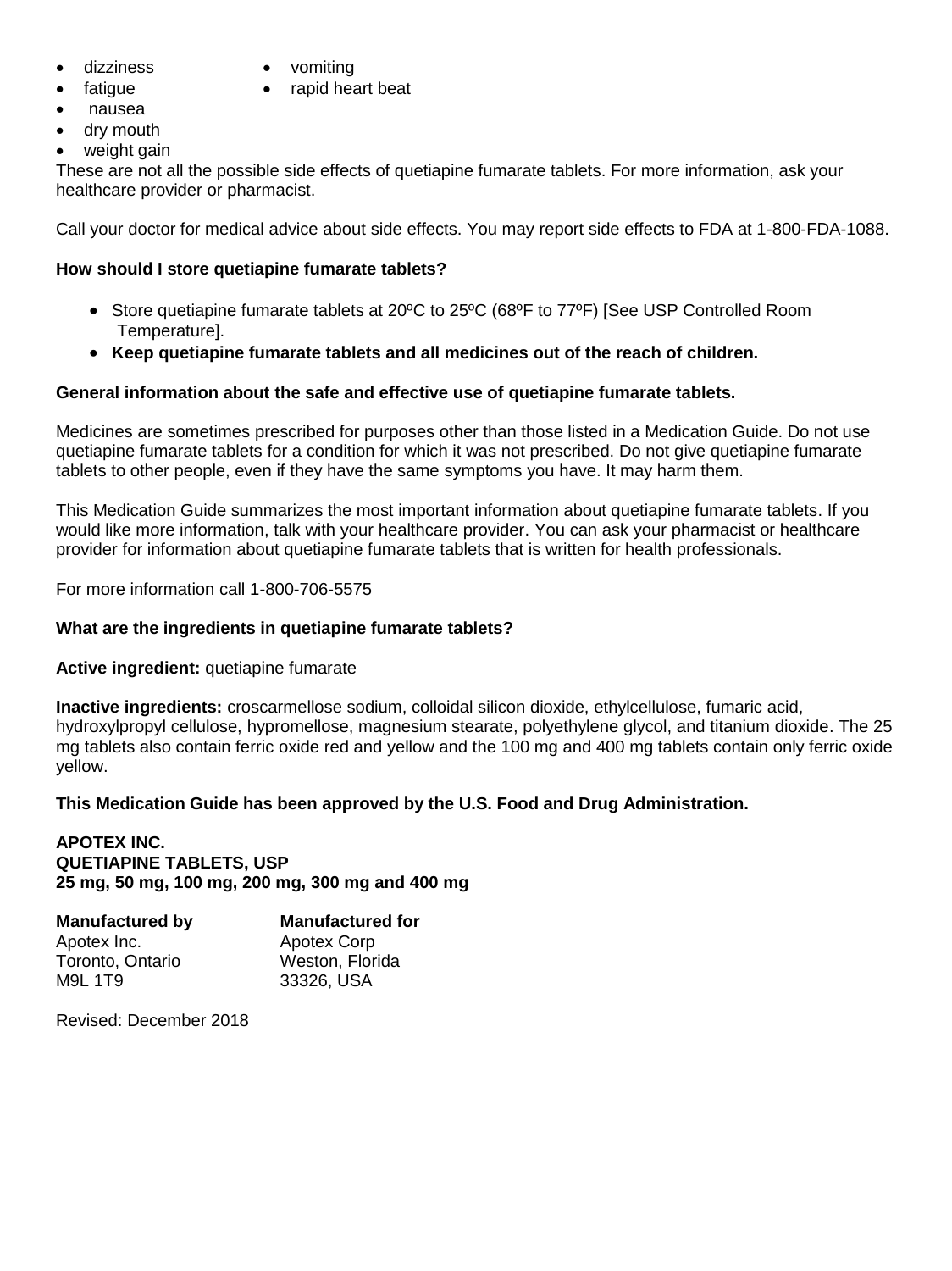- dizziness
- fatigue
- nausea
- dry mouth
- weight gain
- vomiting
- rapid heart beat

These are not all the possible side effects of quetiapine fumarate tablets. For more information, ask your healthcare provider or pharmacist.

Call your doctor for medical advice about side effects. You may report side effects to FDA at 1-800-FDA-1088.

**How should I store quetiapine fumarate tablets?**

- Store quetiapine fumarate tablets at 20ºC to 25ºC (68ºF to 77ºF) [See USP Controlled Room Temperature].
- **Keep quetiapine fumarate tablets and all medicines out of the reach of children.**

**General information about the safe and effective use of quetiapine fumarate tablets.**

Medicines are sometimes prescribed for purposes other than those listed in a Medication Guide. Do not use quetiapine fumarate tablets for a condition for which it was not prescribed. Do not give quetiapine fumarate tablets to other people, even if they have the same symptoms you have. It may harm them.

This Medication Guide summarizes the most important information about quetiapine fumarate tablets. If you would like more information, talk with your healthcare provider. You can ask your pharmacist or healthcare provider for information about quetiapine fumarate tablets that is written for health professionals.

For more information call 1-800-706-5575

**What are the ingredients in quetiapine fumarate tablets?**

**Active ingredient:** quetiapine fumarate

**Inactive ingredients:** croscarmellose sodium, colloidal silicon dioxide, ethylcellulose, fumaric acid, hydroxylpropyl cellulose, hypromellose, magnesium stearate, polyethylene glycol, and titanium dioxide. The 25 mg tablets also contain ferric oxide red and yellow and the 100 mg and 400 mg tablets contain only ferric oxide yellow.

**This Medication Guide has been approved by the U.S. Food and Drug Administration.**

**APOTEX INC.**
**QUETIAPINE TABLETS, USP**
**25 mg, 50 mg, 100 mg, 200 mg, 300 mg and 400 mg**

| **Manufactured by** | **Manufactured for** |
| --- | --- |
| Apotex Inc. | Apotex Corp |
| Toronto, Ontario | Weston, Florida |
| M9L 1T9 | 33326, USA |

Revised: December 2018